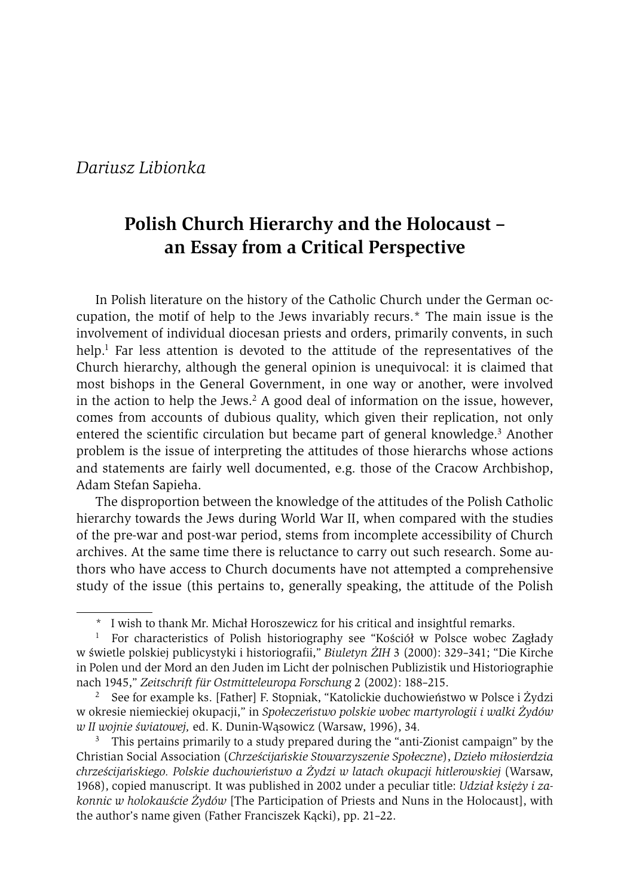*Dariusz Libionka*

# Polish Church Hierarchy and the Holocaust – an Essay from a Critical Perspective

In Polish literature on the history of the Catholic Church under the German occupation, the motif of help to the Jews invariably recurs.* The main issue is the involvement of individual diocesan priests and orders, primarily convents, in such help.[1] Far less attention is devoted to the attitude of the representatives of the Church hierarchy, although the general opinion is unequivocal: it is claimed that most bishops in the General Government, in one way or another, were involved in the action to help the Jews.[2] A good deal of information on the issue, however, comes from accounts of dubious quality, which given their replication, not only entered the scientific circulation but became part of general knowledge.[3] Another problem is the issue of interpreting the attitudes of those hierarchs whose actions and statements are fairly well documented, e.g. those of the Cracow Archbishop, Adam Stefan Sapieha.

The disproportion between the knowledge of the attitudes of the Polish Catholic hierarchy towards the Jews during World War II, when compared with the studies of the pre-war and post-war period, stems from incomplete accessibility of Church archives. At the same time there is reluctance to carry out such research. Some authors who have access to Church documents have not attempted a comprehensive study of the issue (this pertains to, generally speaking, the attitude of the Polish

---

\* I wish to thank Mr. Michał Horoszewicz for his critical and insightful remarks.

[1] For characteristics of Polish historiography see "Kościół w Polsce wobec Zagłady w świetle polskiej publicystyki i historiografii," *Biuletyn ŻIH* 3 (2000): 329–341; "Die Kirche in Polen und der Mord an den Juden im Licht der polnischen Publizistik und Historiographie nach 1945," *Zeitschrift für Ostmitteleuropa Forschung* 2 (2002): 188–215.

[2] See for example ks. [Father] F. Stopniak, "Katolickie duchowieństwo w Polsce i Żydzi w okresie niemieckiej okupacji," in *Społeczeństwo polskie wobec martyrologii i walki Żydów w II wojnie światowej,* ed. K. Dunin-Wąsowicz (Warsaw, 1996), 34.

[3] This pertains primarily to a study prepared during the "anti-Zionist campaign" by the Christian Social Association (*Chrześcijańskie Stowarzyszenie Społeczne*), *Dzieło miłosierdzia chrześcijańskiego. Polskie duchowieństwo a Żydzi w latach okupacji hitlerowskiej* (Warsaw, 1968), copied manuscript. It was published in 2002 under a peculiar title: *Udział księży i zakonnic w holokauście Żydów* [The Participation of Priests and Nuns in the Holocaust], with the author's name given (Father Franciszek Kącki), pp. 21–22.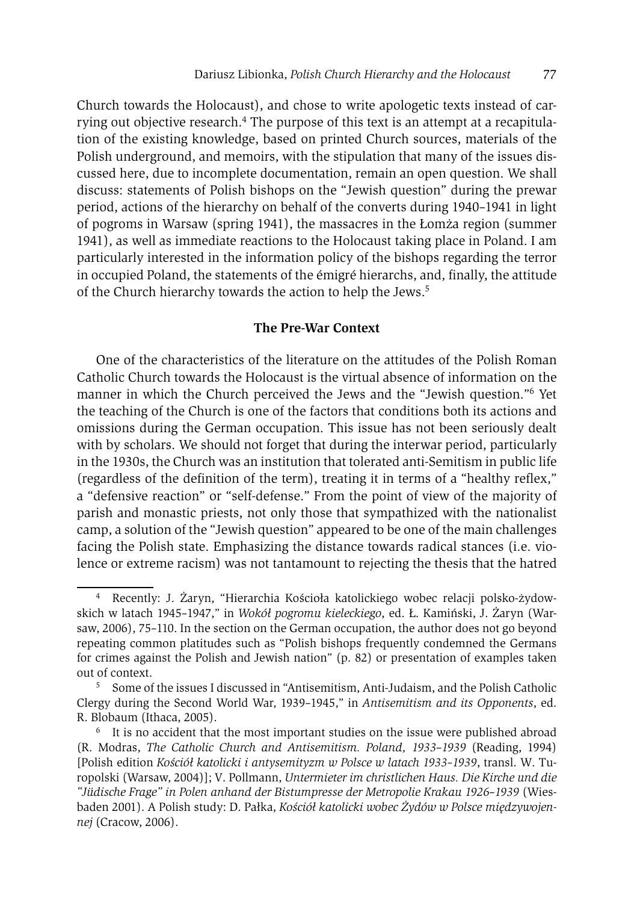Church towards the Holocaust), and chose to write apologetic texts instead of carrying out objective research.[4] The purpose of this text is an attempt at a recapitulation of the existing knowledge, based on printed Church sources, materials of the Polish underground, and memoirs, with the stipulation that many of the issues discussed here, due to incomplete documentation, remain an open question. We shall discuss: statements of Polish bishops on the "Jewish question" during the prewar period, actions of the hierarchy on behalf of the converts during 1940–1941 in light of pogroms in Warsaw (spring 1941), the massacres in the Łomża region (summer 1941), as well as immediate reactions to the Holocaust taking place in Poland. I am particularly interested in the information policy of the bishops regarding the terror in occupied Poland, the statements of the émigré hierarchs, and, finally, the attitude of the Church hierarchy towards the action to help the Jews.[5]

## The Pre-War Context

One of the characteristics of the literature on the attitudes of the Polish Roman Catholic Church towards the Holocaust is the virtual absence of information on the manner in which the Church perceived the Jews and the "Jewish question."[6] Yet the teaching of the Church is one of the factors that conditions both its actions and omissions during the German occupation. This issue has not been seriously dealt with by scholars. We should not forget that during the interwar period, particularly in the 1930s, the Church was an institution that tolerated anti-Semitism in public life (regardless of the definition of the term), treating it in terms of a "healthy reflex," a "defensive reaction" or "self-defense." From the point of view of the majority of parish and monastic priests, not only those that sympathized with the nationalist camp, a solution of the "Jewish question" appeared to be one of the main challenges facing the Polish state. Emphasizing the distance towards radical stances (i.e. violence or extreme racism) was not tantamount to rejecting the thesis that the hatred

---

[4] Recently: J. Żaryn, "Hierarchia Kościoła katolickiego wobec relacji polsko-żydowskich w latach 1945–1947," in *Wokół pogromu kieleckiego*, ed. Ł. Kamiński, J. Żaryn (Warsaw, 2006), 75–110. In the section on the German occupation, the author does not go beyond repeating common platitudes such as "Polish bishops frequently condemned the Germans for crimes against the Polish and Jewish nation" (p. 82) or presentation of examples taken out of context.

[5] Some of the issues I discussed in "Antisemitism, Anti-Judaism, and the Polish Catholic Clergy during the Second World War, 1939–1945," in *Antisemitism and its Opponents*, ed. R. Blobaum (Ithaca, 2005).

[6] It is no accident that the most important studies on the issue were published abroad (R. Modras, *The Catholic Church and Antisemitism. Poland, 1933–1939* (Reading, 1994) [Polish edition *Kościół katolicki i antysemityzm w Polsce w latach 1933–1939*, transl. W. Turopolski (Warsaw, 2004)]; V. Pollmann, *Untermieter im christlichen Haus. Die Kirche und die "Jüdische Frage" in Polen anhand der Bistumpresse der Metropolie Krakau 1926–1939* (Wiesbaden 2001). A Polish study: D. Pałka, *Kościół katolicki wobec Żydów w Polsce międzywojennej* (Cracow, 2006).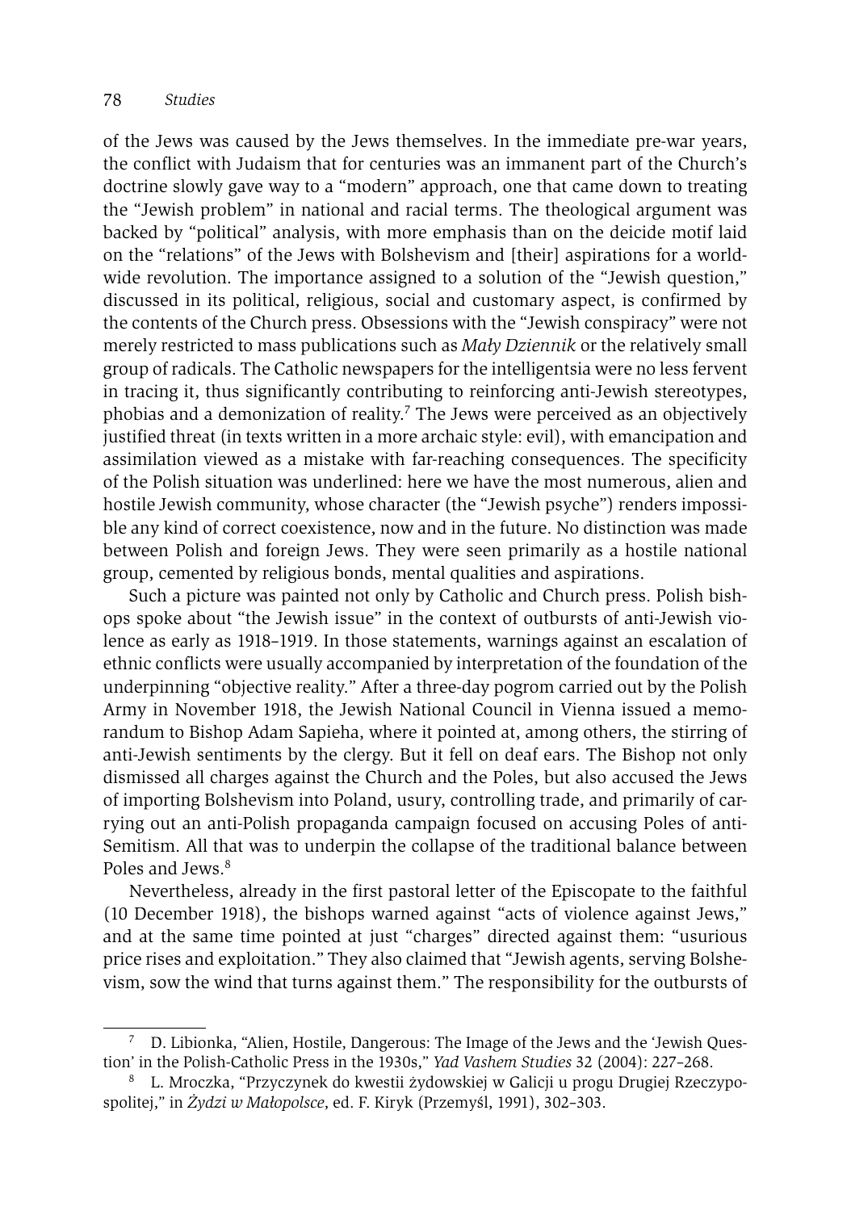of the Jews was caused by the Jews themselves. In the immediate pre-war years, the conflict with Judaism that for centuries was an immanent part of the Church's doctrine slowly gave way to a "modern" approach, one that came down to treating the "Jewish problem" in national and racial terms. The theological argument was backed by "political" analysis, with more emphasis than on the deicide motif laid on the "relations" of the Jews with Bolshevism and [their] aspirations for a world-wide revolution. The importance assigned to a solution of the "Jewish question," discussed in its political, religious, social and customary aspect, is confirmed by the contents of the Church press. Obsessions with the "Jewish conspiracy" were not merely restricted to mass publications such as *Mały Dziennik* or the relatively small group of radicals. The Catholic newspapers for the intelligentsia were no less fervent in tracing it, thus significantly contributing to reinforcing anti-Jewish stereotypes, phobias and a demonization of reality.[7] The Jews were perceived as an objectively justified threat (in texts written in a more archaic style: evil), with emancipation and assimilation viewed as a mistake with far-reaching consequences. The specificity of the Polish situation was underlined: here we have the most numerous, alien and hostile Jewish community, whose character (the "Jewish psyche") renders impossible any kind of correct coexistence, now and in the future. No distinction was made between Polish and foreign Jews. They were seen primarily as a hostile national group, cemented by religious bonds, mental qualities and aspirations.

Such a picture was painted not only by Catholic and Church press. Polish bishops spoke about "the Jewish issue" in the context of outbursts of anti-Jewish violence as early as 1918–1919. In those statements, warnings against an escalation of ethnic conflicts were usually accompanied by interpretation of the foundation of the underpinning "objective reality." After a three-day pogrom carried out by the Polish Army in November 1918, the Jewish National Council in Vienna issued a memorandum to Bishop Adam Sapieha, where it pointed at, among others, the stirring of anti-Jewish sentiments by the clergy. But it fell on deaf ears. The Bishop not only dismissed all charges against the Church and the Poles, but also accused the Jews of importing Bolshevism into Poland, usury, controlling trade, and primarily of carrying out an anti-Polish propaganda campaign focused on accusing Poles of anti-Semitism. All that was to underpin the collapse of the traditional balance between Poles and Jews.[8]

Nevertheless, already in the first pastoral letter of the Episcopate to the faithful (10 December 1918), the bishops warned against "acts of violence against Jews," and at the same time pointed at just "charges" directed against them: "usurious price rises and exploitation." They also claimed that "Jewish agents, serving Bolshevism, sow the wind that turns against them." The responsibility for the outbursts of

---

[7] D. Libionka, "Alien, Hostile, Dangerous: The Image of the Jews and the 'Jewish Question' in the Polish-Catholic Press in the 1930s," *Yad Vashem Studies* 32 (2004): 227–268.

[8] L. Mroczka, "Przyczynek do kwestii żydowskiej w Galicji u progu Drugiej Rzeczypospolitej," in *Żydzi w Małopolsce*, ed. F. Kiryk (Przemyśl, 1991), 302–303.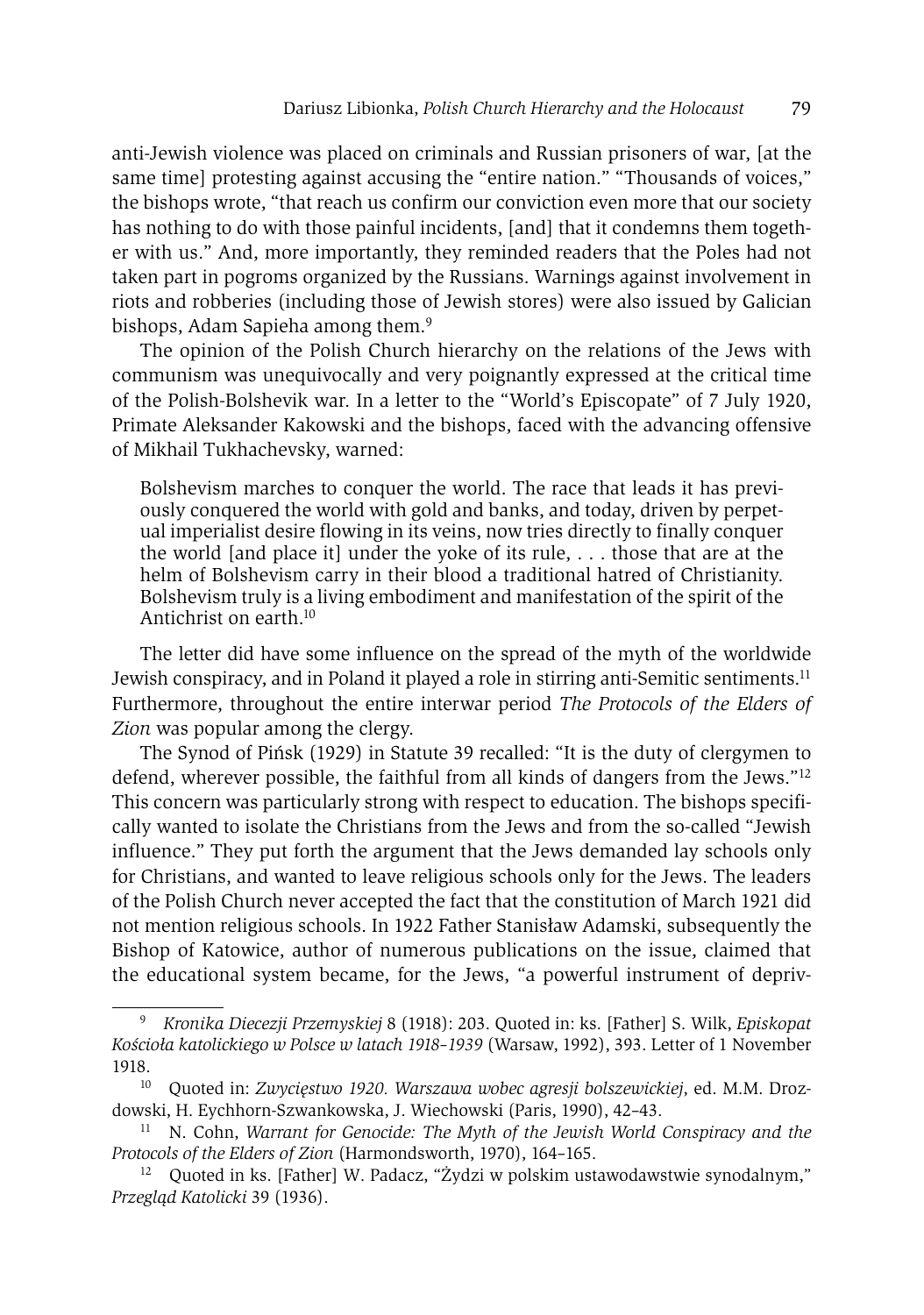anti-Jewish violence was placed on criminals and Russian prisoners of war, [at the same time] protesting against accusing the "entire nation." "Thousands of voices," the bishops wrote, "that reach us confirm our conviction even more that our society has nothing to do with those painful incidents, [and] that it condemns them together with us." And, more importantly, they reminded readers that the Poles had not taken part in pogroms organized by the Russians. Warnings against involvement in riots and robberies (including those of Jewish stores) were also issued by Galician bishops, Adam Sapieha among them.[9]

The opinion of the Polish Church hierarchy on the relations of the Jews with communism was unequivocally and very poignantly expressed at the critical time of the Polish-Bolshevik war. In a letter to the "World's Episcopate" of 7 July 1920, Primate Aleksander Kakowski and the bishops, faced with the advancing offensive of Mikhail Tukhachevsky, warned:

> Bolshevism marches to conquer the world. The race that leads it has previously conquered the world with gold and banks, and today, driven by perpetual imperialist desire flowing in its veins, now tries directly to finally conquer the world [and place it] under the yoke of its rule, . . . those that are at the helm of Bolshevism carry in their blood a traditional hatred of Christianity. Bolshevism truly is a living embodiment and manifestation of the spirit of the Antichrist on earth.[10]

The letter did have some influence on the spread of the myth of the worldwide Jewish conspiracy, and in Poland it played a role in stirring anti-Semitic sentiments.[11] Furthermore, throughout the entire interwar period *The Protocols of the Elders of Zion* was popular among the clergy.

The Synod of Pińsk (1929) in Statute 39 recalled: "It is the duty of clergymen to defend, wherever possible, the faithful from all kinds of dangers from the Jews."[12] This concern was particularly strong with respect to education. The bishops specifically wanted to isolate the Christians from the Jews and from the so-called "Jewish influence." They put forth the argument that the Jews demanded lay schools only for Christians, and wanted to leave religious schools only for the Jews. The leaders of the Polish Church never accepted the fact that the constitution of March 1921 did not mention religious schools. In 1922 Father Stanisław Adamski, subsequently the Bishop of Katowice, author of numerous publications on the issue, claimed that the educational system became, for the Jews, "a powerful instrument of depriv-

---

[9] *Kronika Diecezji Przemyskiej* 8 (1918): 203. Quoted in: ks. [Father] S. Wilk, *Episkopat Kościoła katolickiego w Polsce w latach 1918–1939* (Warsaw, 1992), 393. Letter of 1 November 1918.

[10] Quoted in: *Zwycięstwo 1920. Warszawa wobec agresji bolszewickiej*, ed. M.M. Drozdowski, H. Eychhorn-Szwankowska, J. Wiechowski (Paris, 1990), 42–43.

[11] N. Cohn, *Warrant for Genocide: The Myth of the Jewish World Conspiracy and the Protocols of the Elders of Zion* (Harmondsworth, 1970), 164–165.

[12] Quoted in ks. [Father] W. Padacz, "Żydzi w polskim ustawodawstwie synodalnym," *Przegląd Katolicki* 39 (1936).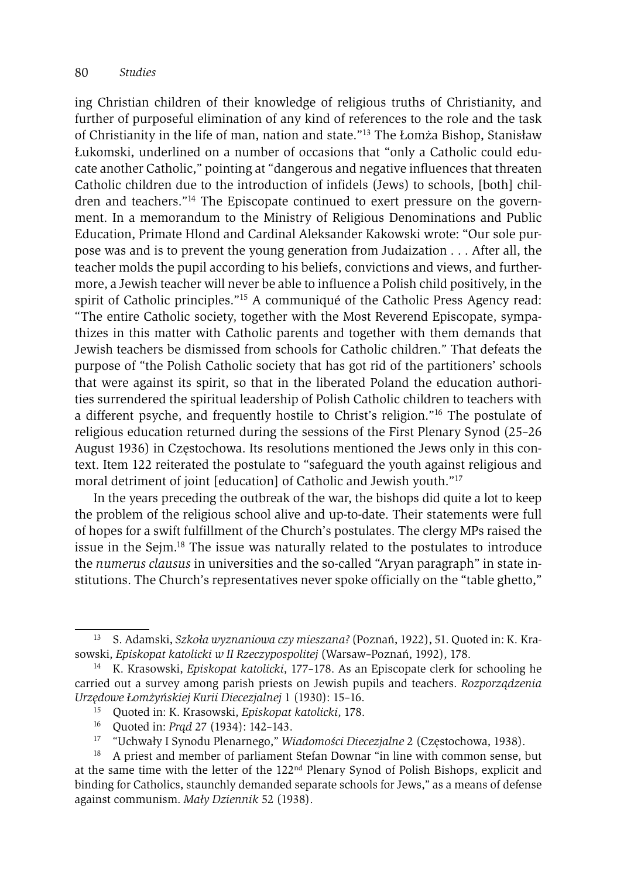ing Christian children of their knowledge of religious truths of Christianity, and further of purposeful elimination of any kind of references to the role and the task of Christianity in the life of man, nation and state."[13] The Łomża Bishop, Stanisław Łukomski, underlined on a number of occasions that "only a Catholic could educate another Catholic," pointing at "dangerous and negative influences that threaten Catholic children due to the introduction of infidels (Jews) to schools, [both] children and teachers."[14] The Episcopate continued to exert pressure on the government. In a memorandum to the Ministry of Religious Denominations and Public Education, Primate Hlond and Cardinal Aleksander Kakowski wrote: "Our sole purpose was and is to prevent the young generation from Judaization . . . After all, the teacher molds the pupil according to his beliefs, convictions and views, and furthermore, a Jewish teacher will never be able to influence a Polish child positively, in the spirit of Catholic principles."[15] A communiqué of the Catholic Press Agency read: "The entire Catholic society, together with the Most Reverend Episcopate, sympathizes in this matter with Catholic parents and together with them demands that Jewish teachers be dismissed from schools for Catholic children." That defeats the purpose of "the Polish Catholic society that has got rid of the partitioners' schools that were against its spirit, so that in the liberated Poland the education authorities surrendered the spiritual leadership of Polish Catholic children to teachers with a different psyche, and frequently hostile to Christ's religion."[16] The postulate of religious education returned during the sessions of the First Plenary Synod (25–26 August 1936) in Częstochowa. Its resolutions mentioned the Jews only in this context. Item 122 reiterated the postulate to "safeguard the youth against religious and moral detriment of joint [education] of Catholic and Jewish youth."[17]

In the years preceding the outbreak of the war, the bishops did quite a lot to keep the problem of the religious school alive and up-to-date. Their statements were full of hopes for a swift fulfillment of the Church's postulates. The clergy MPs raised the issue in the Sejm.[18] The issue was naturally related to the postulates to introduce the *numerus clausus* in universities and the so-called "Aryan paragraph" in state institutions. The Church's representatives never spoke officially on the "table ghetto,"

---

[13] S. Adamski, *Szkoła wyznaniowa czy mieszana?* (Poznań, 1922), 51. Quoted in: K. Krasowski, *Episkopat katolicki w II Rzeczypospolitej* (Warsaw–Poznań, 1992), 178.

[14] K. Krasowski, *Episkopat katolicki*, 177–178. As an Episcopate clerk for schooling he carried out a survey among parish priests on Jewish pupils and teachers. *Rozporządzenia Urzędowe Łomżyńskiej Kurii Diecezjalnej* 1 (1930): 15–16.

[15] Quoted in: K. Krasowski, *Episkopat katolicki*, 178.

[16] Quoted in: *Prąd* 27 (1934): 142–143.

[17] "Uchwały I Synodu Plenarnego," *Wiadomości Diecezjalne* 2 (Częstochowa, 1938).

[18] A priest and member of parliament Stefan Downar "in line with common sense, but at the same time with the letter of the 122nd Plenary Synod of Polish Bishops, explicit and binding for Catholics, staunchly demanded separate schools for Jews," as a means of defense against communism. *Mały Dziennik* 52 (1938).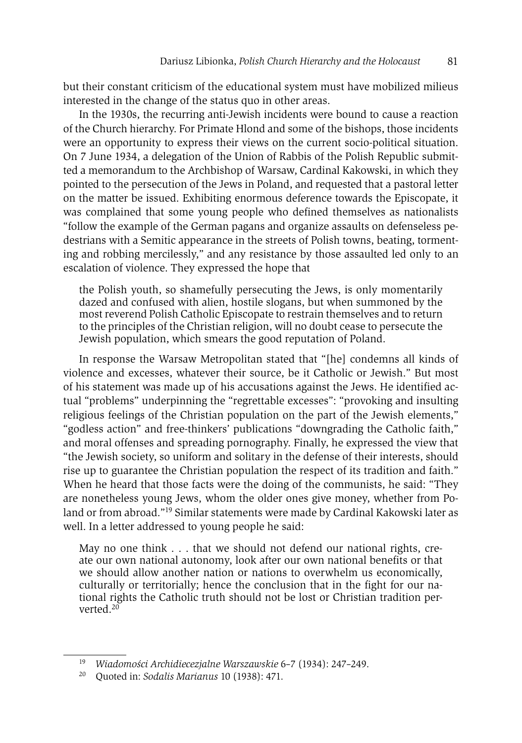but their constant criticism of the educational system must have mobilized milieus interested in the change of the status quo in other areas.

In the 1930s, the recurring anti-Jewish incidents were bound to cause a reaction of the Church hierarchy. For Primate Hlond and some of the bishops, those incidents were an opportunity to express their views on the current socio-political situation. On 7 June 1934, a delegation of the Union of Rabbis of the Polish Republic submitted a memorandum to the Archbishop of Warsaw, Cardinal Kakowski, in which they pointed to the persecution of the Jews in Poland, and requested that a pastoral letter on the matter be issued. Exhibiting enormous deference towards the Episcopate, it was complained that some young people who defined themselves as nationalists "follow the example of the German pagans and organize assaults on defenseless pedestrians with a Semitic appearance in the streets of Polish towns, beating, tormenting and robbing mercilessly," and any resistance by those assaulted led only to an escalation of violence. They expressed the hope that

> the Polish youth, so shamefully persecuting the Jews, is only momentarily dazed and confused with alien, hostile slogans, but when summoned by the most reverend Polish Catholic Episcopate to restrain themselves and to return to the principles of the Christian religion, will no doubt cease to persecute the Jewish population, which smears the good reputation of Poland.

In response the Warsaw Metropolitan stated that "[he] condemns all kinds of violence and excesses, whatever their source, be it Catholic or Jewish." But most of his statement was made up of his accusations against the Jews. He identified actual "problems" underpinning the "regrettable excesses": "provoking and insulting religious feelings of the Christian population on the part of the Jewish elements," "godless action" and free-thinkers' publications "downgrading the Catholic faith," and moral offenses and spreading pornography. Finally, he expressed the view that "the Jewish society, so uniform and solitary in the defense of their interests, should rise up to guarantee the Christian population the respect of its tradition and faith." When he heard that those facts were the doing of the communists, he said: "They are nonetheless young Jews, whom the older ones give money, whether from Poland or from abroad."[19] Similar statements were made by Cardinal Kakowski later as well. In a letter addressed to young people he said:

> May no one think . . . that we should not defend our national rights, create our own national autonomy, look after our own national benefits or that we should allow another nation or nations to overwhelm us economically, culturally or territorially; hence the conclusion that in the fight for our national rights the Catholic truth should not be lost or Christian tradition perverted.[20]

---

[19] *Wiadomości Archidiecezjalne Warszawskie* 6–7 (1934): 247–249.

[20] Quoted in: *Sodalis Marianus* 10 (1938): 471.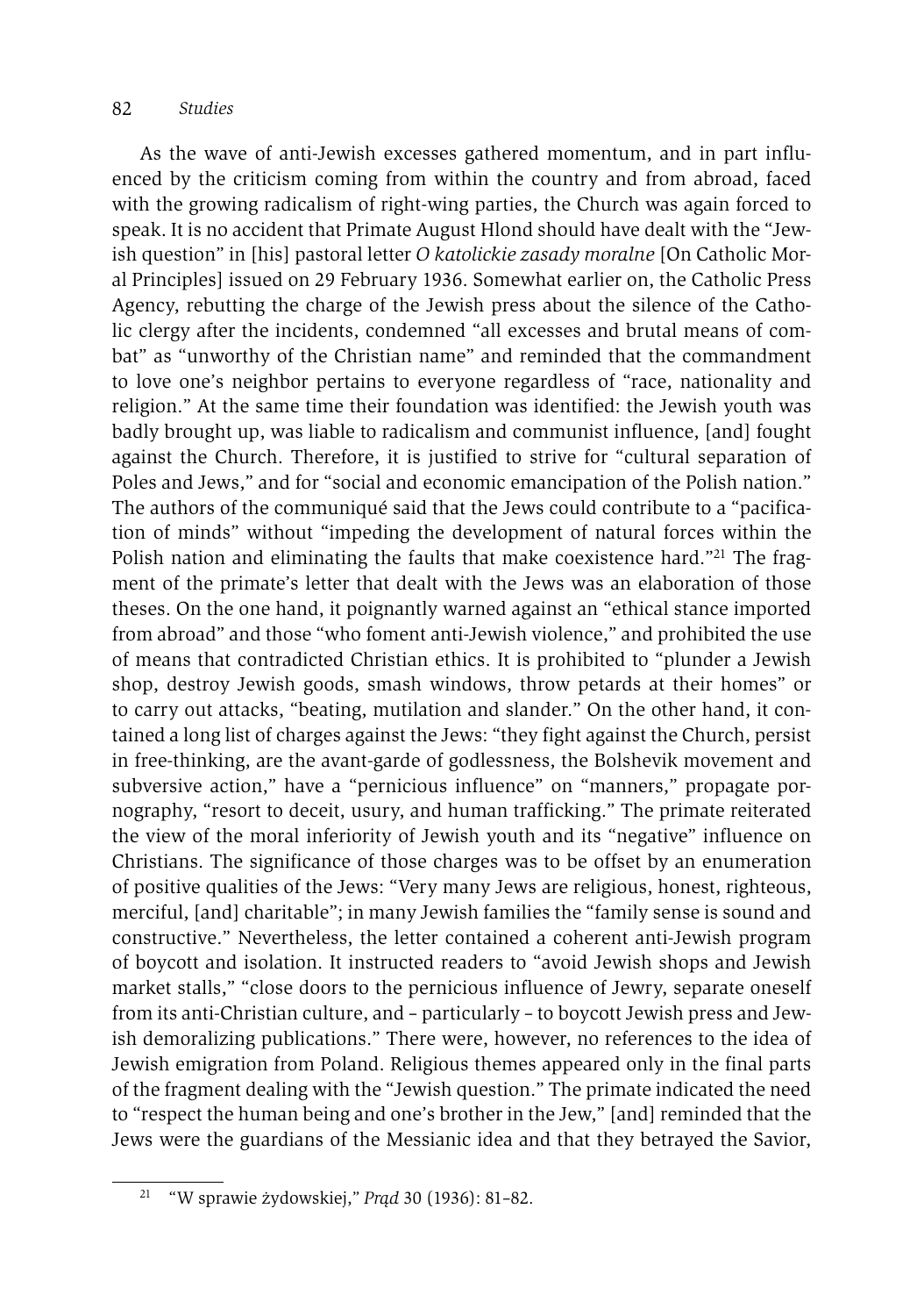As the wave of anti-Jewish excesses gathered momentum, and in part influenced by the criticism coming from within the country and from abroad, faced with the growing radicalism of right-wing parties, the Church was again forced to speak. It is no accident that Primate August Hlond should have dealt with the "Jewish question" in [his] pastoral letter *O katolickie zasady moralne* [On Catholic Moral Principles] issued on 29 February 1936. Somewhat earlier on, the Catholic Press Agency, rebutting the charge of the Jewish press about the silence of the Catholic clergy after the incidents, condemned "all excesses and brutal means of combat" as "unworthy of the Christian name" and reminded that the commandment to love one's neighbor pertains to everyone regardless of "race, nationality and religion." At the same time their foundation was identified: the Jewish youth was badly brought up, was liable to radicalism and communist influence, [and] fought against the Church. Therefore, it is justified to strive for "cultural separation of Poles and Jews," and for "social and economic emancipation of the Polish nation." The authors of the communiqué said that the Jews could contribute to a "pacification of minds" without "impeding the development of natural forces within the Polish nation and eliminating the faults that make coexistence hard."[21] The fragment of the primate's letter that dealt with the Jews was an elaboration of those theses. On the one hand, it poignantly warned against an "ethical stance imported from abroad" and those "who foment anti-Jewish violence," and prohibited the use of means that contradicted Christian ethics. It is prohibited to "plunder a Jewish shop, destroy Jewish goods, smash windows, throw petards at their homes" or to carry out attacks, "beating, mutilation and slander." On the other hand, it contained a long list of charges against the Jews: "they fight against the Church, persist in free-thinking, are the avant-garde of godlessness, the Bolshevik movement and subversive action," have a "pernicious influence" on "manners," propagate pornography, "resort to deceit, usury, and human trafficking." The primate reiterated the view of the moral inferiority of Jewish youth and its "negative" influence on Christians. The significance of those charges was to be offset by an enumeration of positive qualities of the Jews: "Very many Jews are religious, honest, righteous, merciful, [and] charitable"; in many Jewish families the "family sense is sound and constructive." Nevertheless, the letter contained a coherent anti-Jewish program of boycott and isolation. It instructed readers to "avoid Jewish shops and Jewish market stalls," "close doors to the pernicious influence of Jewry, separate oneself from its anti-Christian culture, and – particularly – to boycott Jewish press and Jewish demoralizing publications." There were, however, no references to the idea of Jewish emigration from Poland. Religious themes appeared only in the final parts of the fragment dealing with the "Jewish question." The primate indicated the need to "respect the human being and one's brother in the Jew," [and] reminded that the Jews were the guardians of the Messianic idea and that they betrayed the Savior,

[21] "W sprawie żydowskiej," *Prąd* 30 (1936): 81–82.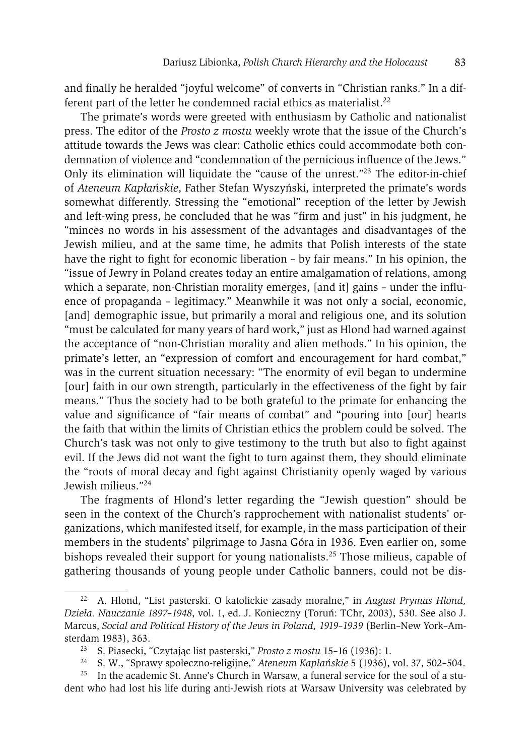and finally he heralded "joyful welcome" of converts in "Christian ranks." In a different part of the letter he condemned racial ethics as materialist.[22]

The primate's words were greeted with enthusiasm by Catholic and nationalist press. The editor of the *Prosto z mostu* weekly wrote that the issue of the Church's attitude towards the Jews was clear: Catholic ethics could accommodate both condemnation of violence and "condemnation of the pernicious influence of the Jews." Only its elimination will liquidate the "cause of the unrest."[23] The editor-in-chief of *Ateneum Kapłańskie*, Father Stefan Wyszyński, interpreted the primate's words somewhat differently. Stressing the "emotional" reception of the letter by Jewish and left-wing press, he concluded that he was "firm and just" in his judgment, he "minces no words in his assessment of the advantages and disadvantages of the Jewish milieu, and at the same time, he admits that Polish interests of the state have the right to fight for economic liberation – by fair means." In his opinion, the "issue of Jewry in Poland creates today an entire amalgamation of relations, among which a separate, non-Christian morality emerges, [and it] gains – under the influence of propaganda – legitimacy." Meanwhile it was not only a social, economic, [and] demographic issue, but primarily a moral and religious one, and its solution "must be calculated for many years of hard work," just as Hlond had warned against the acceptance of "non-Christian morality and alien methods." In his opinion, the primate's letter, an "expression of comfort and encouragement for hard combat," was in the current situation necessary: "The enormity of evil began to undermine [our] faith in our own strength, particularly in the effectiveness of the fight by fair means." Thus the society had to be both grateful to the primate for enhancing the value and significance of "fair means of combat" and "pouring into [our] hearts the faith that within the limits of Christian ethics the problem could be solved. The Church's task was not only to give testimony to the truth but also to fight against evil. If the Jews did not want the fight to turn against them, they should eliminate the "roots of moral decay and fight against Christianity openly waged by various Jewish milieus."[24]

The fragments of Hlond's letter regarding the "Jewish question" should be seen in the context of the Church's rapprochement with nationalist students' organizations, which manifested itself, for example, in the mass participation of their members in the students' pilgrimage to Jasna Góra in 1936. Even earlier on, some bishops revealed their support for young nationalists.[25] Those milieus, capable of gathering thousands of young people under Catholic banners, could not be dis-

---

[22] A. Hlond, "List pasterski. O katolickie zasady moralne," in *August Prymas Hlond, Dzieła. Nauczanie 1897–1948*, vol. 1, ed. J. Konieczny (Toruń: TChr, 2003), 530. See also J. Marcus, *Social and Political History of the Jews in Poland, 1919–1939* (Berlin–New York–Amsterdam 1983), 363.

[23] S. Piasecki, "Czytając list pasterski," *Prosto z mostu* 15–16 (1936): 1.

[24] S. W., "Sprawy społeczno-religijne," *Ateneum Kapłańskie* 5 (1936), vol. 37, 502–504.

[25] In the academic St. Anne's Church in Warsaw, a funeral service for the soul of a student who had lost his life during anti-Jewish riots at Warsaw University was celebrated by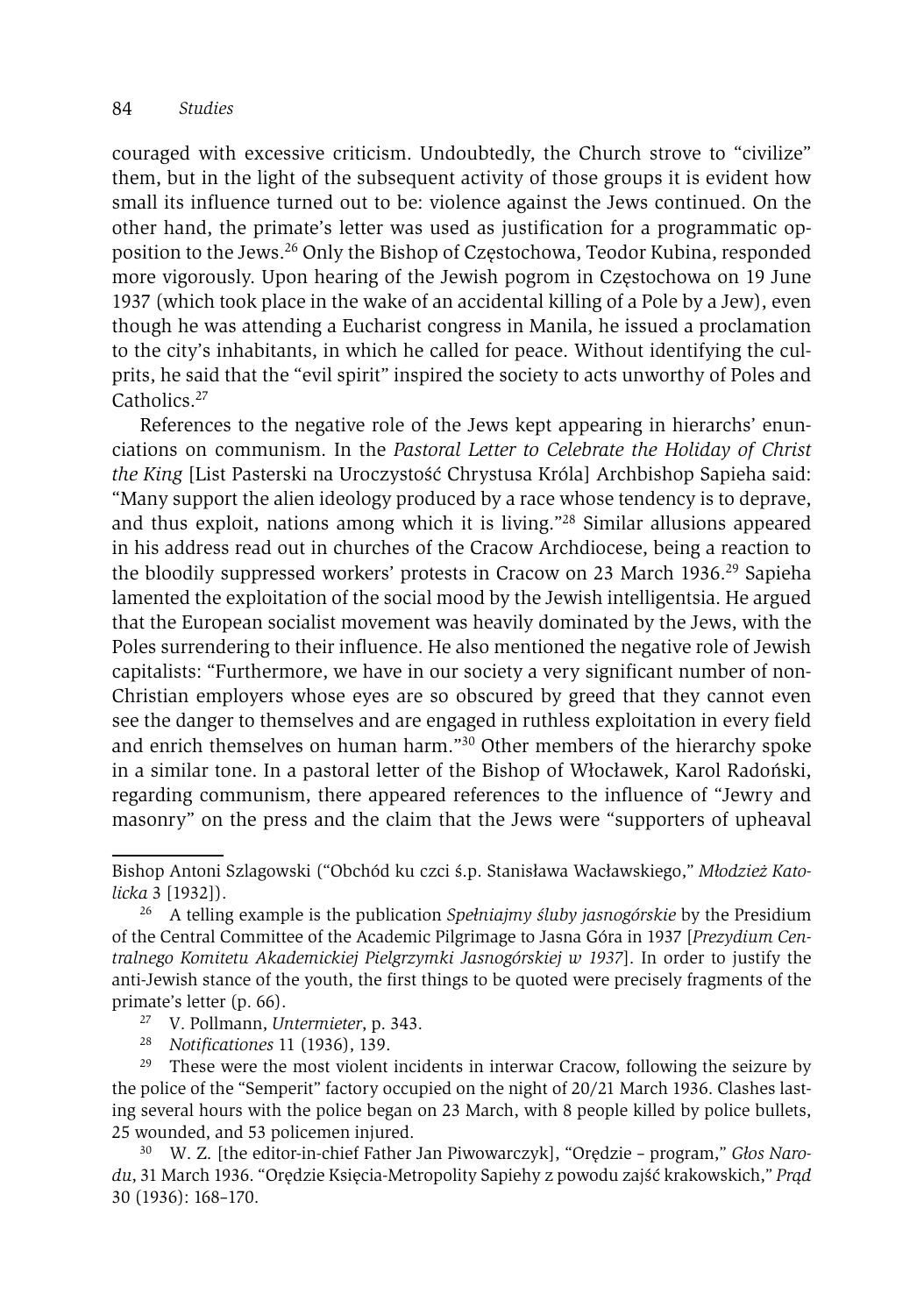couraged with excessive criticism. Undoubtedly, the Church strove to "civilize" them, but in the light of the subsequent activity of those groups it is evident how small its influence turned out to be: violence against the Jews continued. On the other hand, the primate's letter was used as justification for a programmatic opposition to the Jews.[26] Only the Bishop of Częstochowa, Teodor Kubina, responded more vigorously. Upon hearing of the Jewish pogrom in Częstochowa on 19 June 1937 (which took place in the wake of an accidental killing of a Pole by a Jew), even though he was attending a Eucharist congress in Manila, he issued a proclamation to the city's inhabitants, in which he called for peace. Without identifying the culprits, he said that the "evil spirit" inspired the society to acts unworthy of Poles and Catholics.[27]

References to the negative role of the Jews kept appearing in hierarchs' enunciations on communism. In the *Pastoral Letter to Celebrate the Holiday of Christ the King* [List Pasterski na Uroczystość Chrystusa Króla] Archbishop Sapieha said: "Many support the alien ideology produced by a race whose tendency is to deprave, and thus exploit, nations among which it is living."[28] Similar allusions appeared in his address read out in churches of the Cracow Archdiocese, being a reaction to the bloodily suppressed workers' protests in Cracow on 23 March 1936.[29] Sapieha lamented the exploitation of the social mood by the Jewish intelligentsia. He argued that the European socialist movement was heavily dominated by the Jews, with the Poles surrendering to their influence. He also mentioned the negative role of Jewish capitalists: "Furthermore, we have in our society a very significant number of non-Christian employers whose eyes are so obscured by greed that they cannot even see the danger to themselves and are engaged in ruthless exploitation in every field and enrich themselves on human harm."[30] Other members of the hierarchy spoke in a similar tone. In a pastoral letter of the Bishop of Włocławek, Karol Radoński, regarding communism, there appeared references to the influence of "Jewry and masonry" on the press and the claim that the Jews were "supporters of upheaval

---

Bishop Antoni Szlagowski ("Obchód ku czci ś.p. Stanisława Wacławskiego," *Młodzież Katolicka* 3 [1932]).

[26] A telling example is the publication *Spełniajmy śluby jasnogórskie* by the Presidium of the Central Committee of the Academic Pilgrimage to Jasna Góra in 1937 [*Prezydium Centralnego Komitetu Akademickiej Pielgrzymki Jasnogórskiej w 1937*]. In order to justify the anti-Jewish stance of the youth, the first things to be quoted were precisely fragments of the primate's letter (p. 66).

[27] V. Pollmann, *Untermieter*, p. 343.

[28] *Notificationes* 11 (1936), 139.

[29] These were the most violent incidents in interwar Cracow, following the seizure by the police of the "Semperit" factory occupied on the night of 20/21 March 1936. Clashes lasting several hours with the police began on 23 March, with 8 people killed by police bullets, 25 wounded, and 53 policemen injured.

[30] W. Z. [the editor-in-chief Father Jan Piwowarczyk], "Orędzie – program," *Głos Narodu*, 31 March 1936. "Orędzie Księcia-Metropolity Sapiehy z powodu zajść krakowskich," *Prąd* 30 (1936): 168–170.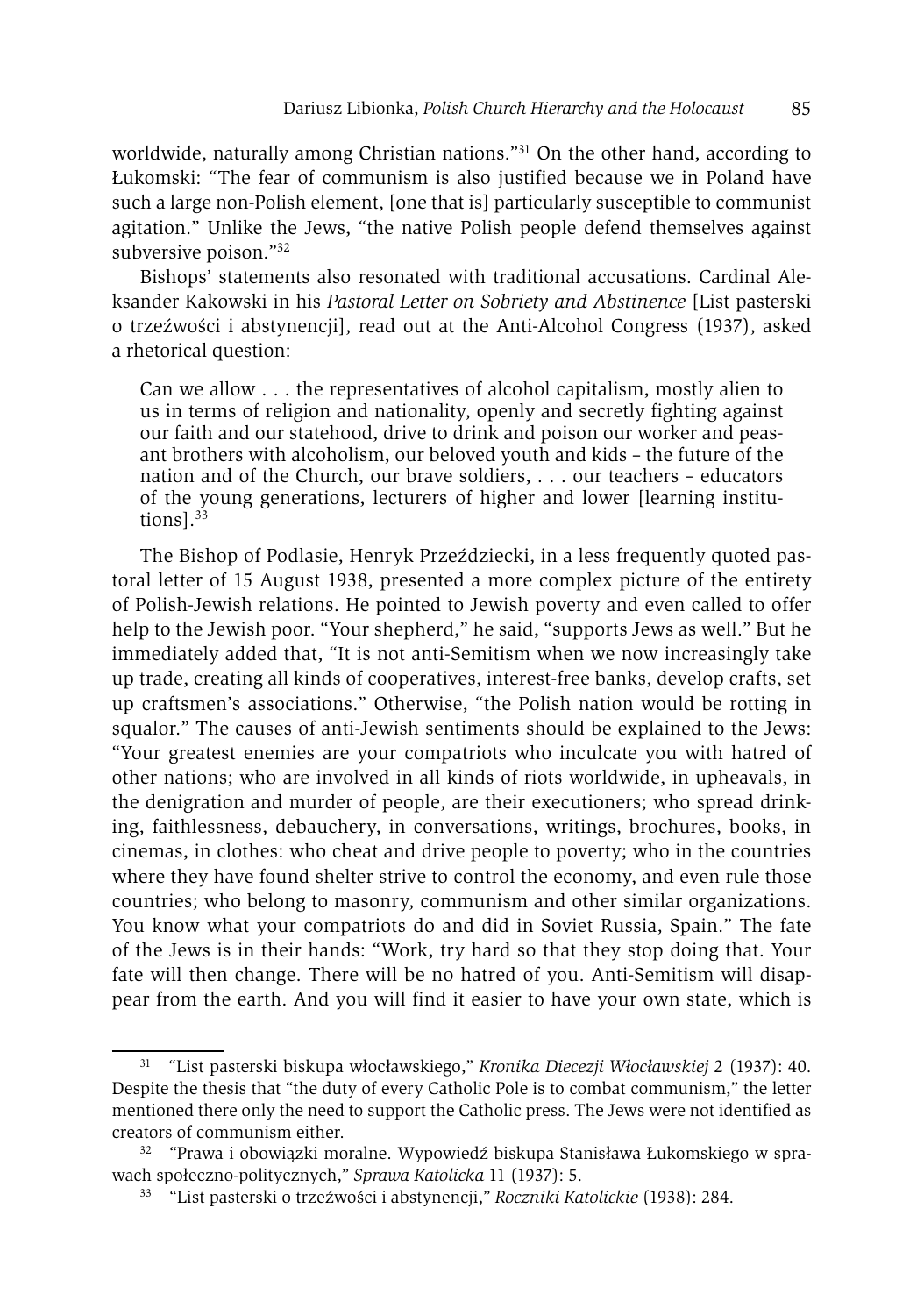worldwide, naturally among Christian nations."[31] On the other hand, according to Łukomski: "The fear of communism is also justified because we in Poland have such a large non-Polish element, [one that is] particularly susceptible to communist agitation." Unlike the Jews, "the native Polish people defend themselves against subversive poison."[32]

Bishops' statements also resonated with traditional accusations. Cardinal Aleksander Kakowski in his *Pastoral Letter on Sobriety and Abstinence* [List pasterski o trzeźwości i abstynencji], read out at the Anti-Alcohol Congress (1937), asked a rhetorical question:

> Can we allow . . . the representatives of alcohol capitalism, mostly alien to us in terms of religion and nationality, openly and secretly fighting against our faith and our statehood, drive to drink and poison our worker and peasant brothers with alcoholism, our beloved youth and kids – the future of the nation and of the Church, our brave soldiers, . . . our teachers – educators of the young generations, lecturers of higher and lower [learning institutions].[33]

The Bishop of Podlasie, Henryk Przeździecki, in a less frequently quoted pastoral letter of 15 August 1938, presented a more complex picture of the entirety of Polish-Jewish relations. He pointed to Jewish poverty and even called to offer help to the Jewish poor. "Your shepherd," he said, "supports Jews as well." But he immediately added that, "It is not anti-Semitism when we now increasingly take up trade, creating all kinds of cooperatives, interest-free banks, develop crafts, set up craftsmen's associations." Otherwise, "the Polish nation would be rotting in squalor." The causes of anti-Jewish sentiments should be explained to the Jews: "Your greatest enemies are your compatriots who inculcate you with hatred of other nations; who are involved in all kinds of riots worldwide, in upheavals, in the denigration and murder of people, are their executioners; who spread drinking, faithlessness, debauchery, in conversations, writings, brochures, books, in cinemas, in clothes: who cheat and drive people to poverty; who in the countries where they have found shelter strive to control the economy, and even rule those countries; who belong to masonry, communism and other similar organizations. You know what your compatriots do and did in Soviet Russia, Spain." The fate of the Jews is in their hands: "Work, try hard so that they stop doing that. Your fate will then change. There will be no hatred of you. Anti-Semitism will disappear from the earth. And you will find it easier to have your own state, which is

---

[31] "List pasterski biskupa włocławskiego," *Kronika Diecezji Włocławskiej* 2 (1937): 40. Despite the thesis that "the duty of every Catholic Pole is to combat communism," the letter mentioned there only the need to support the Catholic press. The Jews were not identified as creators of communism either.

[32] "Prawa i obowiązki moralne. Wypowiedź biskupa Stanisława Łukomskiego w sprawach społeczno-politycznych," *Sprawa Katolicka* 11 (1937): 5.

[33] "List pasterski o trzeźwości i abstynencji," *Roczniki Katolickie* (1938): 284.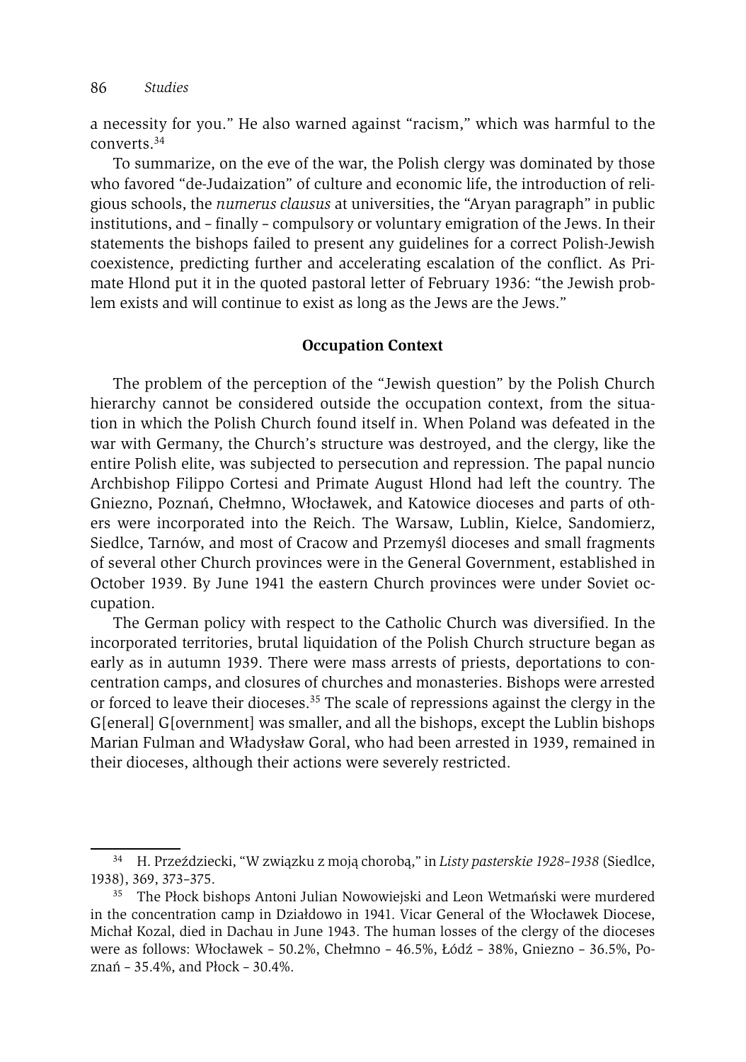a necessity for you." He also warned against "racism," which was harmful to the converts.[34]

To summarize, on the eve of the war, the Polish clergy was dominated by those who favored "de-Judaization" of culture and economic life, the introduction of religious schools, the *numerus clausus* at universities, the "Aryan paragraph" in public institutions, and – finally – compulsory or voluntary emigration of the Jews. In their statements the bishops failed to present any guidelines for a correct Polish-Jewish coexistence, predicting further and accelerating escalation of the conflict. As Primate Hlond put it in the quoted pastoral letter of February 1936: "the Jewish problem exists and will continue to exist as long as the Jews are the Jews."

### Occupation Context

The problem of the perception of the "Jewish question" by the Polish Church hierarchy cannot be considered outside the occupation context, from the situation in which the Polish Church found itself in. When Poland was defeated in the war with Germany, the Church's structure was destroyed, and the clergy, like the entire Polish elite, was subjected to persecution and repression. The papal nuncio Archbishop Filippo Cortesi and Primate August Hlond had left the country. The Gniezno, Poznań, Chełmno, Włocławek, and Katowice dioceses and parts of others were incorporated into the Reich. The Warsaw, Lublin, Kielce, Sandomierz, Siedlce, Tarnów, and most of Cracow and Przemyśl dioceses and small fragments of several other Church provinces were in the General Government, established in October 1939. By June 1941 the eastern Church provinces were under Soviet occupation.

The German policy with respect to the Catholic Church was diversified. In the incorporated territories, brutal liquidation of the Polish Church structure began as early as in autumn 1939. There were mass arrests of priests, deportations to concentration camps, and closures of churches and monasteries. Bishops were arrested or forced to leave their dioceses.[35] The scale of repressions against the clergy in the G[eneral] G[overnment] was smaller, and all the bishops, except the Lublin bishops Marian Fulman and Władysław Goral, who had been arrested in 1939, remained in their dioceses, although their actions were severely restricted.

---

[34] H. Przeździecki, "W związku z moją chorobą," in *Listy pasterskie 1928–1938* (Siedlce, 1938), 369, 373–375.

[35] The Płock bishops Antoni Julian Nowowiejski and Leon Wetmański were murdered in the concentration camp in Działdowo in 1941. Vicar General of the Włocławek Diocese, Michał Kozal, died in Dachau in June 1943. The human losses of the clergy of the dioceses were as follows: Włocławek – 50.2%, Chełmno – 46.5%, Łódź – 38%, Gniezno – 36.5%, Poznań – 35.4%, and Płock – 30.4%.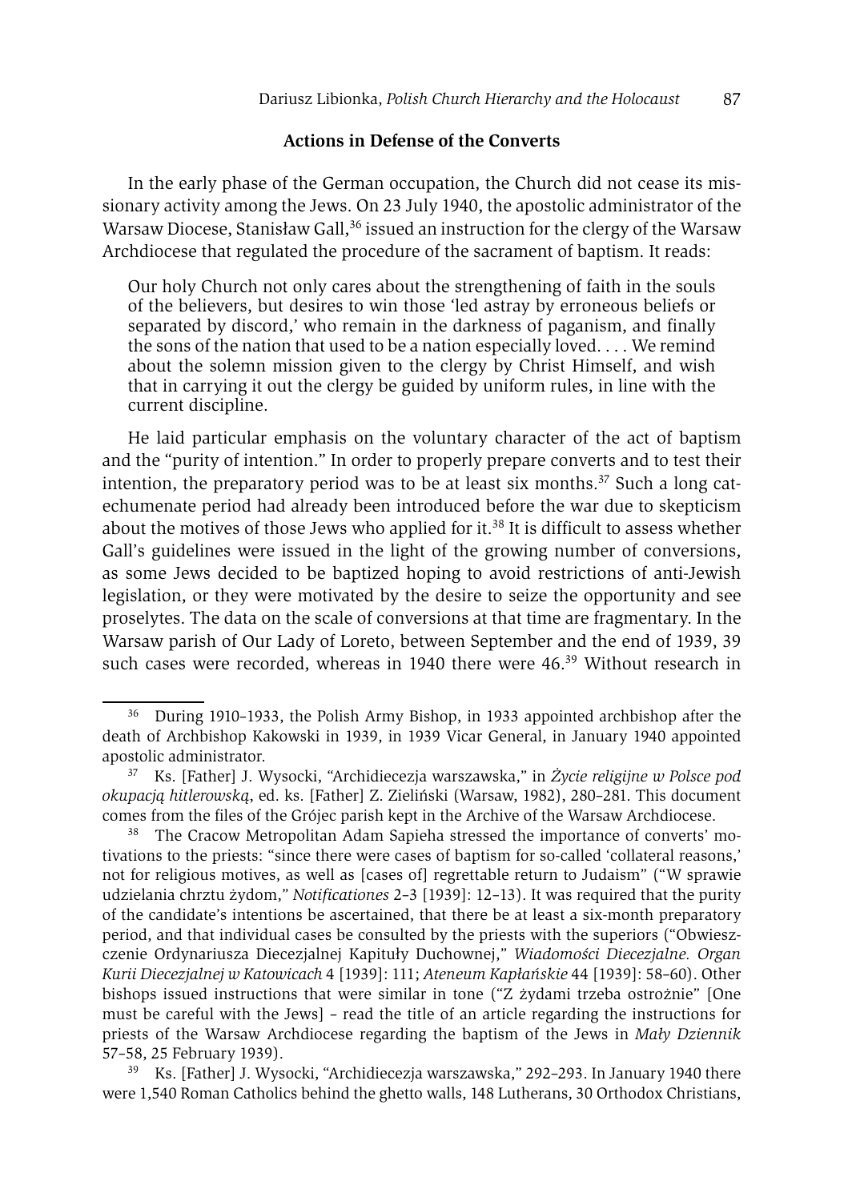## Actions in Defense of the Converts

In the early phase of the German occupation, the Church did not cease its missionary activity among the Jews. On 23 July 1940, the apostolic administrator of the Warsaw Diocese, Stanisław Gall,[36] issued an instruction for the clergy of the Warsaw Archdiocese that regulated the procedure of the sacrament of baptism. It reads:

> Our holy Church not only cares about the strengthening of faith in the souls of the believers, but desires to win those 'led astray by erroneous beliefs or separated by discord,' who remain in the darkness of paganism, and finally the sons of the nation that used to be a nation especially loved. . . . We remind about the solemn mission given to the clergy by Christ Himself, and wish that in carrying it out the clergy be guided by uniform rules, in line with the current discipline.

He laid particular emphasis on the voluntary character of the act of baptism and the "purity of intention." In order to properly prepare converts and to test their intention, the preparatory period was to be at least six months.[37] Such a long catechumenate period had already been introduced before the war due to skepticism about the motives of those Jews who applied for it.[38] It is difficult to assess whether Gall's guidelines were issued in the light of the growing number of conversions, as some Jews decided to be baptized hoping to avoid restrictions of anti-Jewish legislation, or they were motivated by the desire to seize the opportunity and see proselytes. The data on the scale of conversions at that time are fragmentary. In the Warsaw parish of Our Lady of Loreto, between September and the end of 1939, 39 such cases were recorded, whereas in 1940 there were 46.[39] Without research in

---

[36] During 1910–1933, the Polish Army Bishop, in 1933 appointed archbishop after the death of Archbishop Kakowski in 1939, in 1939 Vicar General, in January 1940 appointed apostolic administrator.

[37] Ks. [Father] J. Wysocki, "Archidiecezja warszawska," in *Życie religijne w Polsce pod okupacją hitlerowską*, ed. ks. [Father] Z. Zieliński (Warsaw, 1982), 280–281. This document comes from the files of the Grójec parish kept in the Archive of the Warsaw Archdiocese.

[38] The Cracow Metropolitan Adam Sapieha stressed the importance of converts' motivations to the priests: "since there were cases of baptism for so-called 'collateral reasons,' not for religious motives, as well as [cases of] regrettable return to Judaism" ("W sprawie udzielania chrztu żydom," *Notificationes* 2–3 [1939]: 12–13). It was required that the purity of the candidate's intentions be ascertained, that there be at least a six-month preparatory period, and that individual cases be consulted by the priests with the superiors ("Obwieszczenie Ordynariusza Diecezjalnej Kapituły Duchownej," *Wiadomości Diecezjalne. Organ Kurii Diecezjalnej w Katowicach* 4 [1939]: 111; *Ateneum Kapłańskie* 44 [1939]: 58–60). Other bishops issued instructions that were similar in tone ("Z żydami trzeba ostrożnie" [One must be careful with the Jews] – read the title of an article regarding the instructions for priests of the Warsaw Archdiocese regarding the baptism of the Jews in *Mały Dziennik* 57–58, 25 February 1939).

[39] Ks. [Father] J. Wysocki, "Archidiecezja warszawska," 292–293. In January 1940 there were 1,540 Roman Catholics behind the ghetto walls, 148 Lutherans, 30 Orthodox Christians,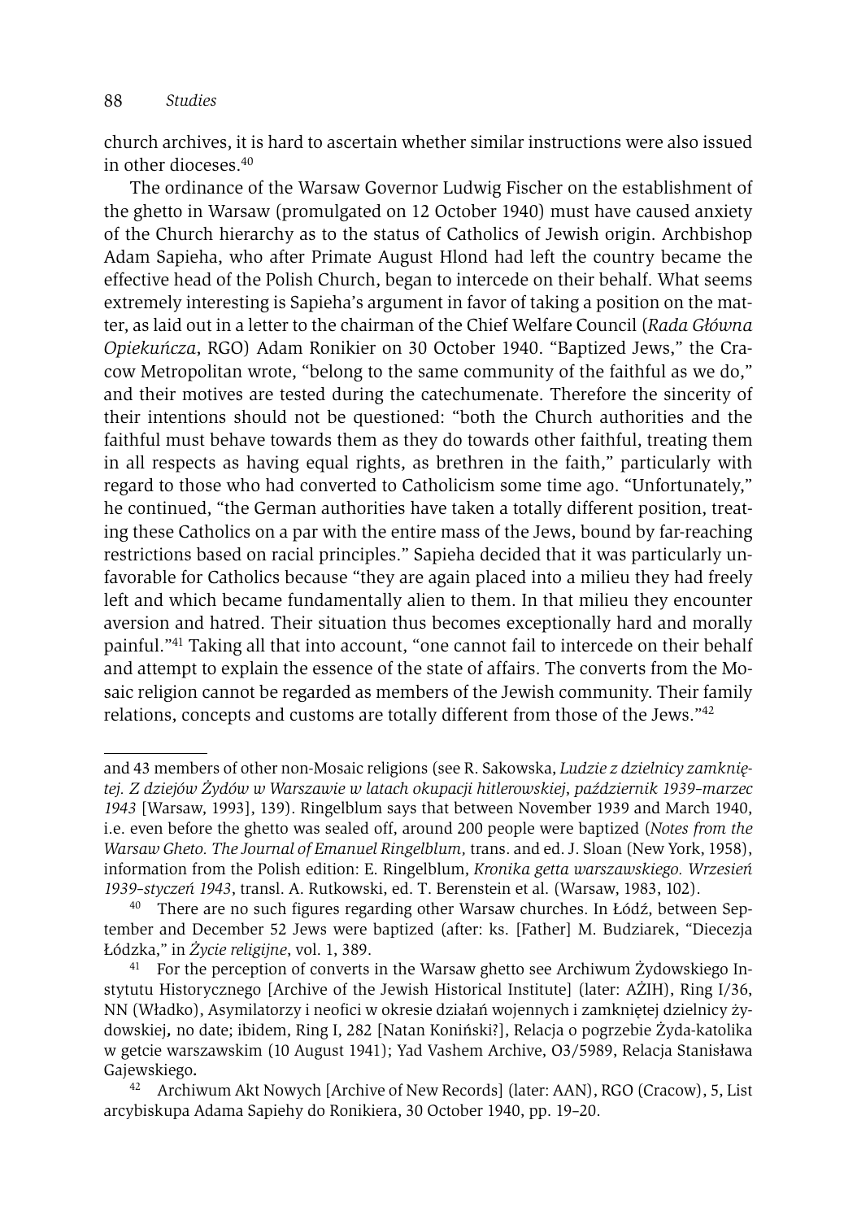church archives, it is hard to ascertain whether similar instructions were also issued in other dioceses.[40]

The ordinance of the Warsaw Governor Ludwig Fischer on the establishment of the ghetto in Warsaw (promulgated on 12 October 1940) must have caused anxiety of the Church hierarchy as to the status of Catholics of Jewish origin. Archbishop Adam Sapieha, who after Primate August Hlond had left the country became the effective head of the Polish Church, began to intercede on their behalf. What seems extremely interesting is Sapieha's argument in favor of taking a position on the matter, as laid out in a letter to the chairman of the Chief Welfare Council (*Rada Główna Opiekuńcza*, RGO) Adam Ronikier on 30 October 1940. "Baptized Jews," the Cracow Metropolitan wrote, "belong to the same community of the faithful as we do," and their motives are tested during the catechumenate. Therefore the sincerity of their intentions should not be questioned: "both the Church authorities and the faithful must behave towards them as they do towards other faithful, treating them in all respects as having equal rights, as brethren in the faith," particularly with regard to those who had converted to Catholicism some time ago. "Unfortunately," he continued, "the German authorities have taken a totally different position, treating these Catholics on a par with the entire mass of the Jews, bound by far-reaching restrictions based on racial principles." Sapieha decided that it was particularly unfavorable for Catholics because "they are again placed into a milieu they had freely left and which became fundamentally alien to them. In that milieu they encounter aversion and hatred. Their situation thus becomes exceptionally hard and morally painful."[41] Taking all that into account, "one cannot fail to intercede on their behalf and attempt to explain the essence of the state of affairs. The converts from the Mosaic religion cannot be regarded as members of the Jewish community. Their family relations, concepts and customs are totally different from those of the Jews."[42]

---

and 43 members of other non-Mosaic religions (see R. Sakowska, *Ludzie z dzielnicy zamkniętej. Z dziejów Żydów w Warszawie w latach okupacji hitlerowskiej, październik 1939–marzec 1943* [Warsaw, 1993], 139). Ringelblum says that between November 1939 and March 1940, i.e. even before the ghetto was sealed off, around 200 people were baptized (*Notes from the Warsaw Ghetto. The Journal of Emanuel Ringelblum,* trans. and ed. J. Sloan (New York, 1958), information from the Polish edition: E. Ringelblum, *Kronika getta warszawskiego. Wrzesień 1939–styczeń 1943*, transl. A. Rutkowski, ed. T. Berenstein et al. (Warsaw, 1983, 102).

[40] There are no such figures regarding other Warsaw churches. In Łódź, between September and December 52 Jews were baptized (after: ks. [Father] M. Budziarek, "Diecezja Łódzka," in *Życie religijne*, vol. 1, 389.

[41] For the perception of converts in the Warsaw ghetto see Archiwum Żydowskiego Instytutu Historycznego [Archive of the Jewish Historical Institute] (later: AŻIH), Ring I/36, NN (Władko), Asymilatorzy i neofici w okresie działań wojennych i zamkniętej dzielnicy żydowskiej, no date; ibidem, Ring I, 282 [Natan Koniński?], Relacja o pogrzebie Żyda-katolika w getcie warszawskim (10 August 1941); Yad Vashem Archive, O3/5989, Relacja Stanisława Gajewskiego.

[42] Archiwum Akt Nowych [Archive of New Records] (later: AAN), RGO (Cracow), 5, List arcybiskupa Adama Sapiehy do Ronikiera, 30 October 1940, pp. 19–20.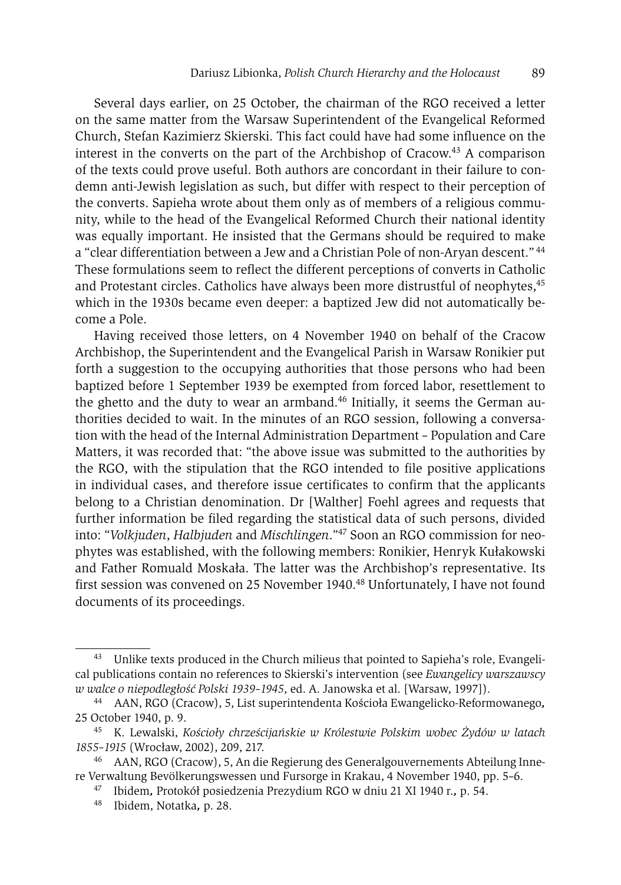Several days earlier, on 25 October, the chairman of the RGO received a letter on the same matter from the Warsaw Superintendent of the Evangelical Reformed Church, Stefan Kazimierz Skierski. This fact could have had some influence on the interest in the converts on the part of the Archbishop of Cracow.[43] A comparison of the texts could prove useful. Both authors are concordant in their failure to condemn anti-Jewish legislation as such, but differ with respect to their perception of the converts. Sapieha wrote about them only as of members of a religious community, while to the head of the Evangelical Reformed Church their national identity was equally important. He insisted that the Germans should be required to make a "clear differentiation between a Jew and a Christian Pole of non-Aryan descent." [44] These formulations seem to reflect the different perceptions of converts in Catholic and Protestant circles. Catholics have always been more distrustful of neophytes,[45] which in the 1930s became even deeper: a baptized Jew did not automatically become a Pole.

Having received those letters, on 4 November 1940 on behalf of the Cracow Archbishop, the Superintendent and the Evangelical Parish in Warsaw Ronikier put forth a suggestion to the occupying authorities that those persons who had been baptized before 1 September 1939 be exempted from forced labor, resettlement to the ghetto and the duty to wear an armband.[46] Initially, it seems the German authorities decided to wait. In the minutes of an RGO session, following a conversation with the head of the Internal Administration Department – Population and Care Matters, it was recorded that: "the above issue was submitted to the authorities by the RGO, with the stipulation that the RGO intended to file positive applications in individual cases, and therefore issue certificates to confirm that the applicants belong to a Christian denomination. Dr [Walther] Foehl agrees and requests that further information be filed regarding the statistical data of such persons, divided into: "*Volkjuden*, *Halbjuden* and *Mischlingen*."[47] Soon an RGO commission for neophytes was established, with the following members: Ronikier, Henryk Kułakowski and Father Romuald Moskała. The latter was the Archbishop's representative. Its first session was convened on 25 November 1940.[48] Unfortunately, I have not found documents of its proceedings.

---

[43] Unlike texts produced in the Church milieus that pointed to Sapieha's role, Evangelical publications contain no references to Skierski's intervention (see *Ewangelicy warszawscy w walce o niepodległość Polski 1939–1945*, ed. A. Janowska et al. [Warsaw, 1997]).

[44] AAN, RGO (Cracow), 5, List superintendenta Kościoła Ewangelicko-Reformowanego, 25 October 1940, p. 9.

[45] K. Lewalski, *Kościoły chrześcijańskie w Królestwie Polskim wobec Żydów w latach 1855–1915* (Wrocław, 2002), 209, 217.

[46] AAN, RGO (Cracow), 5, An die Regierung des Generalgouvernements Abteilung Innere Verwaltung Bevölkerungswessen und Fursorge in Krakau, 4 November 1940, pp. 5–6.

[47] Ibidem, Protokół posiedzenia Prezydium RGO w dniu 21 XI 1940 r., p. 54.

[48] Ibidem, Notatka, p. 28.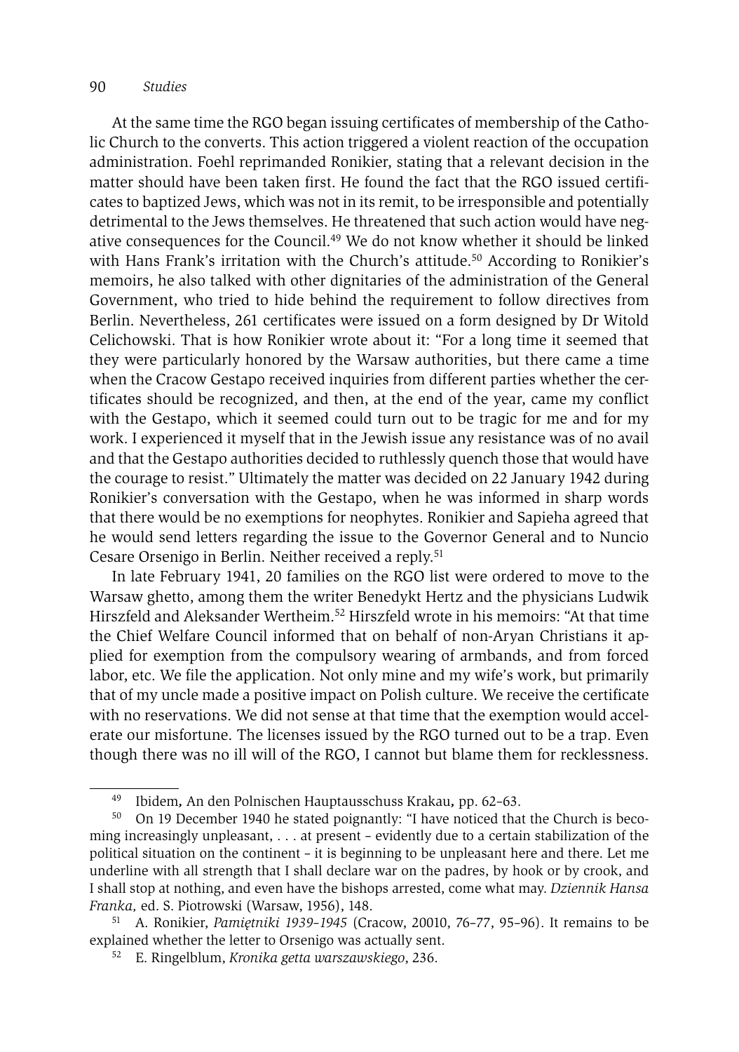At the same time the RGO began issuing certificates of membership of the Catholic Church to the converts. This action triggered a violent reaction of the occupation administration. Foehl reprimanded Ronikier, stating that a relevant decision in the matter should have been taken first. He found the fact that the RGO issued certificates to baptized Jews, which was not in its remit, to be irresponsible and potentially detrimental to the Jews themselves. He threatened that such action would have negative consequences for the Council.[49] We do not know whether it should be linked with Hans Frank's irritation with the Church's attitude.[50] According to Ronikier's memoirs, he also talked with other dignitaries of the administration of the General Government, who tried to hide behind the requirement to follow directives from Berlin. Nevertheless, 261 certificates were issued on a form designed by Dr Witold Celichowski. That is how Ronikier wrote about it: "For a long time it seemed that they were particularly honored by the Warsaw authorities, but there came a time when the Cracow Gestapo received inquiries from different parties whether the certificates should be recognized, and then, at the end of the year, came my conflict with the Gestapo, which it seemed could turn out to be tragic for me and for my work. I experienced it myself that in the Jewish issue any resistance was of no avail and that the Gestapo authorities decided to ruthlessly quench those that would have the courage to resist." Ultimately the matter was decided on 22 January 1942 during Ronikier's conversation with the Gestapo, when he was informed in sharp words that there would be no exemptions for neophytes. Ronikier and Sapieha agreed that he would send letters regarding the issue to the Governor General and to Nuncio Cesare Orsenigo in Berlin. Neither received a reply.[51]

In late February 1941, 20 families on the RGO list were ordered to move to the Warsaw ghetto, among them the writer Benedykt Hertz and the physicians Ludwik Hirszfeld and Aleksander Wertheim.[52] Hirszfeld wrote in his memoirs: "At that time the Chief Welfare Council informed that on behalf of non-Aryan Christians it applied for exemption from the compulsory wearing of armbands, and from forced labor, etc. We file the application. Not only mine and my wife's work, but primarily that of my uncle made a positive impact on Polish culture. We receive the certificate with no reservations. We did not sense at that time that the exemption would accelerate our misfortune. The licenses issued by the RGO turned out to be a trap. Even though there was no ill will of the RGO, I cannot but blame them for recklessness.

---

[49] Ibidem, An den Polnischen Hauptausschuss Krakau, pp. 62–63.

[50] On 19 December 1940 he stated poignantly: "I have noticed that the Church is becoming increasingly unpleasant, . . . at present – evidently due to a certain stabilization of the political situation on the continent – it is beginning to be unpleasant here and there. Let me underline with all strength that I shall declare war on the padres, by hook or by crook, and I shall stop at nothing, and even have the bishops arrested, come what may. *Dziennik Hansa Franka,* ed. S. Piotrowski (Warsaw, 1956), 148.

[51] A. Ronikier, *Pamiętniki 1939–1945* (Cracow, 20010, 76–77, 95–96). It remains to be explained whether the letter to Orsenigo was actually sent.

[52] E. Ringelblum, *Kronika getta warszawskiego*, 236.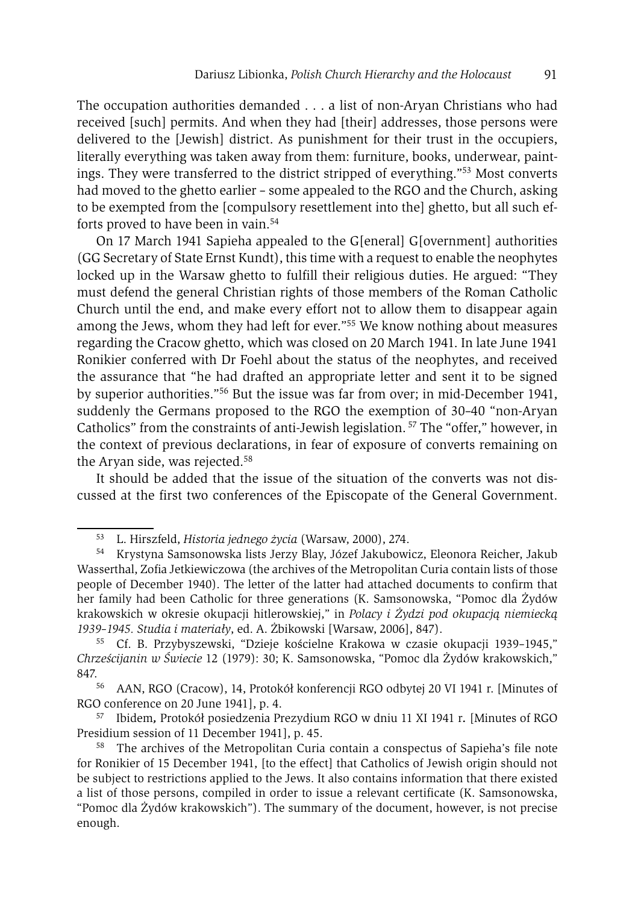The occupation authorities demanded . . . a list of non-Aryan Christians who had received [such] permits. And when they had [their] addresses, those persons were delivered to the [Jewish] district. As punishment for their trust in the occupiers, literally everything was taken away from them: furniture, books, underwear, paintings. They were transferred to the district stripped of everything."[53] Most converts had moved to the ghetto earlier – some appealed to the RGO and the Church, asking to be exempted from the [compulsory resettlement into the] ghetto, but all such efforts proved to have been in vain.[54]

On 17 March 1941 Sapieha appealed to the G[eneral] G[overnment] authorities (GG Secretary of State Ernst Kundt), this time with a request to enable the neophytes locked up in the Warsaw ghetto to fulfill their religious duties. He argued: "They must defend the general Christian rights of those members of the Roman Catholic Church until the end, and make every effort not to allow them to disappear again among the Jews, whom they had left for ever."[55] We know nothing about measures regarding the Cracow ghetto, which was closed on 20 March 1941. In late June 1941 Ronikier conferred with Dr Foehl about the status of the neophytes, and received the assurance that "he had drafted an appropriate letter and sent it to be signed by superior authorities."[56] But the issue was far from over; in mid-December 1941, suddenly the Germans proposed to the RGO the exemption of 30–40 "non-Aryan Catholics" from the constraints of anti-Jewish legislation.[57] The "offer," however, in the context of previous declarations, in fear of exposure of converts remaining on the Aryan side, was rejected.[58]

It should be added that the issue of the situation of the converts was not discussed at the first two conferences of the Episcopate of the General Government.

---

[53] L. Hirszfeld, *Historia jednego życia* (Warsaw, 2000), 274.

[54] Krystyna Samsonowska lists Jerzy Blay, Józef Jakubowicz, Eleonora Reicher, Jakub Wasserthal, Zofia Jetkiewiczowa (the archives of the Metropolitan Curia contain lists of those people of December 1940). The letter of the latter had attached documents to confirm that her family had been Catholic for three generations (K. Samsonowska, "Pomoc dla Żydów krakowskich w okresie okupacji hitlerowskiej," in *Polacy i Żydzi pod okupacją niemiecką 1939–1945. Studia i materiały*, ed. A. Żbikowski [Warsaw, 2006], 847).

[55] Cf. B. Przybyszewski, "Dzieje kościelne Krakowa w czasie okupacji 1939–1945," *Chrześcijanin w Świecie* 12 (1979): 30; K. Samsonowska, "Pomoc dla Żydów krakowskich," 847.

[56] AAN, RGO (Cracow), 14, Protokół konferencji RGO odbytej 20 VI 1941 r. [Minutes of RGO conference on 20 June 1941], p. 4.

[57] Ibidem, Protokół posiedzenia Prezydium RGO w dniu 11 XI 1941 r. [Minutes of RGO Presidium session of 11 December 1941], p. 45.

[58] The archives of the Metropolitan Curia contain a conspectus of Sapieha's file note for Ronikier of 15 December 1941, [to the effect] that Catholics of Jewish origin should not be subject to restrictions applied to the Jews. It also contains information that there existed a list of those persons, compiled in order to issue a relevant certificate (K. Samsonowska, "Pomoc dla Żydów krakowskich"). The summary of the document, however, is not precise enough.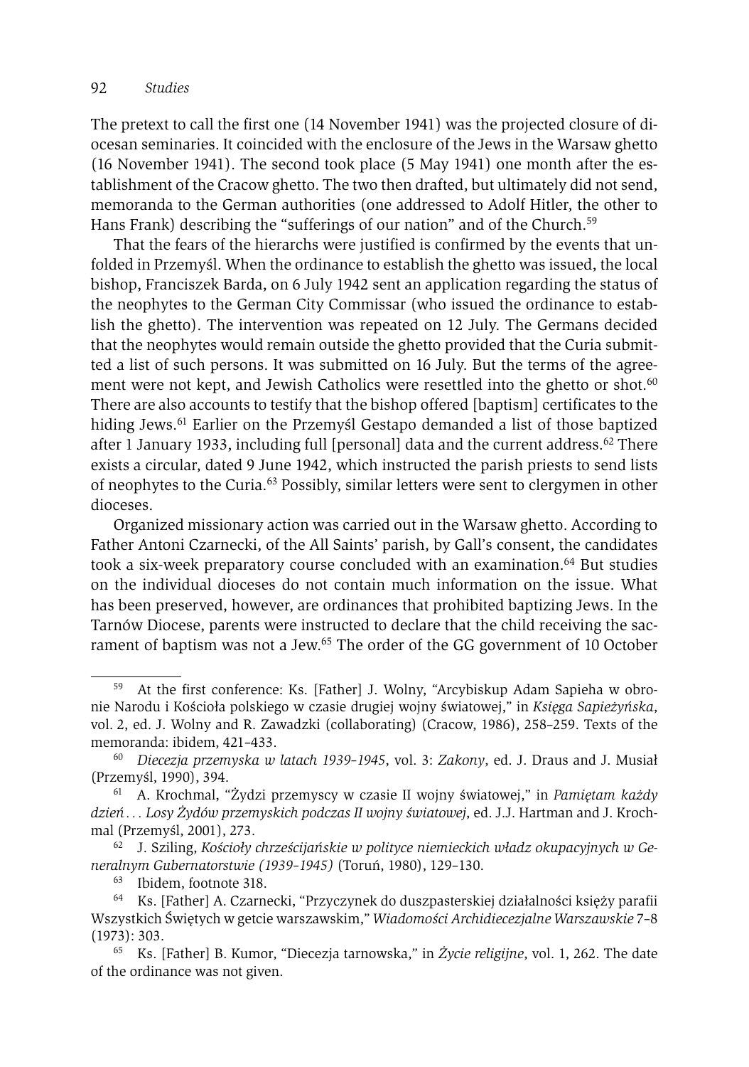The pretext to call the first one (14 November 1941) was the projected closure of diocesan seminaries. It coincided with the enclosure of the Jews in the Warsaw ghetto (16 November 1941). The second took place (5 May 1941) one month after the establishment of the Cracow ghetto. The two then drafted, but ultimately did not send, memoranda to the German authorities (one addressed to Adolf Hitler, the other to Hans Frank) describing the "sufferings of our nation" and of the Church.[59]

That the fears of the hierarchs were justified is confirmed by the events that unfolded in Przemyśl. When the ordinance to establish the ghetto was issued, the local bishop, Franciszek Barda, on 6 July 1942 sent an application regarding the status of the neophytes to the German City Commissar (who issued the ordinance to establish the ghetto). The intervention was repeated on 12 July. The Germans decided that the neophytes would remain outside the ghetto provided that the Curia submitted a list of such persons. It was submitted on 16 July. But the terms of the agreement were not kept, and Jewish Catholics were resettled into the ghetto or shot.[60] There are also accounts to testify that the bishop offered [baptism] certificates to the hiding Jews.[61] Earlier on the Przemyśl Gestapo demanded a list of those baptized after 1 January 1933, including full [personal] data and the current address.[62] There exists a circular, dated 9 June 1942, which instructed the parish priests to send lists of neophytes to the Curia.[63] Possibly, similar letters were sent to clergymen in other dioceses.

Organized missionary action was carried out in the Warsaw ghetto. According to Father Antoni Czarnecki, of the All Saints' parish, by Gall's consent, the candidates took a six-week preparatory course concluded with an examination.[64] But studies on the individual dioceses do not contain much information on the issue. What has been preserved, however, are ordinances that prohibited baptizing Jews. In the Tarnów Diocese, parents were instructed to declare that the child receiving the sacrament of baptism was not a Jew.[65] The order of the GG government of 10 October

---

[59] At the first conference: Ks. [Father] J. Wolny, "Arcybiskup Adam Sapieha w obronie Narodu i Kościoła polskiego w czasie drugiej wojny światowej," in *Księga Sapieżyńska*, vol. 2, ed. J. Wolny and R. Zawadzki (collaborating) (Cracow, 1986), 258–259. Texts of the memoranda: ibidem, 421–433.

[60] *Diecezja przemyska w latach 1939–1945*, vol. 3: *Zakony*, ed. J. Draus and J. Musiał (Przemyśl, 1990), 394.

[61] A. Krochmal, "Żydzi przemyscy w czasie II wojny światowej," in *Pamiętam każdy dzień . . . Losy Żydów przemyskich podczas II wojny światowej*, ed. J.J. Hartman and J. Krochmal (Przemyśl, 2001), 273.

[62] J. Sziling, *Kościoły chrześcijańskie w polityce niemieckich władz okupacyjnych w Generalnym Gubernatorstwie (1939–1945)* (Toruń, 1980), 129–130.

[63] Ibidem, footnote 318.

[64] Ks. [Father] A. Czarnecki, "Przyczynek do duszpasterskiej działalności księży parafii Wszystkich Świętych w getcie warszawskim," *Wiadomości Archidiecezjalne Warszawskie* 7–8 (1973): 303.

[65] Ks. [Father] B. Kumor, "Diecezja tarnowska," in *Życie religijne*, vol. 1, 262. The date of the ordinance was not given.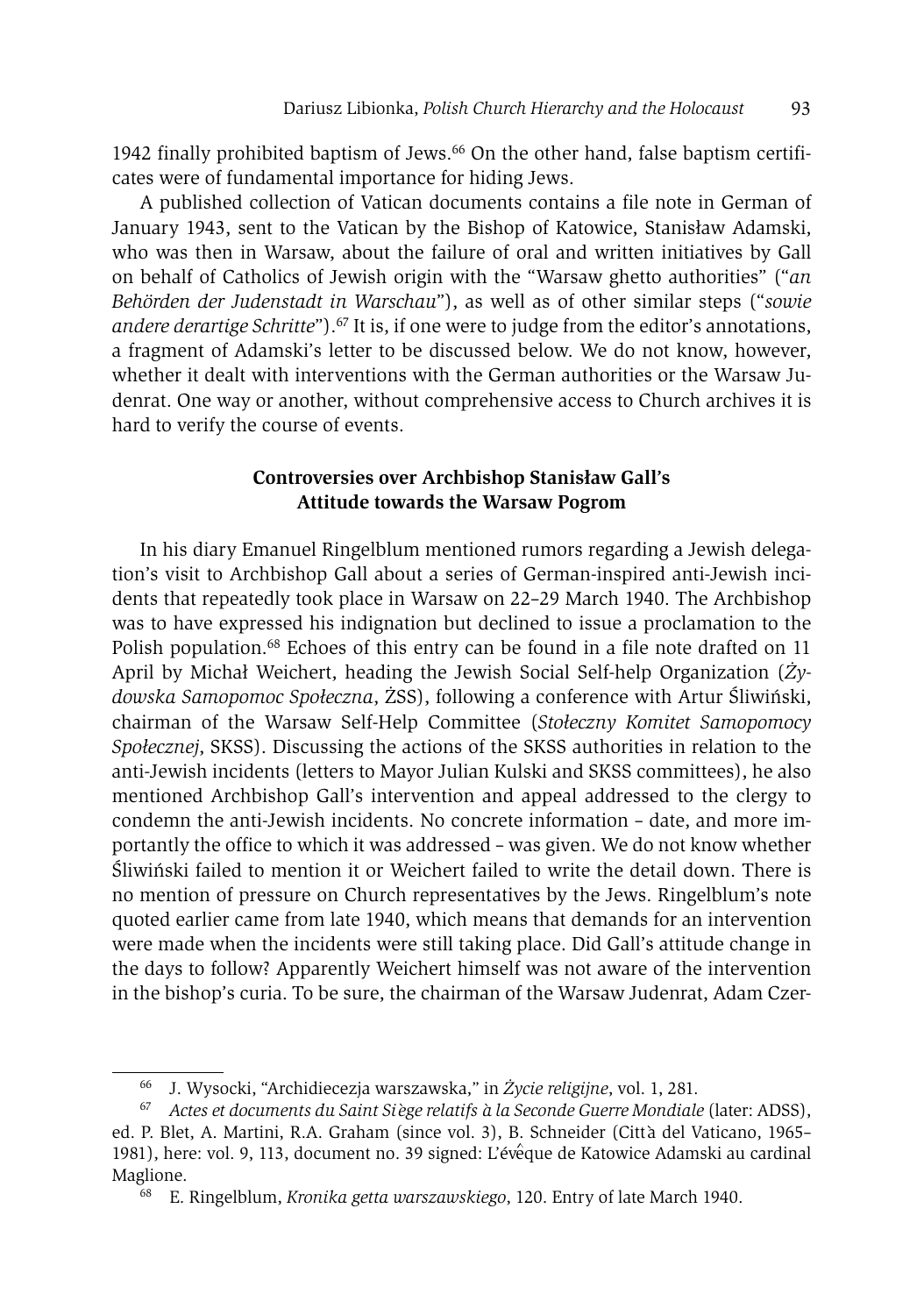1942 finally prohibited baptism of Jews.[66] On the other hand, false baptism certificates were of fundamental importance for hiding Jews.

A published collection of Vatican documents contains a file note in German of January 1943, sent to the Vatican by the Bishop of Katowice, Stanisław Adamski, who was then in Warsaw, about the failure of oral and written initiatives by Gall on behalf of Catholics of Jewish origin with the "Warsaw ghetto authorities" ("*an Behörden der Judenstadt in Warschau*"), as well as of other similar steps ("*sowie andere derartige Schritte*").[67] It is, if one were to judge from the editor's annotations, a fragment of Adamski's letter to be discussed below. We do not know, however, whether it dealt with interventions with the German authorities or the Warsaw Judenrat. One way or another, without comprehensive access to Church archives it is hard to verify the course of events.

### Controversies over Archbishop Stanisław Gall's Attitude towards the Warsaw Pogrom

In his diary Emanuel Ringelblum mentioned rumors regarding a Jewish delegation's visit to Archbishop Gall about a series of German-inspired anti-Jewish incidents that repeatedly took place in Warsaw on 22–29 March 1940. The Archbishop was to have expressed his indignation but declined to issue a proclamation to the Polish population.[68] Echoes of this entry can be found in a file note drafted on 11 April by Michał Weichert, heading the Jewish Social Self-help Organization (*Żydowska Samopomoc Społeczna*, ŻSS), following a conference with Artur Śliwiński, chairman of the Warsaw Self-Help Committee (*Stołeczny Komitet Samopomocy Społecznej*, SKSS). Discussing the actions of the SKSS authorities in relation to the anti-Jewish incidents (letters to Mayor Julian Kulski and SKSS committees), he also mentioned Archbishop Gall's intervention and appeal addressed to the clergy to condemn the anti-Jewish incidents. No concrete information – date, and more importantly the office to which it was addressed – was given. We do not know whether Śliwiński failed to mention it or Weichert failed to write the detail down. There is no mention of pressure on Church representatives by the Jews. Ringelblum's note quoted earlier came from late 1940, which means that demands for an intervention were made when the incidents were still taking place. Did Gall's attitude change in the days to follow? Apparently Weichert himself was not aware of the intervention in the bishop's curia. To be sure, the chairman of the Warsaw Judenrat, Adam Czer-

---

[66] J. Wysocki, "Archidiecezja warszawska," in *Życie religijne*, vol. 1, 281.

[67] *Actes et documents du Saint Siège relatifs à la Seconde Guerre Mondiale* (later: ADSS), ed. P. Blet, A. Martini, R.A. Graham (since vol. 3), B. Schneider (Città del Vaticano, 1965–1981), here: vol. 9, 113, document no. 39 signed: L'évêque de Katowice Adamski au cardinal Maglione.

[68] E. Ringelblum, *Kronika getta warszawskiego*, 120. Entry of late March 1940.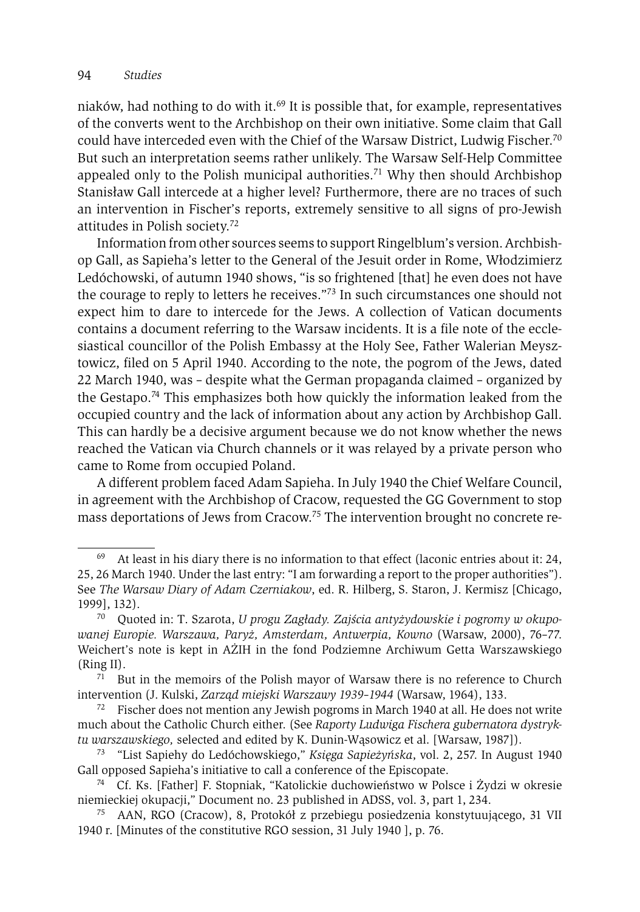niaków, had nothing to do with it.[69] It is possible that, for example, representatives of the converts went to the Archbishop on their own initiative. Some claim that Gall could have interceded even with the Chief of the Warsaw District, Ludwig Fischer.[70] But such an interpretation seems rather unlikely. The Warsaw Self-Help Committee appealed only to the Polish municipal authorities.[71] Why then should Archbishop Stanisław Gall intercede at a higher level? Furthermore, there are no traces of such an intervention in Fischer's reports, extremely sensitive to all signs of pro-Jewish attitudes in Polish society.[72]

Information from other sources seems to support Ringelblum's version. Archbishop Gall, as Sapieha's letter to the General of the Jesuit order in Rome, Włodzimierz Ledóchowski, of autumn 1940 shows, "is so frightened [that] he even does not have the courage to reply to letters he receives."[73] In such circumstances one should not expect him to dare to intercede for the Jews. A collection of Vatican documents contains a document referring to the Warsaw incidents. It is a file note of the ecclesiastical councillor of the Polish Embassy at the Holy See, Father Walerian Meysztowicz, filed on 5 April 1940. According to the note, the pogrom of the Jews, dated 22 March 1940, was – despite what the German propaganda claimed – organized by the Gestapo.[74] This emphasizes both how quickly the information leaked from the occupied country and the lack of information about any action by Archbishop Gall. This can hardly be a decisive argument because we do not know whether the news reached the Vatican via Church channels or it was relayed by a private person who came to Rome from occupied Poland.

A different problem faced Adam Sapieha. In July 1940 the Chief Welfare Council, in agreement with the Archbishop of Cracow, requested the GG Government to stop mass deportations of Jews from Cracow.[75] The intervention brought no concrete re-

---

[69] At least in his diary there is no information to that effect (laconic entries about it: 24, 25, 26 March 1940. Under the last entry: "I am forwarding a report to the proper authorities"). See *The Warsaw Diary of Adam Czerniakow*, ed. R. Hilberg, S. Staron, J. Kermisz [Chicago, 1999], 132).

[70] Quoted in: T. Szarota, *U progu Zagłady. Zajścia antyżydowskie i pogromy w okupowanej Europie. Warszawa, Paryż, Amsterdam, Antwerpia, Kowno* (Warsaw, 2000), 76–77. Weichert's note is kept in AŻIH in the fond Podziemne Archiwum Getta Warszawskiego (Ring II).

[71] But in the memoirs of the Polish mayor of Warsaw there is no reference to Church intervention (J. Kulski, *Zarząd miejski Warszawy 1939–1944* (Warsaw, 1964), 133.

[72] Fischer does not mention any Jewish pogroms in March 1940 at all. He does not write much about the Catholic Church either. (See *Raporty Ludwiga Fischera gubernatora dystryktu warszawskiego,* selected and edited by K. Dunin-Wąsowicz et al. [Warsaw, 1987]).

[73] "List Sapiehy do Ledóchowskiego," *Księga Sapieżyńska*, vol. 2, 257. In August 1940 Gall opposed Sapieha's initiative to call a conference of the Episcopate.

[74] Cf. Ks. [Father] F. Stopniak, "Katolickie duchowieństwo w Polsce i Żydzi w okresie niemieckiej okupacji," Document no. 23 published in ADSS, vol. 3, part 1, 234.

[75] AAN, RGO (Cracow), 8, Protokół z przebiegu posiedzenia konstytuującego, 31 VII 1940 r. [Minutes of the constitutive RGO session, 31 July 1940 ], p. 76.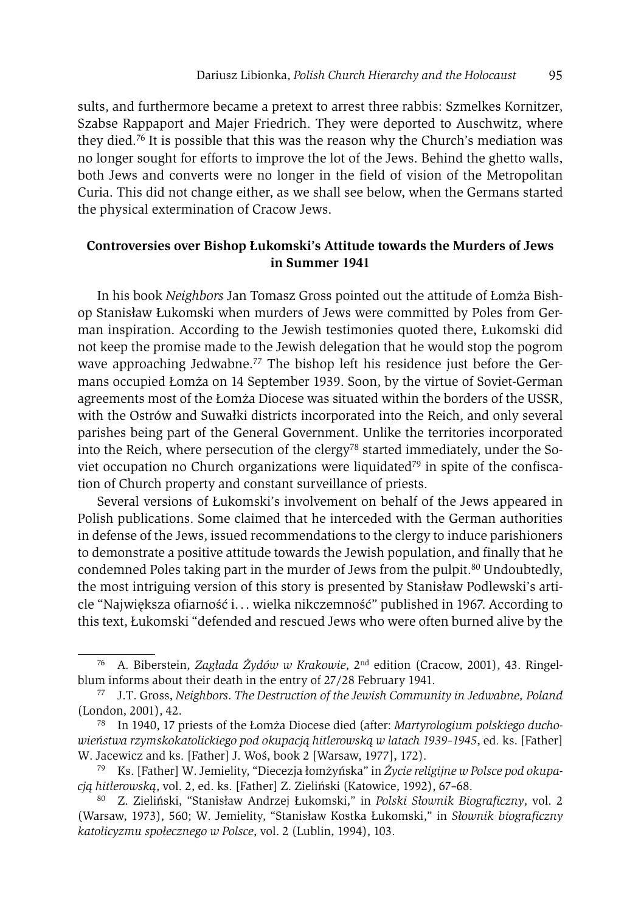sults, and furthermore became a pretext to arrest three rabbis: Szmelkes Kornitzer, Szabse Rappaport and Majer Friedrich. They were deported to Auschwitz, where they died.[76] It is possible that this was the reason why the Church's mediation was no longer sought for efforts to improve the lot of the Jews. Behind the ghetto walls, both Jews and converts were no longer in the field of vision of the Metropolitan Curia. This did not change either, as we shall see below, when the Germans started the physical extermination of Cracow Jews.

## Controversies over Bishop Łukomski's Attitude towards the Murders of Jews in Summer 1941

In his book *Neighbors* Jan Tomasz Gross pointed out the attitude of Łomża Bishop Stanisław Łukomski when murders of Jews were committed by Poles from German inspiration. According to the Jewish testimonies quoted there, Łukomski did not keep the promise made to the Jewish delegation that he would stop the pogrom wave approaching Jedwabne.[77] The bishop left his residence just before the Germans occupied Łomża on 14 September 1939. Soon, by the virtue of Soviet-German agreements most of the Łomża Diocese was situated within the borders of the USSR, with the Ostrów and Suwałki districts incorporated into the Reich, and only several parishes being part of the General Government. Unlike the territories incorporated into the Reich, where persecution of the clergy[78] started immediately, under the Soviet occupation no Church organizations were liquidated[79] in spite of the confiscation of Church property and constant surveillance of priests.

Several versions of Łukomski's involvement on behalf of the Jews appeared in Polish publications. Some claimed that he interceded with the German authorities in defense of the Jews, issued recommendations to the clergy to induce parishioners to demonstrate a positive attitude towards the Jewish population, and finally that he condemned Poles taking part in the murder of Jews from the pulpit.[80] Undoubtedly, the most intriguing version of this story is presented by Stanisław Podlewski's article "Największa ofiarność i… wielka nikczemność" published in 1967. According to this text, Łukomski "defended and rescued Jews who were often burned alive by the

---

[76] A. Biberstein, *Zagłada Żydów w Krakowie*, 2nd edition (Cracow, 2001), 43. Ringelblum informs about their death in the entry of 27/28 February 1941.

[77] J.T. Gross, *Neighbors. The Destruction of the Jewish Community in Jedwabne, Poland* (London, 2001), 42.

[78] In 1940, 17 priests of the Łomża Diocese died (after: *Martyrologium polskiego duchowieństwa rzymskokatolickiego pod okupacją hitlerowską w latach 1939–1945*, ed. ks. [Father] W. Jacewicz and ks. [Father] J. Woś, book 2 [Warsaw, 1977], 172).

[79] Ks. [Father] W. Jemielity, "Diecezja łomżyńska" in *Życie religijne w Polsce pod okupacją hitlerowską*, vol. 2, ed. ks. [Father] Z. Zieliński (Katowice, 1992), 67–68.

[80] Z. Zieliński, "Stanisław Andrzej Łukomski," in *Polski Słownik Biograficzny*, vol. 2 (Warsaw, 1973), 560; W. Jemielity, "Stanisław Kostka Łukomski," in *Słownik biograficzny katolicyzmu społecznego w Polsce*, vol. 2 (Lublin, 1994), 103.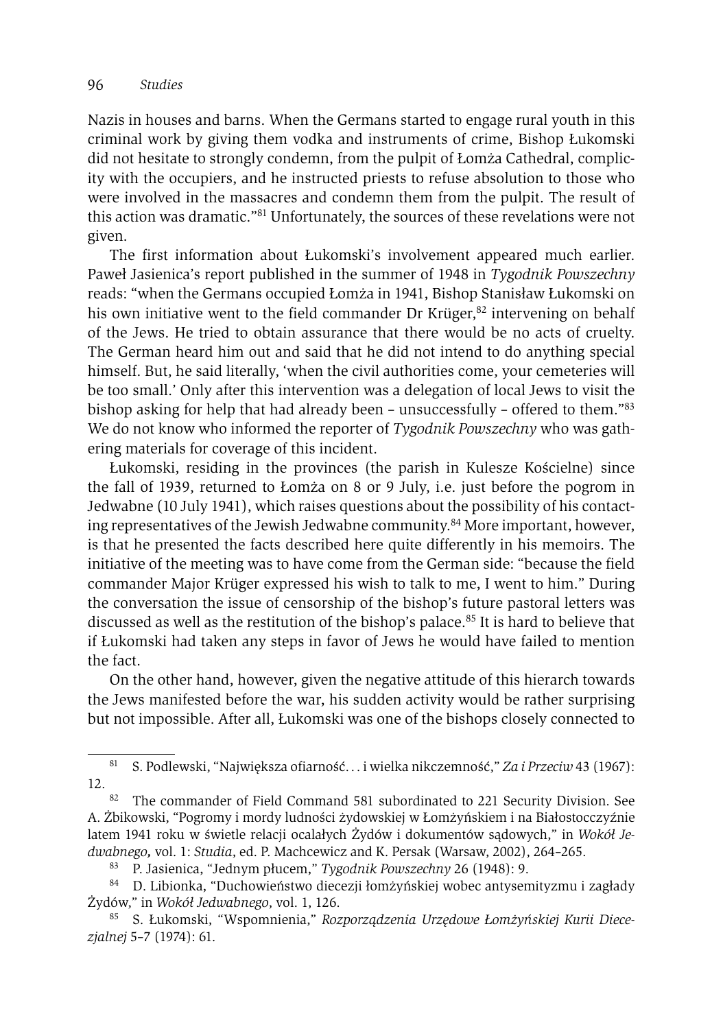Nazis in houses and barns. When the Germans started to engage rural youth in this criminal work by giving them vodka and instruments of crime, Bishop Łukomski did not hesitate to strongly condemn, from the pulpit of Łomża Cathedral, complicity with the occupiers, and he instructed priests to refuse absolution to those who were involved in the massacres and condemn them from the pulpit. The result of this action was dramatic."[81] Unfortunately, the sources of these revelations were not given.

The first information about Łukomski's involvement appeared much earlier. Paweł Jasienica's report published in the summer of 1948 in *Tygodnik Powszechny* reads: "when the Germans occupied Łomża in 1941, Bishop Stanisław Łukomski on his own initiative went to the field commander Dr Krüger,[82] intervening on behalf of the Jews. He tried to obtain assurance that there would be no acts of cruelty. The German heard him out and said that he did not intend to do anything special himself. But, he said literally, 'when the civil authorities come, your cemeteries will be too small.' Only after this intervention was a delegation of local Jews to visit the bishop asking for help that had already been – unsuccessfully – offered to them."[83] We do not know who informed the reporter of *Tygodnik Powszechny* who was gathering materials for coverage of this incident.

Łukomski, residing in the provinces (the parish in Kulesze Kościelne) since the fall of 1939, returned to Łomża on 8 or 9 July, i.e. just before the pogrom in Jedwabne (10 July 1941), which raises questions about the possibility of his contacting representatives of the Jewish Jedwabne community.[84] More important, however, is that he presented the facts described here quite differently in his memoirs. The initiative of the meeting was to have come from the German side: "because the field commander Major Krüger expressed his wish to talk to me, I went to him." During the conversation the issue of censorship of the bishop's future pastoral letters was discussed as well as the restitution of the bishop's palace.[85] It is hard to believe that if Łukomski had taken any steps in favor of Jews he would have failed to mention the fact.

On the other hand, however, given the negative attitude of this hierarch towards the Jews manifested before the war, his sudden activity would be rather surprising but not impossible. After all, Łukomski was one of the bishops closely connected to

---

[81] S. Podlewski, "Największa ofiarność… i wielka nikczemność," *Za i Przeciw* 43 (1967): 12.

[82] The commander of Field Command 581 subordinated to 221 Security Division. See A. Żbikowski, "Pogromy i mordy ludności żydowskiej w Łomżyńskiem i na Białostocczyźnie latem 1941 roku w świetle relacji ocalałych Żydów i dokumentów sądowych," in *Wokół Jedwabnego,* vol. 1: *Studia*, ed. P. Machcewicz and K. Persak (Warsaw, 2002), 264–265.

[83] P. Jasienica, "Jednym płucem," *Tygodnik Powszechny* 26 (1948): 9.

[84] D. Libionka, "Duchowieństwo diecezji łomżyńskiej wobec antysemityzmu i zagłady Żydów," in *Wokół Jedwabnego*, vol. 1, 126.

[85] S. Łukomski, "Wspomnienia," *Rozporządzenia Urzędowe Łomżyńskiej Kurii Diecezjalnej* 5–7 (1974): 61.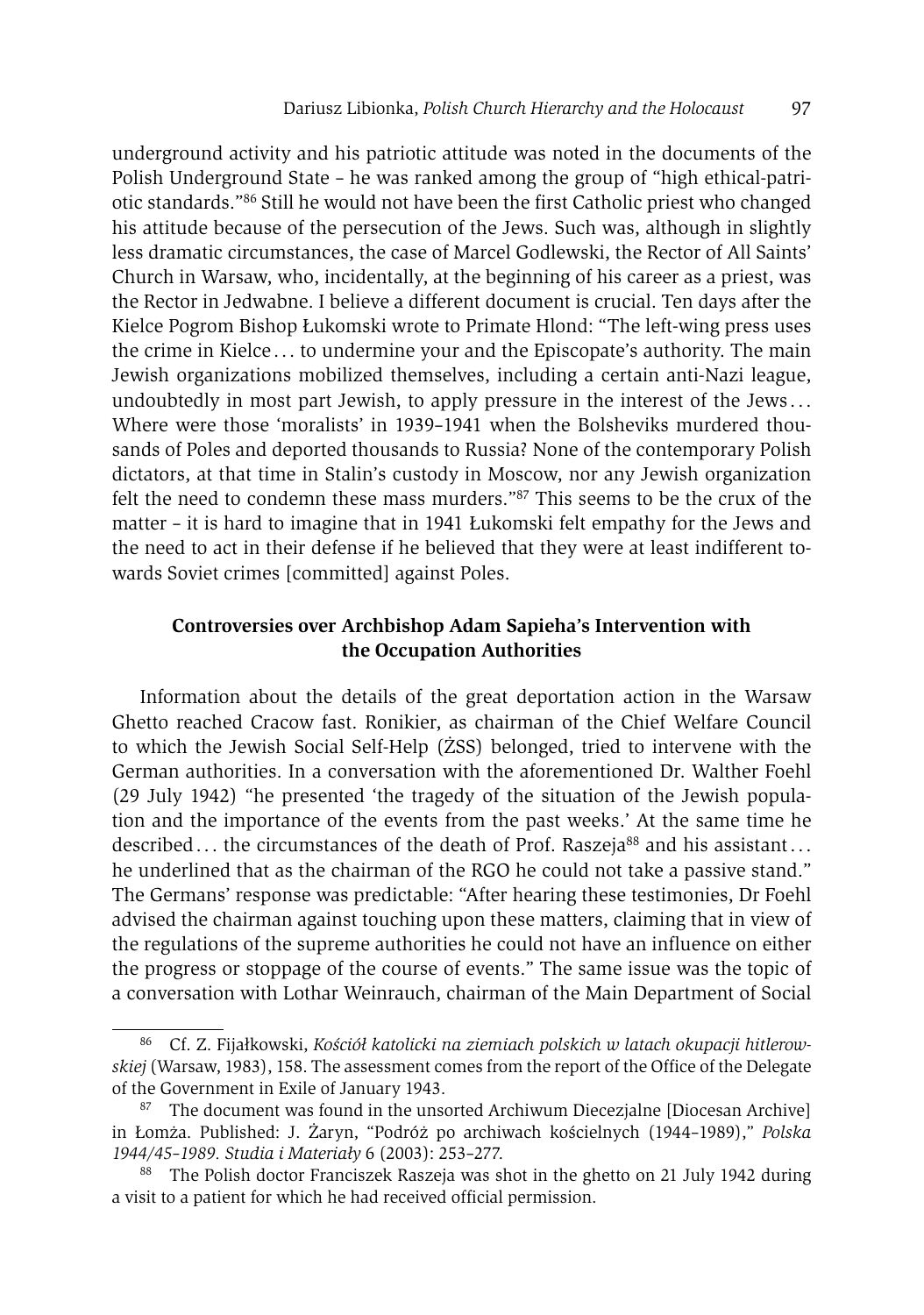underground activity and his patriotic attitude was noted in the documents of the Polish Underground State – he was ranked among the group of "high ethical-patriotic standards."[86] Still he would not have been the first Catholic priest who changed his attitude because of the persecution of the Jews. Such was, although in slightly less dramatic circumstances, the case of Marcel Godlewski, the Rector of All Saints' Church in Warsaw, who, incidentally, at the beginning of his career as a priest, was the Rector in Jedwabne. I believe a different document is crucial. Ten days after the Kielce Pogrom Bishop Łukomski wrote to Primate Hlond: "The left-wing press uses the crime in Kielce . . . to undermine your and the Episcopate's authority. The main Jewish organizations mobilized themselves, including a certain anti-Nazi league, undoubtedly in most part Jewish, to apply pressure in the interest of the Jews . . . Where were those 'moralists' in 1939–1941 when the Bolsheviks murdered thousands of Poles and deported thousands to Russia? None of the contemporary Polish dictators, at that time in Stalin's custody in Moscow, nor any Jewish organization felt the need to condemn these mass murders."[87] This seems to be the crux of the matter – it is hard to imagine that in 1941 Łukomski felt empathy for the Jews and the need to act in their defense if he believed that they were at least indifferent towards Soviet crimes [committed] against Poles.

## Controversies over Archbishop Adam Sapieha's Intervention with the Occupation Authorities

Information about the details of the great deportation action in the Warsaw Ghetto reached Cracow fast. Ronikier, as chairman of the Chief Welfare Council to which the Jewish Social Self-Help (ŻSS) belonged, tried to intervene with the German authorities. In a conversation with the aforementioned Dr. Walther Foehl (29 July 1942) "he presented 'the tragedy of the situation of the Jewish population and the importance of the events from the past weeks.' At the same time he described . . . the circumstances of the death of Prof. Raszeja[88] and his assistant . . . he underlined that as the chairman of the RGO he could not take a passive stand." The Germans' response was predictable: "After hearing these testimonies, Dr Foehl advised the chairman against touching upon these matters, claiming that in view of the regulations of the supreme authorities he could not have an influence on either the progress or stoppage of the course of events." The same issue was the topic of a conversation with Lothar Weinrauch, chairman of the Main Department of Social

---

[86] Cf. Z. Fijałkowski, *Kościół katolicki na ziemiach polskich w latach okupacji hitlerowskiej* (Warsaw, 1983), 158. The assessment comes from the report of the Office of the Delegate of the Government in Exile of January 1943.

[87] The document was found in the unsorted Archiwum Diecezjalne [Diocesan Archive] in Łomża. Published: J. Żaryn, "Podróż po archiwach kościelnych (1944–1989)," *Polska 1944/45–1989. Studia i Materiały* 6 (2003): 253–277.

[88] The Polish doctor Franciszek Raszeja was shot in the ghetto on 21 July 1942 during a visit to a patient for which he had received official permission.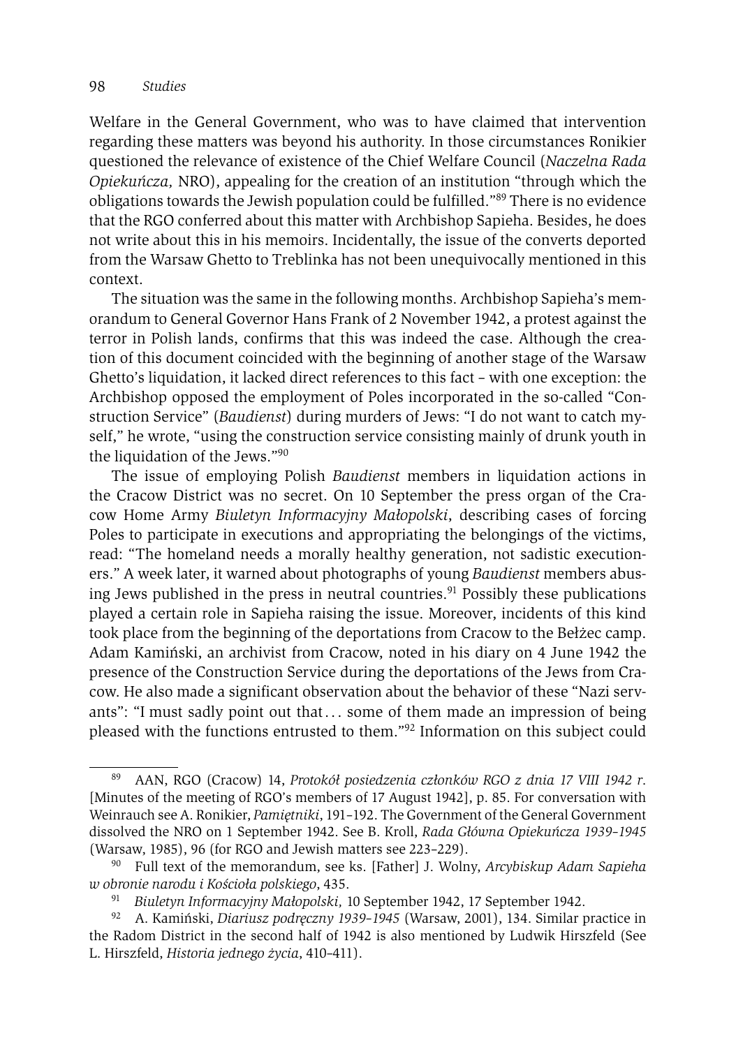Welfare in the General Government, who was to have claimed that intervention regarding these matters was beyond his authority. In those circumstances Ronikier questioned the relevance of existence of the Chief Welfare Council (*Naczelna Rada Opiekuńcza,* NRO), appealing for the creation of an institution "through which the obligations towards the Jewish population could be fulfilled."[89] There is no evidence that the RGO conferred about this matter with Archbishop Sapieha. Besides, he does not write about this in his memoirs. Incidentally, the issue of the converts deported from the Warsaw Ghetto to Treblinka has not been unequivocally mentioned in this context.

The situation was the same in the following months. Archbishop Sapieha's memorandum to General Governor Hans Frank of 2 November 1942, a protest against the terror in Polish lands, confirms that this was indeed the case. Although the creation of this document coincided with the beginning of another stage of the Warsaw Ghetto's liquidation, it lacked direct references to this fact – with one exception: the Archbishop opposed the employment of Poles incorporated in the so-called "Construction Service" (*Baudienst*) during murders of Jews: "I do not want to catch myself," he wrote, "using the construction service consisting mainly of drunk youth in the liquidation of the Jews."[90]

The issue of employing Polish *Baudienst* members in liquidation actions in the Cracow District was no secret. On 10 September the press organ of the Cracow Home Army *Biuletyn Informacyjny Małopolski*, describing cases of forcing Poles to participate in executions and appropriating the belongings of the victims, read: "The homeland needs a morally healthy generation, not sadistic executioners." A week later, it warned about photographs of young *Baudienst* members abusing Jews published in the press in neutral countries.[91] Possibly these publications played a certain role in Sapieha raising the issue. Moreover, incidents of this kind took place from the beginning of the deportations from Cracow to the Bełżec camp. Adam Kamiński, an archivist from Cracow, noted in his diary on 4 June 1942 the presence of the Construction Service during the deportations of the Jews from Cracow. He also made a significant observation about the behavior of these "Nazi servants": "I must sadly point out that… some of them made an impression of being pleased with the functions entrusted to them."[92] Information on this subject could

---

[89] AAN, RGO (Cracow) 14, *Protokół posiedzenia członków RGO z dnia 17 VIII 1942 r.* [Minutes of the meeting of RGO's members of 17 August 1942], p. 85. For conversation with Weinrauch see A. Ronikier, *Pamiętniki*, 191–192. The Government of the General Government dissolved the NRO on 1 September 1942. See B. Kroll, *Rada Główna Opiekuńcza 1939–1945* (Warsaw, 1985), 96 (for RGO and Jewish matters see 223–229).

[90] Full text of the memorandum, see ks. [Father] J. Wolny, *Arcybiskup Adam Sapieha w obronie narodu i Kościoła polskiego*, 435.

[91] *Biuletyn Informacyjny Małopolski,* 10 September 1942, 17 September 1942.

[92] A. Kamiński, *Diariusz podręczny 1939–1945* (Warsaw, 2001), 134. Similar practice in the Radom District in the second half of 1942 is also mentioned by Ludwik Hirszfeld (See L. Hirszfeld, *Historia jednego życia*, 410–411).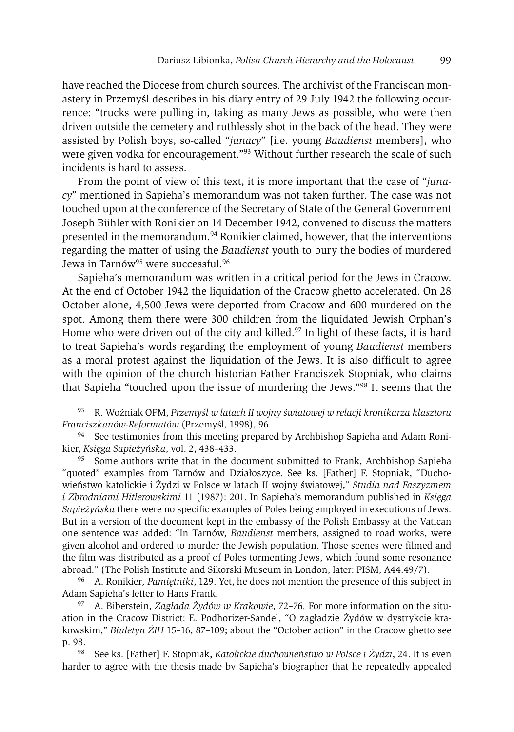have reached the Diocese from church sources. The archivist of the Franciscan monastery in Przemyśl describes in his diary entry of 29 July 1942 the following occurrence: "trucks were pulling in, taking as many Jews as possible, who were then driven outside the cemetery and ruthlessly shot in the back of the head. They were assisted by Polish boys, so-called "*junacy*" [i.e. young *Baudienst* members], who were given vodka for encouragement."[93] Without further research the scale of such incidents is hard to assess.

From the point of view of this text, it is more important that the case of "*junacy*" mentioned in Sapieha's memorandum was not taken further. The case was not touched upon at the conference of the Secretary of State of the General Government Joseph Bühler with Ronikier on 14 December 1942, convened to discuss the matters presented in the memorandum.[94] Ronikier claimed, however, that the interventions regarding the matter of using the *Baudienst* youth to bury the bodies of murdered Jews in Tarnów[95] were successful.[96]

Sapieha's memorandum was written in a critical period for the Jews in Cracow. At the end of October 1942 the liquidation of the Cracow ghetto accelerated. On 28 October alone, 4,500 Jews were deported from Cracow and 600 murdered on the spot. Among them there were 300 children from the liquidated Jewish Orphan's Home who were driven out of the city and killed.[97] In light of these facts, it is hard to treat Sapieha's words regarding the employment of young *Baudienst* members as a moral protest against the liquidation of the Jews. It is also difficult to agree with the opinion of the church historian Father Franciszek Stopniak, who claims that Sapieha "touched upon the issue of murdering the Jews."[98] It seems that the

---

[93] R. Woźniak OFM, *Przemyśl w latach II wojny światowej w relacji kronikarza klasztoru Franciszkanów-Reformatów* (Przemyśl, 1998), 96.

[94] See testimonies from this meeting prepared by Archbishop Sapieha and Adam Ronikier, *Księga Sapieżyńska*, vol. 2, 438–433.

[95] Some authors write that in the document submitted to Frank, Archbishop Sapieha "quoted" examples from Tarnów and Działoszyce. See ks. [Father] F. Stopniak, "Duchowieństwo katolickie i Żydzi w Polsce w latach II wojny światowej," *Studia nad Faszyzmem i Zbrodniami Hitlerowskimi* 11 (1987): 201. In Sapieha's memorandum published in *Księga Sapieżyńska* there were no specific examples of Poles being employed in executions of Jews. But in a version of the document kept in the embassy of the Polish Embassy at the Vatican one sentence was added: "In Tarnów, *Baudienst* members, assigned to road works, were given alcohol and ordered to murder the Jewish population. Those scenes were filmed and the film was distributed as a proof of Poles tormenting Jews, which found some resonance abroad." (The Polish Institute and Sikorski Museum in London, later: PISM, A44.49/7).

[96] A. Ronikier, *Pamiętniki*, 129. Yet, he does not mention the presence of this subject in Adam Sapieha's letter to Hans Frank.

[97] A. Biberstein, *Zagłada Żydów w Krakowie*, 72–76. For more information on the situation in the Cracow District: E. Podhorizer-Sandel, "O zagładzie Żydów w dystrykcie krakowskim," *Biuletyn ŻIH* 15–16, 87–109; about the "October action" in the Cracow ghetto see p. 98.

[98] See ks. [Father] F. Stopniak, *Katolickie duchowieństwo w Polsce i Żydzi*, 24. It is even harder to agree with the thesis made by Sapieha's biographer that he repeatedly appealed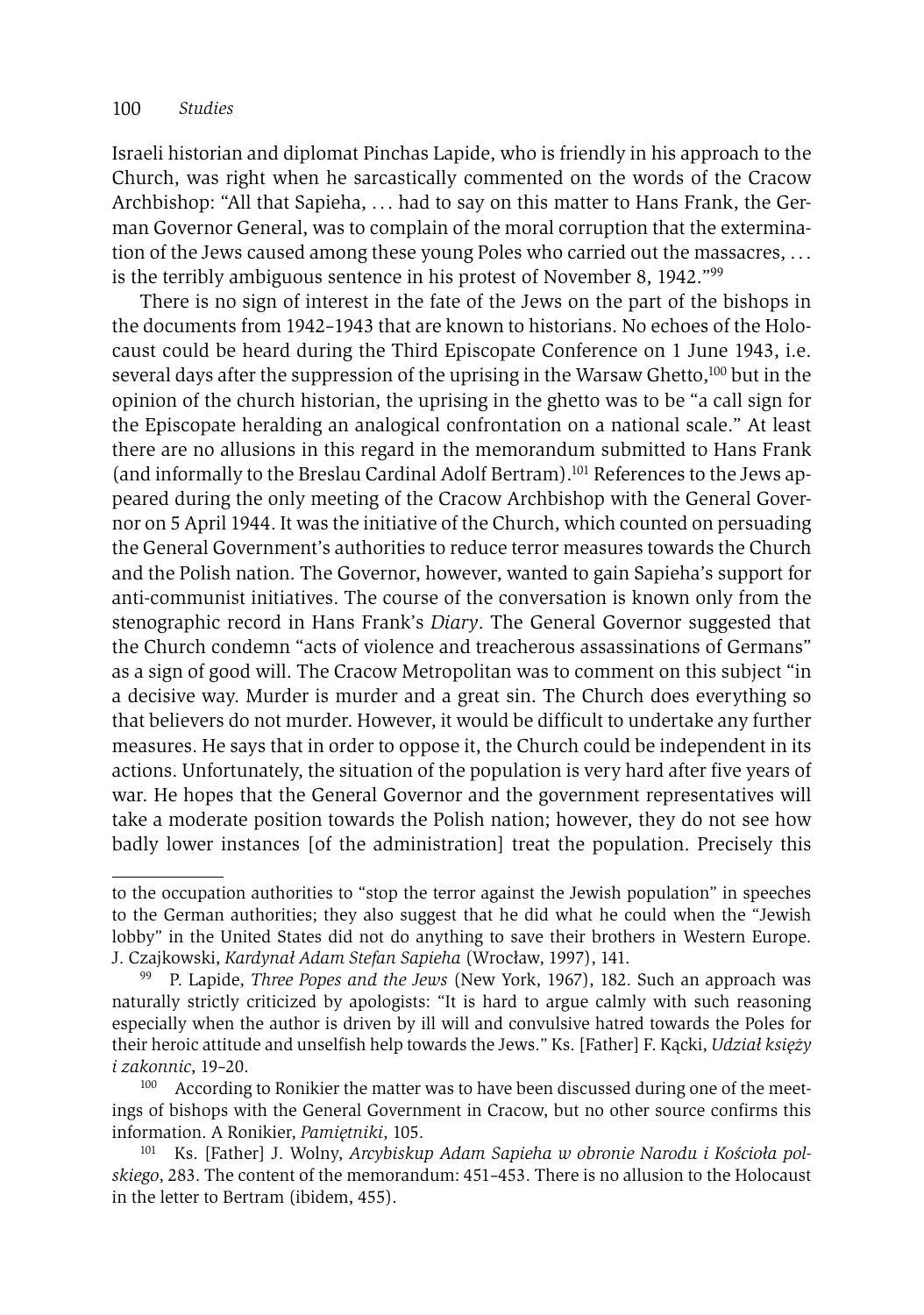Israeli historian and diplomat Pinchas Lapide, who is friendly in his approach to the Church, was right when he sarcastically commented on the words of the Cracow Archbishop: "All that Sapieha, … had to say on this matter to Hans Frank, the German Governor General, was to complain of the moral corruption that the extermination of the Jews caused among these young Poles who carried out the massacres, … is the terribly ambiguous sentence in his protest of November 8, 1942."[99]

There is no sign of interest in the fate of the Jews on the part of the bishops in the documents from 1942–1943 that are known to historians. No echoes of the Holocaust could be heard during the Third Episcopate Conference on 1 June 1943, i.e. several days after the suppression of the uprising in the Warsaw Ghetto,[100] but in the opinion of the church historian, the uprising in the ghetto was to be "a call sign for the Episcopate heralding an analogical confrontation on a national scale." At least there are no allusions in this regard in the memorandum submitted to Hans Frank (and informally to the Breslau Cardinal Adolf Bertram).[101] References to the Jews appeared during the only meeting of the Cracow Archbishop with the General Governor on 5 April 1944. It was the initiative of the Church, which counted on persuading the General Government's authorities to reduce terror measures towards the Church and the Polish nation. The Governor, however, wanted to gain Sapieha's support for anti-communist initiatives. The course of the conversation is known only from the stenographic record in Hans Frank's *Diary*. The General Governor suggested that the Church condemn "acts of violence and treacherous assassinations of Germans" as a sign of good will. The Cracow Metropolitan was to comment on this subject "in a decisive way. Murder is murder and a great sin. The Church does everything so that believers do not murder. However, it would be difficult to undertake any further measures. He says that in order to oppose it, the Church could be independent in its actions. Unfortunately, the situation of the population is very hard after five years of war. He hopes that the General Governor and the government representatives will take a moderate position towards the Polish nation; however, they do not see how badly lower instances [of the administration] treat the population. Precisely this

---

to the occupation authorities to "stop the terror against the Jewish population" in speeches to the German authorities; they also suggest that he did what he could when the "Jewish lobby" in the United States did not do anything to save their brothers in Western Europe. J. Czajkowski, *Kardynał Adam Stefan Sapieha* (Wrocław, 1997), 141.

[99] P. Lapide, *Three Popes and the Jews* (New York, 1967), 182. Such an approach was naturally strictly criticized by apologists: "It is hard to argue calmly with such reasoning especially when the author is driven by ill will and convulsive hatred towards the Poles for their heroic attitude and unselfish help towards the Jews." Ks. [Father] F. Kącki, *Udział księży i zakonnic*, 19–20.

[100] According to Ronikier the matter was to have been discussed during one of the meetings of bishops with the General Government in Cracow, but no other source confirms this information. A Ronikier, *Pamiętniki*, 105.

[101] Ks. [Father] J. Wolny, *Arcybiskup Adam Sapieha w obronie Narodu i Kościoła polskiego*, 283. The content of the memorandum: 451–453. There is no allusion to the Holocaust in the letter to Bertram (ibidem, 455).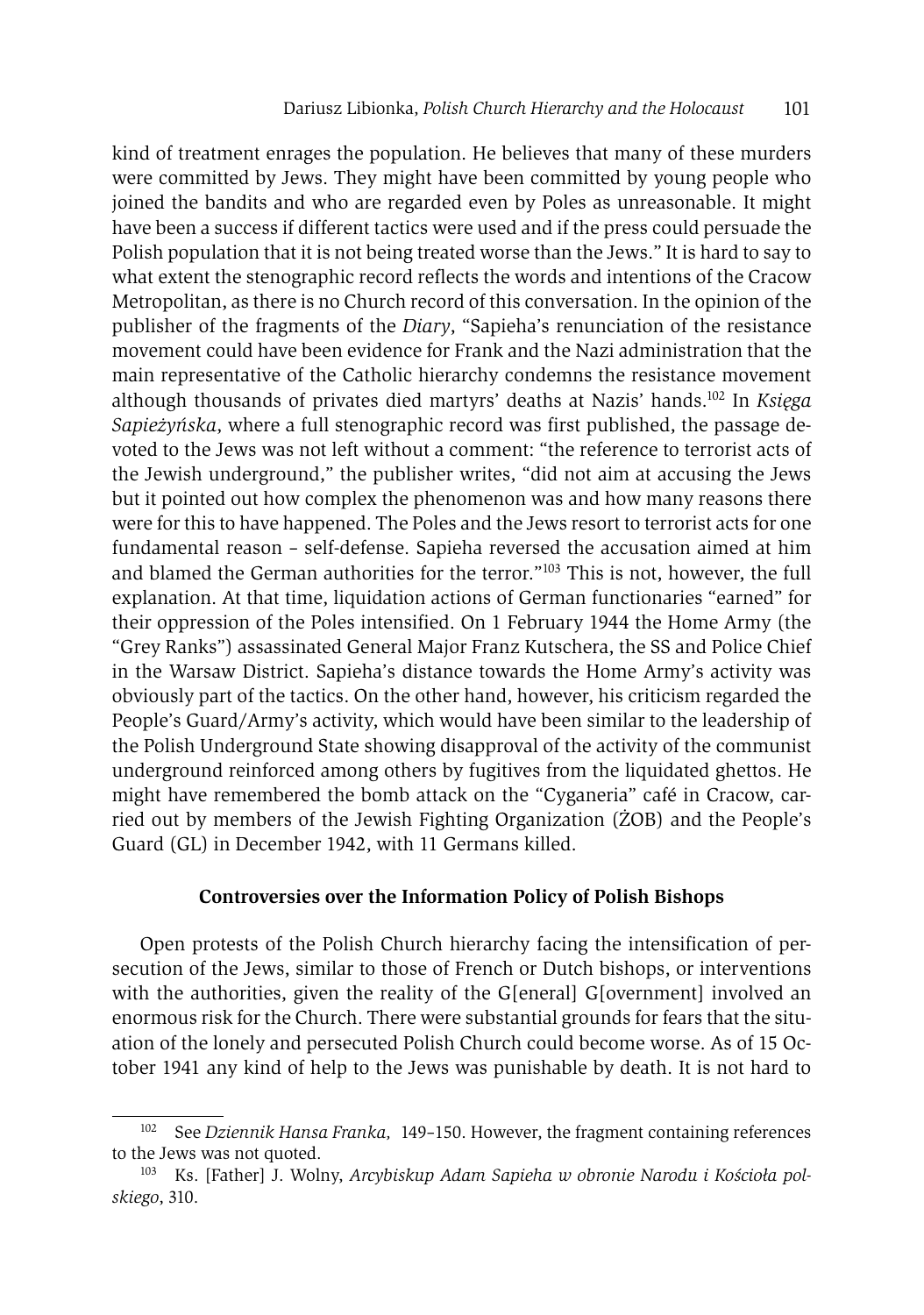kind of treatment enrages the population. He believes that many of these murders were committed by Jews. They might have been committed by young people who joined the bandits and who are regarded even by Poles as unreasonable. It might have been a success if different tactics were used and if the press could persuade the Polish population that it is not being treated worse than the Jews." It is hard to say to what extent the stenographic record reflects the words and intentions of the Cracow Metropolitan, as there is no Church record of this conversation. In the opinion of the publisher of the fragments of the *Diary*, "Sapieha's renunciation of the resistance movement could have been evidence for Frank and the Nazi administration that the main representative of the Catholic hierarchy condemns the resistance movement although thousands of privates died martyrs' deaths at Nazis' hands.[102] In *Księga Sapieżyńska*, where a full stenographic record was first published, the passage devoted to the Jews was not left without a comment: "the reference to terrorist acts of the Jewish underground," the publisher writes, "did not aim at accusing the Jews but it pointed out how complex the phenomenon was and how many reasons there were for this to have happened. The Poles and the Jews resort to terrorist acts for one fundamental reason – self-defense. Sapieha reversed the accusation aimed at him and blamed the German authorities for the terror."[103] This is not, however, the full explanation. At that time, liquidation actions of German functionaries "earned" for their oppression of the Poles intensified. On 1 February 1944 the Home Army (the "Grey Ranks") assassinated General Major Franz Kutschera, the SS and Police Chief in the Warsaw District. Sapieha's distance towards the Home Army's activity was obviously part of the tactics. On the other hand, however, his criticism regarded the People's Guard/Army's activity, which would have been similar to the leadership of the Polish Underground State showing disapproval of the activity of the communist underground reinforced among others by fugitives from the liquidated ghettos. He might have remembered the bomb attack on the "Cyganeria" café in Cracow, carried out by members of the Jewish Fighting Organization (ŻOB) and the People's Guard (GL) in December 1942, with 11 Germans killed.

## Controversies over the Information Policy of Polish Bishops

Open protests of the Polish Church hierarchy facing the intensification of persecution of the Jews, similar to those of French or Dutch bishops, or interventions with the authorities, given the reality of the G[eneral] G[overnment] involved an enormous risk for the Church. There were substantial grounds for fears that the situation of the lonely and persecuted Polish Church could become worse. As of 15 October 1941 any kind of help to the Jews was punishable by death. It is not hard to

---

[102] See *Dziennik Hansa Franka,* 149–150. However, the fragment containing references to the Jews was not quoted.

[103] Ks. [Father] J. Wolny, *Arcybiskup Adam Sapieha w obronie Narodu i Kościoła polskiego*, 310.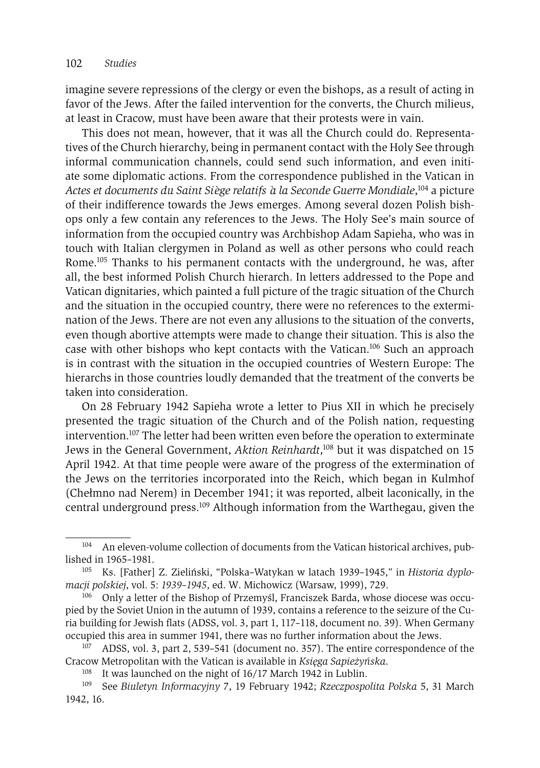imagine severe repressions of the clergy or even the bishops, as a result of acting in favor of the Jews. After the failed intervention for the converts, the Church milieus, at least in Cracow, must have been aware that their protests were in vain.

This does not mean, however, that it was all the Church could do. Representatives of the Church hierarchy, being in permanent contact with the Holy See through informal communication channels, could send such information, and even initiate some diplomatic actions. From the correspondence published in the Vatican in *Actes et documents du Saint Siège relatifs à la Seconde Guerre Mondiale*,[104] a picture of their indifference towards the Jews emerges. Among several dozen Polish bishops only a few contain any references to the Jews. The Holy See's main source of information from the occupied country was Archbishop Adam Sapieha, who was in touch with Italian clergymen in Poland as well as other persons who could reach Rome.[105] Thanks to his permanent contacts with the underground, he was, after all, the best informed Polish Church hierarch. In letters addressed to the Pope and Vatican dignitaries, which painted a full picture of the tragic situation of the Church and the situation in the occupied country, there were no references to the extermination of the Jews. There are not even any allusions to the situation of the converts, even though abortive attempts were made to change their situation. This is also the case with other bishops who kept contacts with the Vatican.[106] Such an approach is in contrast with the situation in the occupied countries of Western Europe: The hierarchs in those countries loudly demanded that the treatment of the converts be taken into consideration.

On 28 February 1942 Sapieha wrote a letter to Pius XII in which he precisely presented the tragic situation of the Church and of the Polish nation, requesting intervention.[107] The letter had been written even before the operation to exterminate Jews in the General Government, *Aktion Reinhardt*,[108] but it was dispatched on 15 April 1942. At that time people were aware of the progress of the extermination of the Jews on the territories incorporated into the Reich, which began in Kulmhof (Chełmno nad Nerem) in December 1941; it was reported, albeit laconically, in the central underground press.[109] Although information from the Warthegau, given the

---

[104] An eleven-volume collection of documents from the Vatican historical archives, published in 1965–1981.

[105] Ks. [Father] Z. Zieliński, "Polska–Watykan w latach 1939–1945," in *Historia dyplomacji polskiej*, vol. 5: *1939–1945*, ed. W. Michowicz (Warsaw, 1999), 729.

[106] Only a letter of the Bishop of Przemyśl, Franciszek Barda, whose diocese was occupied by the Soviet Union in the autumn of 1939, contains a reference to the seizure of the Curia building for Jewish flats (ADSS, vol. 3, part 1, 117–118, document no. 39). When Germany occupied this area in summer 1941, there was no further information about the Jews.

[107] ADSS, vol. 3, part 2, 539–541 (document no. 357). The entire correspondence of the Cracow Metropolitan with the Vatican is available in *Księga Sapieżyńska*.

[108] It was launched on the night of 16/17 March 1942 in Lublin.

[109] See *Biuletyn Informacyjny* 7, 19 February 1942; *Rzeczpospolita Polska* 5, 31 March 1942, 16.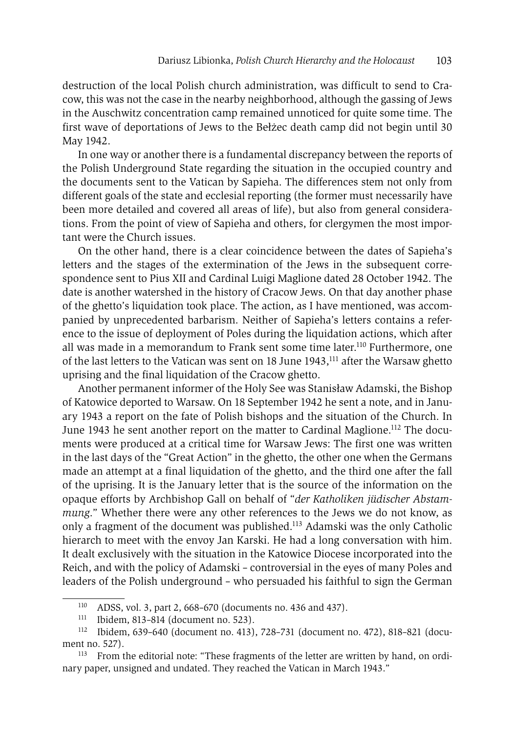destruction of the local Polish church administration, was difficult to send to Cracow, this was not the case in the nearby neighborhood, although the gassing of Jews in the Auschwitz concentration camp remained unnoticed for quite some time. The first wave of deportations of Jews to the Bełżec death camp did not begin until 30 May 1942.

In one way or another there is a fundamental discrepancy between the reports of the Polish Underground State regarding the situation in the occupied country and the documents sent to the Vatican by Sapieha. The differences stem not only from different goals of the state and ecclesial reporting (the former must necessarily have been more detailed and covered all areas of life), but also from general considerations. From the point of view of Sapieha and others, for clergymen the most important were the Church issues.

On the other hand, there is a clear coincidence between the dates of Sapieha's letters and the stages of the extermination of the Jews in the subsequent correspondence sent to Pius XII and Cardinal Luigi Maglione dated 28 October 1942. The date is another watershed in the history of Cracow Jews. On that day another phase of the ghetto's liquidation took place. The action, as I have mentioned, was accompanied by unprecedented barbarism. Neither of Sapieha's letters contains a reference to the issue of deployment of Poles during the liquidation actions, which after all was made in a memorandum to Frank sent some time later.[110] Furthermore, one of the last letters to the Vatican was sent on 18 June 1943,[111] after the Warsaw ghetto uprising and the final liquidation of the Cracow ghetto.

Another permanent informer of the Holy See was Stanisław Adamski, the Bishop of Katowice deported to Warsaw. On 18 September 1942 he sent a note, and in January 1943 a report on the fate of Polish bishops and the situation of the Church. In June 1943 he sent another report on the matter to Cardinal Maglione.[112] The documents were produced at a critical time for Warsaw Jews: The first one was written in the last days of the "Great Action" in the ghetto, the other one when the Germans made an attempt at a final liquidation of the ghetto, and the third one after the fall of the uprising. It is the January letter that is the source of the information on the opaque efforts by Archbishop Gall on behalf of "*der Katholiken jüdischer Abstammung*." Whether there were any other references to the Jews we do not know, as only a fragment of the document was published.[113] Adamski was the only Catholic hierarch to meet with the envoy Jan Karski. He had a long conversation with him. It dealt exclusively with the situation in the Katowice Diocese incorporated into the Reich, and with the policy of Adamski – controversial in the eyes of many Poles and leaders of the Polish underground – who persuaded his faithful to sign the German

[110] ADSS, vol. 3, part 2, 668–670 (documents no. 436 and 437).

[111] Ibidem, 813–814 (document no. 523).

[112] Ibidem, 639–640 (document no. 413), 728–731 (document no. 472), 818–821 (document no. 527).

[113] From the editorial note: "These fragments of the letter are written by hand, on ordinary paper, unsigned and undated. They reached the Vatican in March 1943."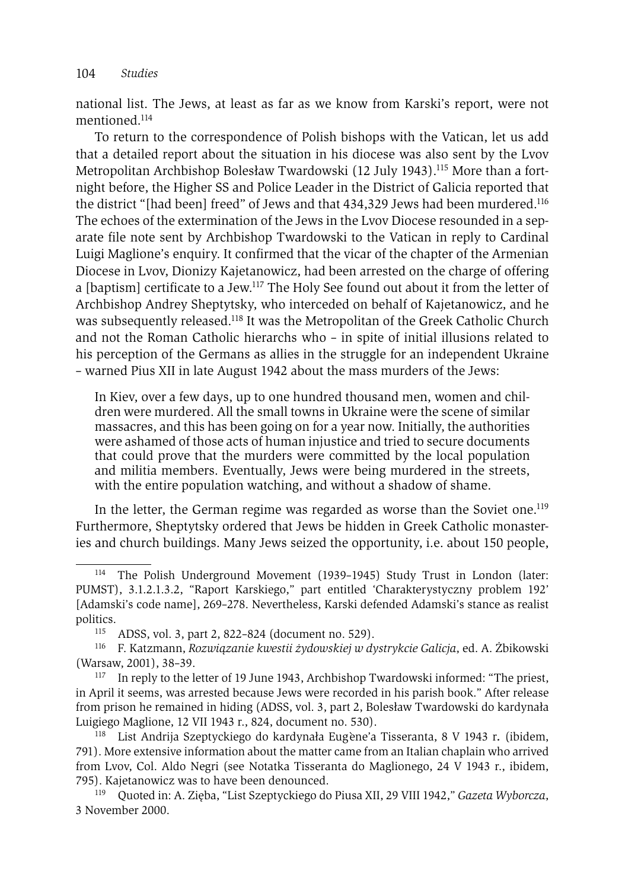national list. The Jews, at least as far as we know from Karski's report, were not mentioned.[114]

To return to the correspondence of Polish bishops with the Vatican, let us add that a detailed report about the situation in his diocese was also sent by the Lvov Metropolitan Archbishop Bolesław Twardowski (12 July 1943).[115] More than a fortnight before, the Higher SS and Police Leader in the District of Galicia reported that the district "[had been] freed" of Jews and that 434,329 Jews had been murdered.[116] The echoes of the extermination of the Jews in the Lvov Diocese resounded in a separate file note sent by Archbishop Twardowski to the Vatican in reply to Cardinal Luigi Maglione's enquiry. It confirmed that the vicar of the chapter of the Armenian Diocese in Lvov, Dionizy Kajetanowicz, had been arrested on the charge of offering a [baptism] certificate to a Jew.[117] The Holy See found out about it from the letter of Archbishop Andrey Sheptytsky, who interceded on behalf of Kajetanowicz, and he was subsequently released.[118] It was the Metropolitan of the Greek Catholic Church and not the Roman Catholic hierarchs who – in spite of initial illusions related to his perception of the Germans as allies in the struggle for an independent Ukraine – warned Pius XII in late August 1942 about the mass murders of the Jews:

> In Kiev, over a few days, up to one hundred thousand men, women and children were murdered. All the small towns in Ukraine were the scene of similar massacres, and this has been going on for a year now. Initially, the authorities were ashamed of those acts of human injustice and tried to secure documents that could prove that the murders were committed by the local population and militia members. Eventually, Jews were being murdered in the streets, with the entire population watching, and without a shadow of shame.

In the letter, the German regime was regarded as worse than the Soviet one.[119] Furthermore, Sheptytsky ordered that Jews be hidden in Greek Catholic monasteries and church buildings. Many Jews seized the opportunity, i.e. about 150 people,

---

[114] The Polish Underground Movement (1939–1945) Study Trust in London (later: PUMST), 3.1.2.1.3.2, "Raport Karskiego," part entitled 'Charakterystyczny problem 192' [Adamski's code name], 269–278. Nevertheless, Karski defended Adamski's stance as realist politics.

[115] ADSS, vol. 3, part 2, 822–824 (document no. 529).

[116] F. Katzmann, *Rozwiązanie kwestii żydowskiej w dystrykcie Galicja*, ed. A. Żbikowski (Warsaw, 2001), 38–39.

[117] In reply to the letter of 19 June 1943, Archbishop Twardowski informed: "The priest, in April it seems, was arrested because Jews were recorded in his parish book." After release from prison he remained in hiding (ADSS, vol. 3, part 2, Bolesław Twardowski do kardynała Luigiego Maglione, 12 VII 1943 r., 824, document no. 530).

[118] List Andrija Szeptyckiego do kardynała Eugène'a Tisseranta, 8 V 1943 r. (ibidem, 791). More extensive information about the matter came from an Italian chaplain who arrived from Lvov, Col. Aldo Negri (see Notatka Tisseranta do Maglionego, 24 V 1943 r., ibidem, 795). Kajetanowicz was to have been denounced.

[119] Quoted in: A. Zięba, "List Szeptyckiego do Piusa XII, 29 VIII 1942," *Gazeta Wyborcza*, 3 November 2000.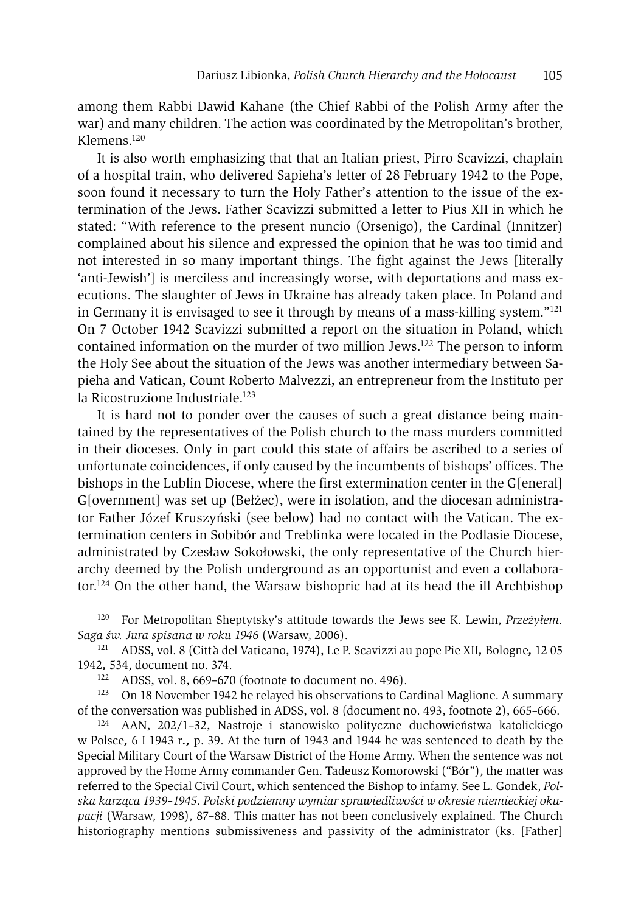among them Rabbi Dawid Kahane (the Chief Rabbi of the Polish Army after the war) and many children. The action was coordinated by the Metropolitan's brother, Klemens.[120]

It is also worth emphasizing that that an Italian priest, Pirro Scavizzi, chaplain of a hospital train, who delivered Sapieha's letter of 28 February 1942 to the Pope, soon found it necessary to turn the Holy Father's attention to the issue of the extermination of the Jews. Father Scavizzi submitted a letter to Pius XII in which he stated: "With reference to the present nuncio (Orsenigo), the Cardinal (Innitzer) complained about his silence and expressed the opinion that he was too timid and not interested in so many important things. The fight against the Jews [literally 'anti-Jewish'] is merciless and increasingly worse, with deportations and mass executions. The slaughter of Jews in Ukraine has already taken place. In Poland and in Germany it is envisaged to see it through by means of a mass-killing system."[121] On 7 October 1942 Scavizzi submitted a report on the situation in Poland, which contained information on the murder of two million Jews.[122] The person to inform the Holy See about the situation of the Jews was another intermediary between Sapieha and Vatican, Count Roberto Malvezzi, an entrepreneur from the Instituto per la Ricostruzione Industriale.[123]

It is hard not to ponder over the causes of such a great distance being maintained by the representatives of the Polish church to the mass murders committed in their dioceses. Only in part could this state of affairs be ascribed to a series of unfortunate coincidences, if only caused by the incumbents of bishops' offices. The bishops in the Lublin Diocese, where the first extermination center in the G[eneral] G[overnment] was set up (Bełżec), were in isolation, and the diocesan administrator Father Józef Kruszyński (see below) had no contact with the Vatican. The extermination centers in Sobibór and Treblinka were located in the Podlasie Diocese, administrated by Czesław Sokołowski, the only representative of the Church hierarchy deemed by the Polish underground as an opportunist and even a collaborator.[124] On the other hand, the Warsaw bishopric had at its head the ill Archbishop

---

[120] For Metropolitan Sheptytsky's attitude towards the Jews see K. Lewin, *Przeżyłem. Saga św. Jura spisana w roku 1946* (Warsaw, 2006).

[121] ADSS, vol. 8 (Città del Vaticano, 1974), Le P. Scavizzi au pope Pie XII, Bologne, 12 05 1942, 534, document no. 374.

[122] ADSS, vol. 8, 669–670 (footnote to document no. 496).

[123] On 18 November 1942 he relayed his observations to Cardinal Maglione. A summary of the conversation was published in ADSS, vol. 8 (document no. 493, footnote 2), 665–666.

[124] AAN, 202/1–32, Nastroje i stanowisko polityczne duchowieństwa katolickiego w Polsce, 6 I 1943 r., p. 39. At the turn of 1943 and 1944 he was sentenced to death by the Special Military Court of the Warsaw District of the Home Army. When the sentence was not approved by the Home Army commander Gen. Tadeusz Komorowski ("Bór"), the matter was referred to the Special Civil Court, which sentenced the Bishop to infamy. See L. Gondek, *Polska karząca 1939–1945. Polski podziemny wymiar sprawiedliwości w okresie niemieckiej okupacji* (Warsaw, 1998), 87–88. This matter has not been conclusively explained. The Church historiography mentions submissiveness and passivity of the administrator (ks. [Father]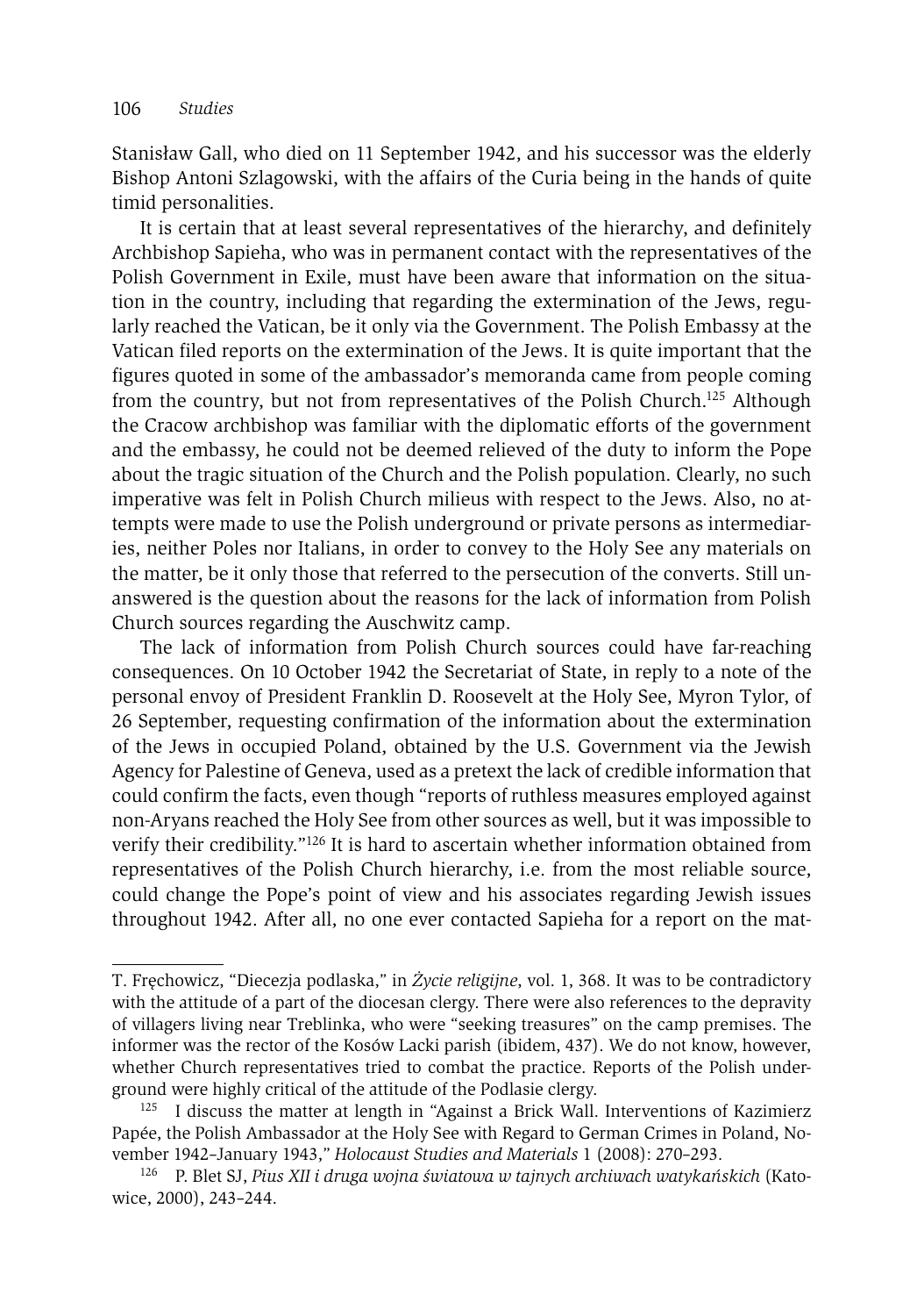Stanisław Gall, who died on 11 September 1942, and his successor was the elderly Bishop Antoni Szlagowski, with the affairs of the Curia being in the hands of quite timid personalities.

It is certain that at least several representatives of the hierarchy, and definitely Archbishop Sapieha, who was in permanent contact with the representatives of the Polish Government in Exile, must have been aware that information on the situation in the country, including that regarding the extermination of the Jews, regularly reached the Vatican, be it only via the Government. The Polish Embassy at the Vatican filed reports on the extermination of the Jews. It is quite important that the figures quoted in some of the ambassador's memoranda came from people coming from the country, but not from representatives of the Polish Church.[125] Although the Cracow archbishop was familiar with the diplomatic efforts of the government and the embassy, he could not be deemed relieved of the duty to inform the Pope about the tragic situation of the Church and the Polish population. Clearly, no such imperative was felt in Polish Church milieus with respect to the Jews. Also, no attempts were made to use the Polish underground or private persons as intermediaries, neither Poles nor Italians, in order to convey to the Holy See any materials on the matter, be it only those that referred to the persecution of the converts. Still unanswered is the question about the reasons for the lack of information from Polish Church sources regarding the Auschwitz camp.

The lack of information from Polish Church sources could have far-reaching consequences. On 10 October 1942 the Secretariat of State, in reply to a note of the personal envoy of President Franklin D. Roosevelt at the Holy See, Myron Tylor, of 26 September, requesting confirmation of the information about the extermination of the Jews in occupied Poland, obtained by the U.S. Government via the Jewish Agency for Palestine of Geneva, used as a pretext the lack of credible information that could confirm the facts, even though "reports of ruthless measures employed against non-Aryans reached the Holy See from other sources as well, but it was impossible to verify their credibility."[126] It is hard to ascertain whether information obtained from representatives of the Polish Church hierarchy, i.e. from the most reliable source, could change the Pope's point of view and his associates regarding Jewish issues throughout 1942. After all, no one ever contacted Sapieha for a report on the mat-

---

T. Fręchowicz, "Diecezja podlaska," in *Życie religijne*, vol. 1, 368. It was to be contradictory with the attitude of a part of the diocesan clergy. There were also references to the depravity of villagers living near Treblinka, who were "seeking treasures" on the camp premises. The informer was the rector of the Kosów Lacki parish (ibidem, 437). We do not know, however, whether Church representatives tried to combat the practice. Reports of the Polish underground were highly critical of the attitude of the Podlasie clergy.

[125] I discuss the matter at length in "Against a Brick Wall. Interventions of Kazimierz Papée, the Polish Ambassador at the Holy See with Regard to German Crimes in Poland, November 1942–January 1943," *Holocaust Studies and Materials* 1 (2008): 270–293.

[126] P. Blet SJ, *Pius XII i druga wojna światowa w tajnych archiwach watykańskich* (Katowice, 2000), 243–244.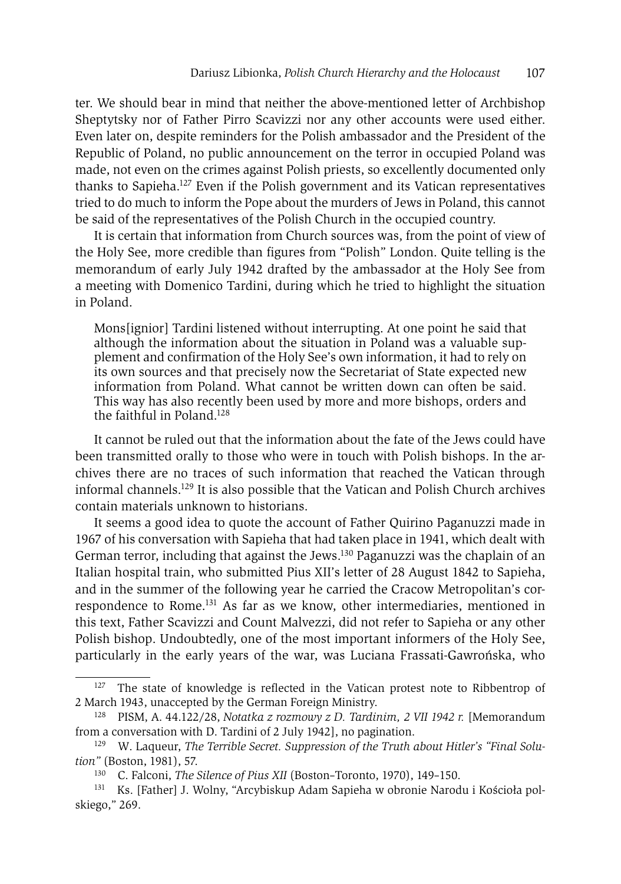ter. We should bear in mind that neither the above-mentioned letter of Archbishop Sheptytsky nor of Father Pirro Scavizzi nor any other accounts were used either. Even later on, despite reminders for the Polish ambassador and the President of the Republic of Poland, no public announcement on the terror in occupied Poland was made, not even on the crimes against Polish priests, so excellently documented only thanks to Sapieha.[127] Even if the Polish government and its Vatican representatives tried to do much to inform the Pope about the murders of Jews in Poland, this cannot be said of the representatives of the Polish Church in the occupied country.

It is certain that information from Church sources was, from the point of view of the Holy See, more credible than figures from "Polish" London. Quite telling is the memorandum of early July 1942 drafted by the ambassador at the Holy See from a meeting with Domenico Tardini, during which he tried to highlight the situation in Poland.

> Mons[ignior] Tardini listened without interrupting. At one point he said that although the information about the situation in Poland was a valuable supplement and confirmation of the Holy See's own information, it had to rely on its own sources and that precisely now the Secretariat of State expected new information from Poland. What cannot be written down can often be said. This way has also recently been used by more and more bishops, orders and the faithful in Poland.[128]

It cannot be ruled out that the information about the fate of the Jews could have been transmitted orally to those who were in touch with Polish bishops. In the archives there are no traces of such information that reached the Vatican through informal channels.[129] It is also possible that the Vatican and Polish Church archives contain materials unknown to historians.

It seems a good idea to quote the account of Father Quirino Paganuzzi made in 1967 of his conversation with Sapieha that had taken place in 1941, which dealt with German terror, including that against the Jews.[130] Paganuzzi was the chaplain of an Italian hospital train, who submitted Pius XII's letter of 28 August 1842 to Sapieha, and in the summer of the following year he carried the Cracow Metropolitan's correspondence to Rome.[131] As far as we know, other intermediaries, mentioned in this text, Father Scavizzi and Count Malvezzi, did not refer to Sapieha or any other Polish bishop. Undoubtedly, one of the most important informers of the Holy See, particularly in the early years of the war, was Luciana Frassati-Gawrońska, who

---

[127] The state of knowledge is reflected in the Vatican protest note to Ribbentrop of 2 March 1943, unaccepted by the German Foreign Ministry.

[128] PISM, A. 44.122/28, *Notatka z rozmowy z D. Tardinim, 2 VII 1942 r.* [Memorandum from a conversation with D. Tardini of 2 July 1942], no pagination.

[129] W. Laqueur, *The Terrible Secret. Suppression of the Truth about Hitler's "Final Solution"* (Boston, 1981), 57.

[130] C. Falconi, *The Silence of Pius XII* (Boston–Toronto, 1970), 149–150.

[131] Ks. [Father] J. Wolny, "Arcybiskup Adam Sapieha w obronie Narodu i Kościoła polskiego," 269.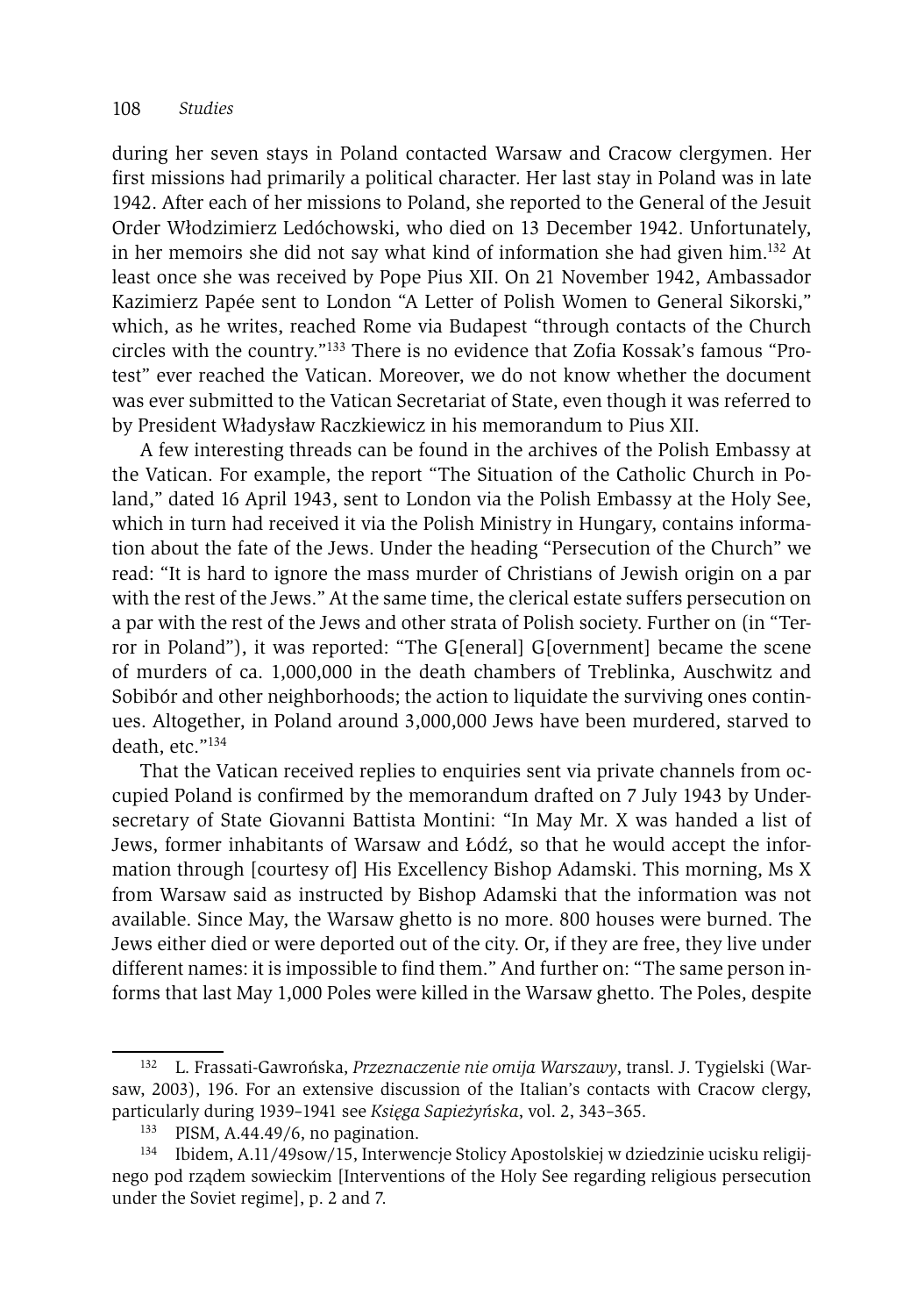during her seven stays in Poland contacted Warsaw and Cracow clergymen. Her first missions had primarily a political character. Her last stay in Poland was in late 1942. After each of her missions to Poland, she reported to the General of the Jesuit Order Włodzimierz Ledóchowski, who died on 13 December 1942. Unfortunately, in her memoirs she did not say what kind of information she had given him.[132] At least once she was received by Pope Pius XII. On 21 November 1942, Ambassador Kazimierz Papée sent to London "A Letter of Polish Women to General Sikorski," which, as he writes, reached Rome via Budapest "through contacts of the Church circles with the country."[133] There is no evidence that Zofia Kossak's famous "Protest" ever reached the Vatican. Moreover, we do not know whether the document was ever submitted to the Vatican Secretariat of State, even though it was referred to by President Władysław Raczkiewicz in his memorandum to Pius XII.

A few interesting threads can be found in the archives of the Polish Embassy at the Vatican. For example, the report "The Situation of the Catholic Church in Poland," dated 16 April 1943, sent to London via the Polish Embassy at the Holy See, which in turn had received it via the Polish Ministry in Hungary, contains information about the fate of the Jews. Under the heading "Persecution of the Church" we read: "It is hard to ignore the mass murder of Christians of Jewish origin on a par with the rest of the Jews." At the same time, the clerical estate suffers persecution on a par with the rest of the Jews and other strata of Polish society. Further on (in "Terror in Poland"), it was reported: "The G[eneral] G[overnment] became the scene of murders of ca. 1,000,000 in the death chambers of Treblinka, Auschwitz and Sobibór and other neighborhoods; the action to liquidate the surviving ones continues. Altogether, in Poland around 3,000,000 Jews have been murdered, starved to death, etc."[134]

That the Vatican received replies to enquiries sent via private channels from occupied Poland is confirmed by the memorandum drafted on 7 July 1943 by Undersecretary of State Giovanni Battista Montini: "In May Mr. X was handed a list of Jews, former inhabitants of Warsaw and Łódź, so that he would accept the information through [courtesy of] His Excellency Bishop Adamski. This morning, Ms X from Warsaw said as instructed by Bishop Adamski that the information was not available. Since May, the Warsaw ghetto is no more. 800 houses were burned. The Jews either died or were deported out of the city. Or, if they are free, they live under different names: it is impossible to find them." And further on: "The same person informs that last May 1,000 Poles were killed in the Warsaw ghetto. The Poles, despite

---

[132] L. Frassati-Gawrońska, *Przeznaczenie nie omija Warszawy*, transl. J. Tygielski (Warsaw, 2003), 196. For an extensive discussion of the Italian's contacts with Cracow clergy, particularly during 1939–1941 see *Księga Sapieżyńska*, vol. 2, 343–365.

[133] PISM, A.44.49/6, no pagination.

[134] Ibidem, A.11/49sow/15, Interwencje Stolicy Apostolskiej w dziedzinie ucisku religijnego pod rządem sowieckim [Interventions of the Holy See regarding religious persecution under the Soviet regime], p. 2 and 7.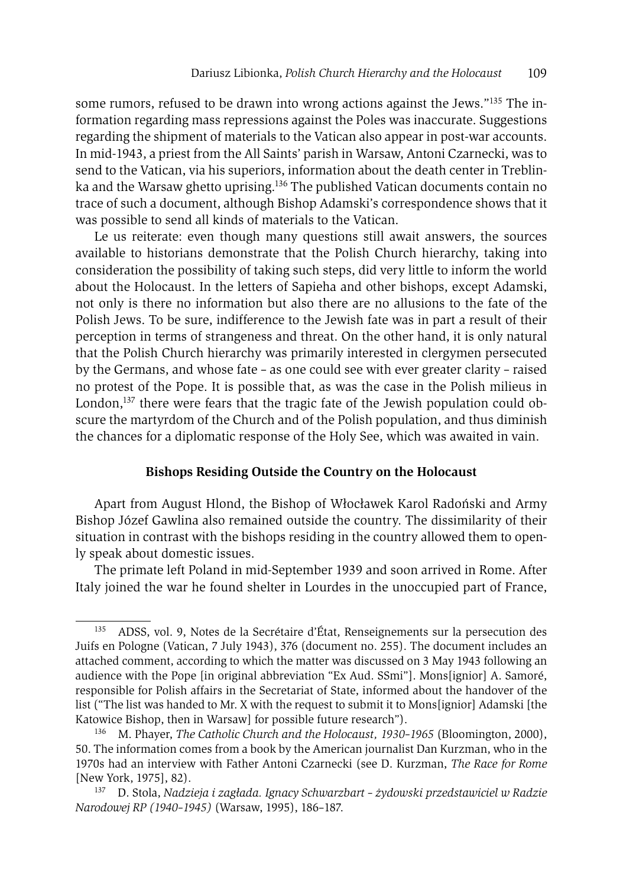some rumors, refused to be drawn into wrong actions against the Jews."[135] The information regarding mass repressions against the Poles was inaccurate. Suggestions regarding the shipment of materials to the Vatican also appear in post-war accounts. In mid-1943, a priest from the All Saints' parish in Warsaw, Antoni Czarnecki, was to send to the Vatican, via his superiors, information about the death center in Treblinka and the Warsaw ghetto uprising.[136] The published Vatican documents contain no trace of such a document, although Bishop Adamski's correspondence shows that it was possible to send all kinds of materials to the Vatican.

Le us reiterate: even though many questions still await answers, the sources available to historians demonstrate that the Polish Church hierarchy, taking into consideration the possibility of taking such steps, did very little to inform the world about the Holocaust. In the letters of Sapieha and other bishops, except Adamski, not only is there no information but also there are no allusions to the fate of the Polish Jews. To be sure, indifference to the Jewish fate was in part a result of their perception in terms of strangeness and threat. On the other hand, it is only natural that the Polish Church hierarchy was primarily interested in clergymen persecuted by the Germans, and whose fate – as one could see with ever greater clarity – raised no protest of the Pope. It is possible that, as was the case in the Polish milieus in London,[137] there were fears that the tragic fate of the Jewish population could obscure the martyrdom of the Church and of the Polish population, and thus diminish the chances for a diplomatic response of the Holy See, which was awaited in vain.

### Bishops Residing Outside the Country on the Holocaust

Apart from August Hlond, the Bishop of Włocławek Karol Radoński and Army Bishop Józef Gawlina also remained outside the country. The dissimilarity of their situation in contrast with the bishops residing in the country allowed them to openly speak about domestic issues.

The primate left Poland in mid-September 1939 and soon arrived in Rome. After Italy joined the war he found shelter in Lourdes in the unoccupied part of France,

---

[135] ADSS, vol. 9, Notes de la Secrétaire d'État, Renseignements sur la persecution des Juifs en Pologne (Vatican, 7 July 1943), 376 (document no. 255). The document includes an attached comment, according to which the matter was discussed on 3 May 1943 following an audience with the Pope [in original abbreviation "Ex Aud. SSmi"]. Mons[ignior] A. Samoré, responsible for Polish affairs in the Secretariat of State, informed about the handover of the list ("The list was handed to Mr. X with the request to submit it to Mons[ignior] Adamski [the Katowice Bishop, then in Warsaw] for possible future research").

[136] M. Phayer, *The Catholic Church and the Holocaust, 1930–1965* (Bloomington, 2000), 50. The information comes from a book by the American journalist Dan Kurzman, who in the 1970s had an interview with Father Antoni Czarnecki (see D. Kurzman, *The Race for Rome* [New York, 1975], 82).

[137] D. Stola, *Nadzieja i zagłada. Ignacy Schwarzbart – żydowski przedstawiciel w Radzie Narodowej RP (1940–1945)* (Warsaw, 1995), 186–187.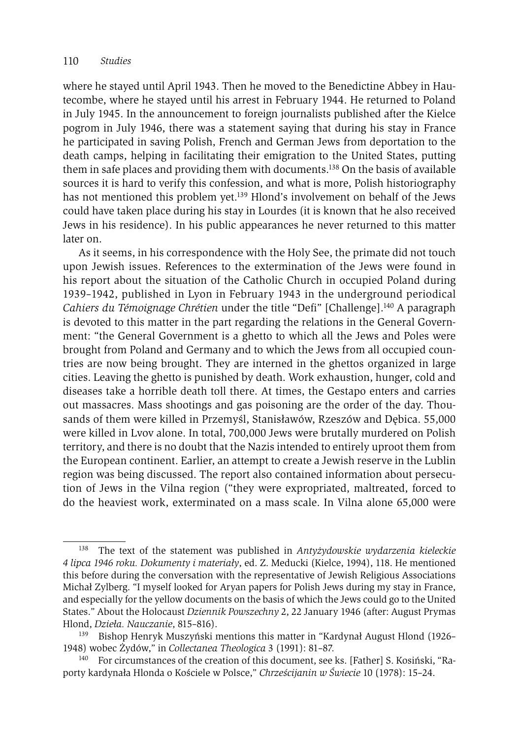where he stayed until April 1943. Then he moved to the Benedictine Abbey in Hautecombe, where he stayed until his arrest in February 1944. He returned to Poland in July 1945. In the announcement to foreign journalists published after the Kielce pogrom in July 1946, there was a statement saying that during his stay in France he participated in saving Polish, French and German Jews from deportation to the death camps, helping in facilitating their emigration to the United States, putting them in safe places and providing them with documents.[138] On the basis of available sources it is hard to verify this confession, and what is more, Polish historiography has not mentioned this problem yet.[139] Hlond's involvement on behalf of the Jews could have taken place during his stay in Lourdes (it is known that he also received Jews in his residence). In his public appearances he never returned to this matter later on.

As it seems, in his correspondence with the Holy See, the primate did not touch upon Jewish issues. References to the extermination of the Jews were found in his report about the situation of the Catholic Church in occupied Poland during 1939–1942, published in Lyon in February 1943 in the underground periodical *Cahiers du Témoignage Chrétien* under the title "Defi" [Challenge].[140] A paragraph is devoted to this matter in the part regarding the relations in the General Government: "the General Government is a ghetto to which all the Jews and Poles were brought from Poland and Germany and to which the Jews from all occupied countries are now being brought. They are interned in the ghettos organized in large cities. Leaving the ghetto is punished by death. Work exhaustion, hunger, cold and diseases take a horrible death toll there. At times, the Gestapo enters and carries out massacres. Mass shootings and gas poisoning are the order of the day. Thousands of them were killed in Przemyśl, Stanisławów, Rzeszów and Dębica. 55,000 were killed in Lvov alone. In total, 700,000 Jews were brutally murdered on Polish territory, and there is no doubt that the Nazis intended to entirely uproot them from the European continent. Earlier, an attempt to create a Jewish reserve in the Lublin region was being discussed. The report also contained information about persecution of Jews in the Vilna region ("they were expropriated, maltreated, forced to do the heaviest work, exterminated on a mass scale. In Vilna alone 65,000 were

---

[138] The text of the statement was published in *Antyżydowskie wydarzenia kieleckie 4 lipca 1946 roku. Dokumenty i materiały*, ed. Z. Meducki (Kielce, 1994), 118. He mentioned this before during the conversation with the representative of Jewish Religious Associations Michał Zylberg. "I myself looked for Aryan papers for Polish Jews during my stay in France, and especially for the yellow documents on the basis of which the Jews could go to the United States." About the Holocaust *Dziennik Powszechny* 2, 22 January 1946 (after: August Prymas Hlond, *Dzieła. Nauczanie*, 815–816).

[139] Bishop Henryk Muszyński mentions this matter in "Kardynał August Hlond (1926–1948) wobec Żydów," in *Collectanea Theologica* 3 (1991): 81–87.

[140] For circumstances of the creation of this document, see ks. [Father] S. Kosiński, "Raporty kardynała Hlonda o Kościele w Polsce," *Chrześcijanin w Świecie* 10 (1978): 15–24.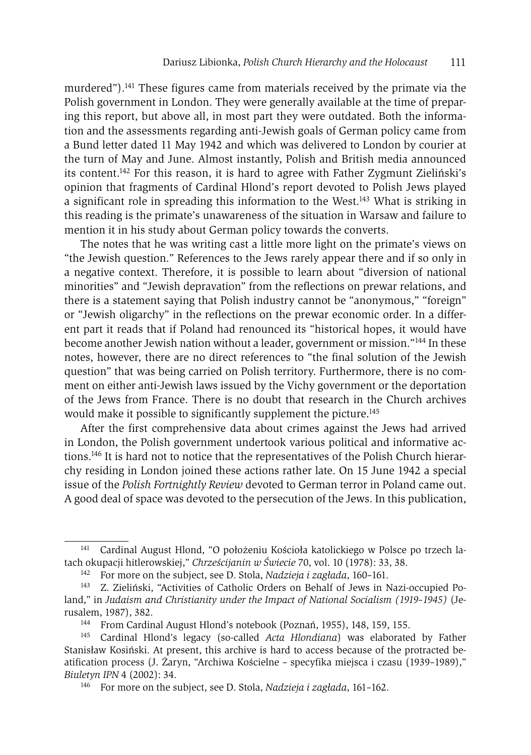murdered").[141] These figures came from materials received by the primate via the Polish government in London. They were generally available at the time of preparing this report, but above all, in most part they were outdated. Both the information and the assessments regarding anti-Jewish goals of German policy came from a Bund letter dated 11 May 1942 and which was delivered to London by courier at the turn of May and June. Almost instantly, Polish and British media announced its content.[142] For this reason, it is hard to agree with Father Zygmunt Zieliński's opinion that fragments of Cardinal Hlond's report devoted to Polish Jews played a significant role in spreading this information to the West.[143] What is striking in this reading is the primate's unawareness of the situation in Warsaw and failure to mention it in his study about German policy towards the converts.

The notes that he was writing cast a little more light on the primate's views on "the Jewish question." References to the Jews rarely appear there and if so only in a negative context. Therefore, it is possible to learn about "diversion of national minorities" and "Jewish depravation" from the reflections on prewar relations, and there is a statement saying that Polish industry cannot be "anonymous," "foreign" or "Jewish oligarchy" in the reflections on the prewar economic order. In a different part it reads that if Poland had renounced its "historical hopes, it would have become another Jewish nation without a leader, government or mission."[144] In these notes, however, there are no direct references to "the final solution of the Jewish question" that was being carried on Polish territory. Furthermore, there is no comment on either anti-Jewish laws issued by the Vichy government or the deportation of the Jews from France. There is no doubt that research in the Church archives would make it possible to significantly supplement the picture.[145]

After the first comprehensive data about crimes against the Jews had arrived in London, the Polish government undertook various political and informative actions.[146] It is hard not to notice that the representatives of the Polish Church hierarchy residing in London joined these actions rather late. On 15 June 1942 a special issue of the *Polish Fortnightly Review* devoted to German terror in Poland came out. A good deal of space was devoted to the persecution of the Jews. In this publication,

---

[141] Cardinal August Hlond, "O położeniu Kościoła katolickiego w Polsce po trzech latach okupacji hitlerowskiej," *Chrześcijanin w Świecie* 70, vol. 10 (1978): 33, 38.

[142] For more on the subject, see D. Stola, *Nadzieja i zagłada*, 160–161.

[143] Z. Zieliński, "Activities of Catholic Orders on Behalf of Jews in Nazi-occupied Poland," in *Judaism and Christianity under the Impact of National Socialism (1919–1945)* (Jerusalem, 1987), 382.

[144] From Cardinal August Hlond's notebook (Poznań, 1955), 148, 159, 155.

[145] Cardinal Hlond's legacy (so-called *Acta Hlondiana*) was elaborated by Father Stanisław Kosiński. At present, this archive is hard to access because of the protracted beatification process (J. Żaryn, "Archiwa Kościelne – specyfika miejsca i czasu (1939–1989)," *Biuletyn IPN* 4 (2002): 34.

[146] For more on the subject, see D. Stola, *Nadzieja i zagłada*, 161–162.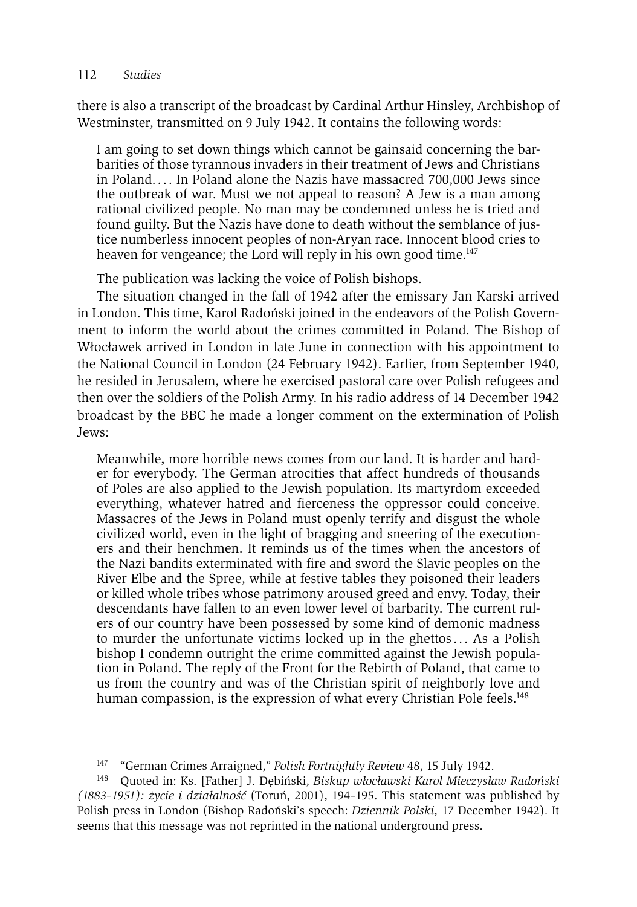there is also a transcript of the broadcast by Cardinal Arthur Hinsley, Archbishop of Westminster, transmitted on 9 July 1942. It contains the following words:

> I am going to set down things which cannot be gainsaid concerning the barbarities of those tyrannous invaders in their treatment of Jews and Christians in Poland.... In Poland alone the Nazis have massacred 700,000 Jews since the outbreak of war. Must we not appeal to reason? A Jew is a man among rational civilized people. No man may be condemned unless he is tried and found guilty. But the Nazis have done to death without the semblance of justice numberless innocent peoples of non-Aryan race. Innocent blood cries to heaven for vengeance; the Lord will reply in his own good time.[147]

The publication was lacking the voice of Polish bishops.

The situation changed in the fall of 1942 after the emissary Jan Karski arrived in London. This time, Karol Radoński joined in the endeavors of the Polish Government to inform the world about the crimes committed in Poland. The Bishop of Włocławek arrived in London in late June in connection with his appointment to the National Council in London (24 February 1942). Earlier, from September 1940, he resided in Jerusalem, where he exercised pastoral care over Polish refugees and then over the soldiers of the Polish Army. In his radio address of 14 December 1942 broadcast by the BBC he made a longer comment on the extermination of Polish Jews:

> Meanwhile, more horrible news comes from our land. It is harder and harder for everybody. The German atrocities that affect hundreds of thousands of Poles are also applied to the Jewish population. Its martyrdom exceeded everything, whatever hatred and fierceness the oppressor could conceive. Massacres of the Jews in Poland must openly terrify and disgust the whole civilized world, even in the light of bragging and sneering of the executioners and their henchmen. It reminds us of the times when the ancestors of the Nazi bandits exterminated with fire and sword the Slavic peoples on the River Elbe and the Spree, while at festive tables they poisoned their leaders or killed whole tribes whose patrimony aroused greed and envy. Today, their descendants have fallen to an even lower level of barbarity. The current rulers of our country have been possessed by some kind of demonic madness to murder the unfortunate victims locked up in the ghettos... As a Polish bishop I condemn outright the crime committed against the Jewish population in Poland. The reply of the Front for the Rebirth of Poland, that came to us from the country and was of the Christian spirit of neighborly love and human compassion, is the expression of what every Christian Pole feels.[148]

---

[147] "German Crimes Arraigned," *Polish Fortnightly Review* 48, 15 July 1942.

[148] Quoted in: Ks. [Father] J. Dębiński, *Biskup włocławski Karol Mieczysław Radoński (1883–1951): życie i działalność* (Toruń, 2001), 194–195. This statement was published by Polish press in London (Bishop Radoński's speech: *Dziennik Polski,* 17 December 1942). It seems that this message was not reprinted in the national underground press.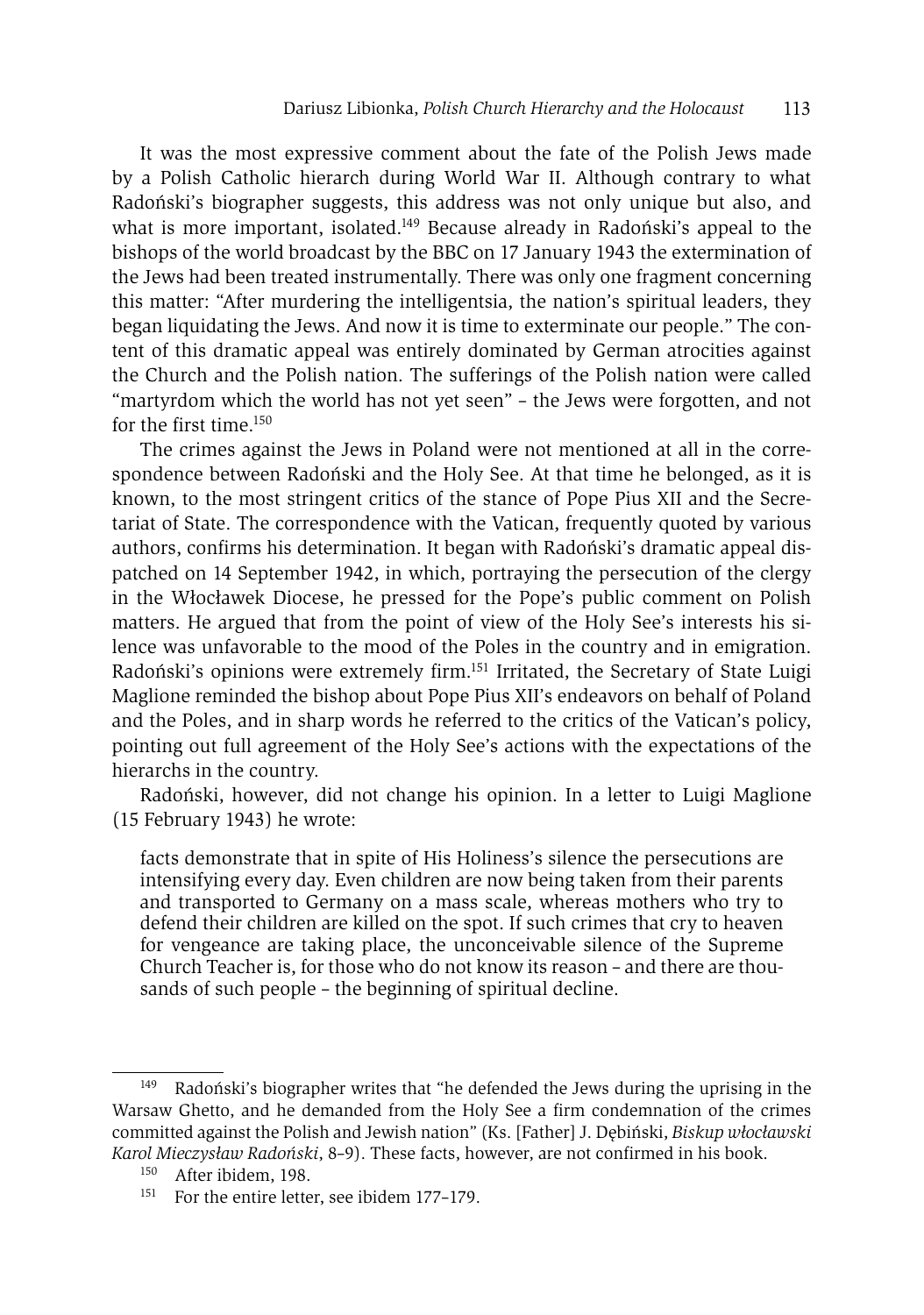It was the most expressive comment about the fate of the Polish Jews made by a Polish Catholic hierarch during World War II. Although contrary to what Radoński's biographer suggests, this address was not only unique but also, and what is more important, isolated.[149] Because already in Radoński's appeal to the bishops of the world broadcast by the BBC on 17 January 1943 the extermination of the Jews had been treated instrumentally. There was only one fragment concerning this matter: "After murdering the intelligentsia, the nation's spiritual leaders, they began liquidating the Jews. And now it is time to exterminate our people." The content of this dramatic appeal was entirely dominated by German atrocities against the Church and the Polish nation. The sufferings of the Polish nation were called "martyrdom which the world has not yet seen" – the Jews were forgotten, and not for the first time.[150]

The crimes against the Jews in Poland were not mentioned at all in the correspondence between Radoński and the Holy See. At that time he belonged, as it is known, to the most stringent critics of the stance of Pope Pius XII and the Secretariat of State. The correspondence with the Vatican, frequently quoted by various authors, confirms his determination. It began with Radoński's dramatic appeal dispatched on 14 September 1942, in which, portraying the persecution of the clergy in the Włocławek Diocese, he pressed for the Pope's public comment on Polish matters. He argued that from the point of view of the Holy See's interests his silence was unfavorable to the mood of the Poles in the country and in emigration. Radoński's opinions were extremely firm.[151] Irritated, the Secretary of State Luigi Maglione reminded the bishop about Pope Pius XII's endeavors on behalf of Poland and the Poles, and in sharp words he referred to the critics of the Vatican's policy, pointing out full agreement of the Holy See's actions with the expectations of the hierarchs in the country.

Radoński, however, did not change his opinion. In a letter to Luigi Maglione (15 February 1943) he wrote:

> facts demonstrate that in spite of His Holiness's silence the persecutions are intensifying every day. Even children are now being taken from their parents and transported to Germany on a mass scale, whereas mothers who try to defend their children are killed on the spot. If such crimes that cry to heaven for vengeance are taking place, the unconceivable silence of the Supreme Church Teacher is, for those who do not know its reason – and there are thousands of such people – the beginning of spiritual decline.

---

[149] Radoński's biographer writes that "he defended the Jews during the uprising in the Warsaw Ghetto, and he demanded from the Holy See a firm condemnation of the crimes committed against the Polish and Jewish nation" (Ks. [Father] J. Dębiński, *Biskup włocławski Karol Mieczysław Radoński*, 8–9). These facts, however, are not confirmed in his book.

[150] After ibidem, 198.

[151] For the entire letter, see ibidem 177–179.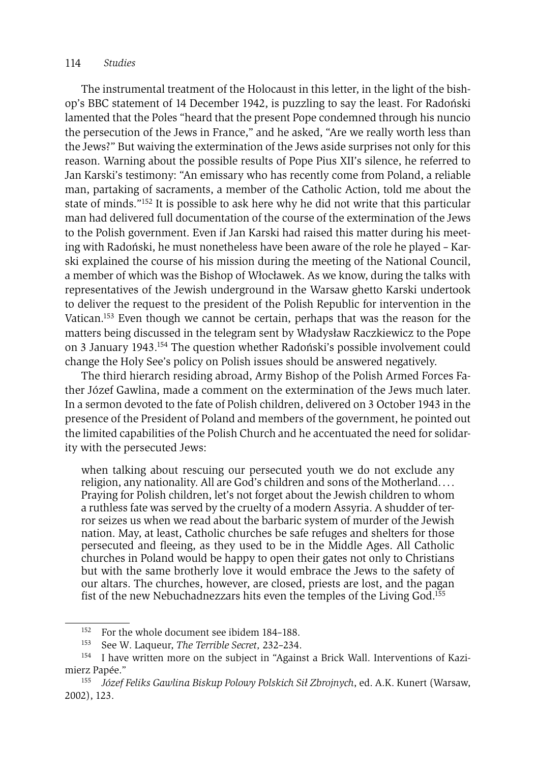The instrumental treatment of the Holocaust in this letter, in the light of the bishop's BBC statement of 14 December 1942, is puzzling to say the least. For Radoński lamented that the Poles "heard that the present Pope condemned through his nuncio the persecution of the Jews in France," and he asked, "Are we really worth less than the Jews?" But waiving the extermination of the Jews aside surprises not only for this reason. Warning about the possible results of Pope Pius XII's silence, he referred to Jan Karski's testimony: "An emissary who has recently come from Poland, a reliable man, partaking of sacraments, a member of the Catholic Action, told me about the state of minds."[152] It is possible to ask here why he did not write that this particular man had delivered full documentation of the course of the extermination of the Jews to the Polish government. Even if Jan Karski had raised this matter during his meeting with Radoński, he must nonetheless have been aware of the role he played – Karski explained the course of his mission during the meeting of the National Council, a member of which was the Bishop of Włocławek. As we know, during the talks with representatives of the Jewish underground in the Warsaw ghetto Karski undertook to deliver the request to the president of the Polish Republic for intervention in the Vatican.[153] Even though we cannot be certain, perhaps that was the reason for the matters being discussed in the telegram sent by Władysław Raczkiewicz to the Pope on 3 January 1943.[154] The question whether Radoński's possible involvement could change the Holy See's policy on Polish issues should be answered negatively.

The third hierarch residing abroad, Army Bishop of the Polish Armed Forces Father Józef Gawlina, made a comment on the extermination of the Jews much later. In a sermon devoted to the fate of Polish children, delivered on 3 October 1943 in the presence of the President of Poland and members of the government, he pointed out the limited capabilities of the Polish Church and he accentuated the need for solidarity with the persecuted Jews:

> when talking about rescuing our persecuted youth we do not exclude any religion, any nationality. All are God's children and sons of the Motherland. . . . Praying for Polish children, let's not forget about the Jewish children to whom a ruthless fate was served by the cruelty of a modern Assyria. A shudder of terror seizes us when we read about the barbaric system of murder of the Jewish nation. May, at least, Catholic churches be safe refuges and shelters for those persecuted and fleeing, as they used to be in the Middle Ages. All Catholic churches in Poland would be happy to open their gates not only to Christians but with the same brotherly love it would embrace the Jews to the safety of our altars. The churches, however, are closed, priests are lost, and the pagan fist of the new Nebuchadnezzars hits even the temples of the Living God.[155]

---

[152] For the whole document see ibidem 184–188.

[153] See W. Laqueur, *The Terrible Secret*, 232–234.

[154] I have written more on the subject in "Against a Brick Wall. Interventions of Kazimierz Papée."

[155] *Józef Feliks Gawlina Biskup Polowy Polskich Sił Zbrojnych*, ed. A.K. Kunert (Warsaw, 2002), 123.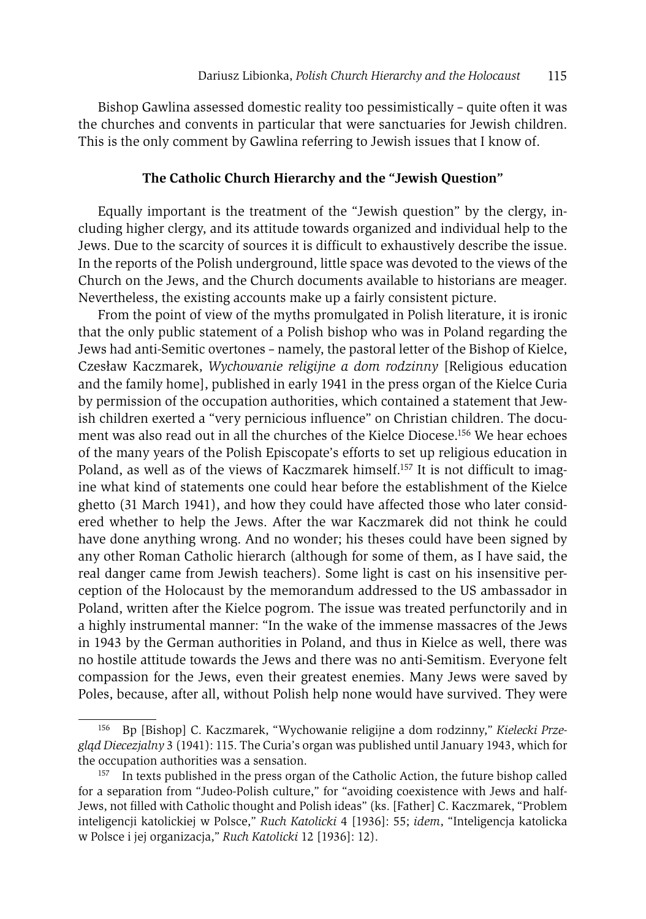Bishop Gawlina assessed domestic reality too pessimistically – quite often it was the churches and convents in particular that were sanctuaries for Jewish children. This is the only comment by Gawlina referring to Jewish issues that I know of.

### The Catholic Church Hierarchy and the "Jewish Question"

Equally important is the treatment of the "Jewish question" by the clergy, including higher clergy, and its attitude towards organized and individual help to the Jews. Due to the scarcity of sources it is difficult to exhaustively describe the issue. In the reports of the Polish underground, little space was devoted to the views of the Church on the Jews, and the Church documents available to historians are meager. Nevertheless, the existing accounts make up a fairly consistent picture.

From the point of view of the myths promulgated in Polish literature, it is ironic that the only public statement of a Polish bishop who was in Poland regarding the Jews had anti-Semitic overtones – namely, the pastoral letter of the Bishop of Kielce, Czesław Kaczmarek, *Wychowanie religijne a dom rodzinny* [Religious education and the family home], published in early 1941 in the press organ of the Kielce Curia by permission of the occupation authorities, which contained a statement that Jewish children exerted a "very pernicious influence" on Christian children. The document was also read out in all the churches of the Kielce Diocese.[156] We hear echoes of the many years of the Polish Episcopate's efforts to set up religious education in Poland, as well as of the views of Kaczmarek himself.[157] It is not difficult to imagine what kind of statements one could hear before the establishment of the Kielce ghetto (31 March 1941), and how they could have affected those who later considered whether to help the Jews. After the war Kaczmarek did not think he could have done anything wrong. And no wonder; his theses could have been signed by any other Roman Catholic hierarch (although for some of them, as I have said, the real danger came from Jewish teachers). Some light is cast on his insensitive perception of the Holocaust by the memorandum addressed to the US ambassador in Poland, written after the Kielce pogrom. The issue was treated perfunctorily and in a highly instrumental manner: "In the wake of the immense massacres of the Jews in 1943 by the German authorities in Poland, and thus in Kielce as well, there was no hostile attitude towards the Jews and there was no anti-Semitism. Everyone felt compassion for the Jews, even their greatest enemies. Many Jews were saved by Poles, because, after all, without Polish help none would have survived. They were

---

[156] Bp [Bishop] C. Kaczmarek, "Wychowanie religijne a dom rodzinny," *Kielecki Przegląd Diecezjalny* 3 (1941): 115. The Curia's organ was published until January 1943, which for the occupation authorities was a sensation.

[157] In texts published in the press organ of the Catholic Action, the future bishop called for a separation from "Judeo-Polish culture," for "avoiding coexistence with Jews and half-Jews, not filled with Catholic thought and Polish ideas" (ks. [Father] C. Kaczmarek, "Problem inteligencji katolickiej w Polsce," *Ruch Katolicki* 4 [1936]: 55; *idem*, "Inteligencja katolicka w Polsce i jej organizacja," *Ruch Katolicki* 12 [1936]: 12).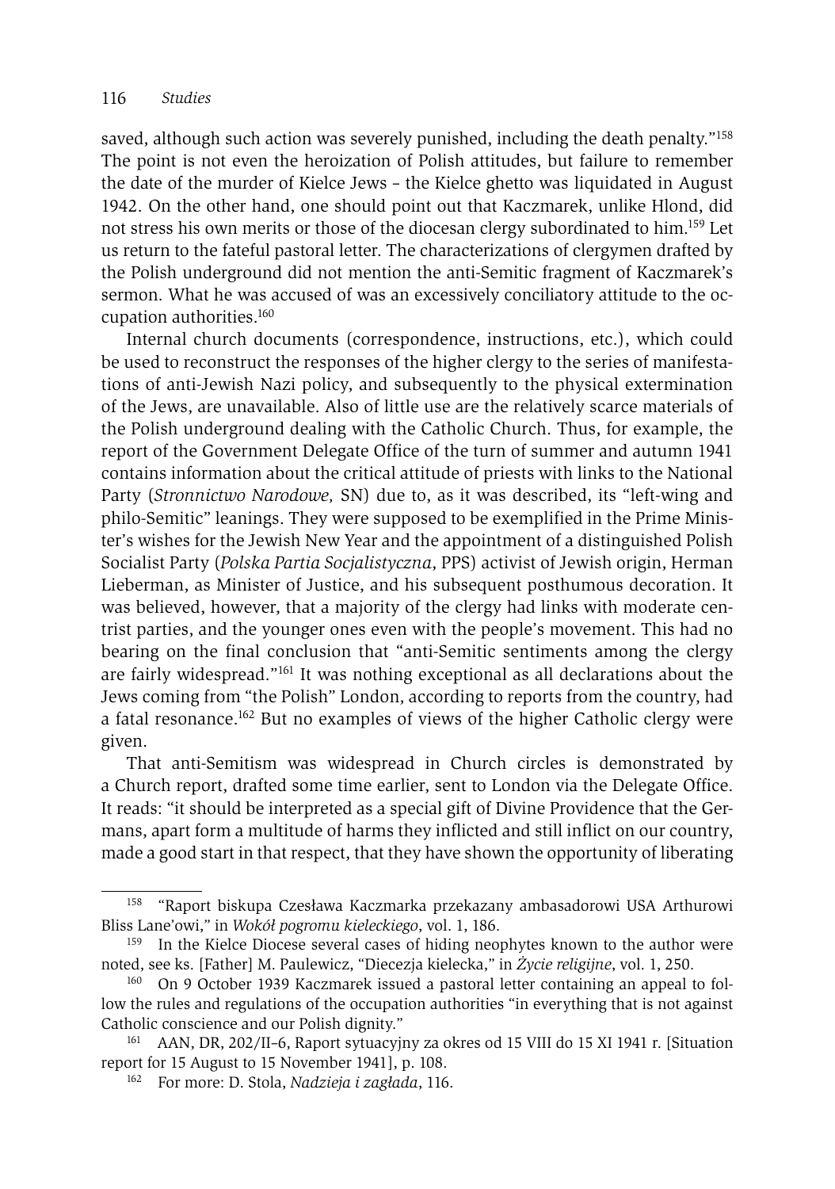saved, although such action was severely punished, including the death penalty."[158] The point is not even the heroization of Polish attitudes, but failure to remember the date of the murder of Kielce Jews – the Kielce ghetto was liquidated in August 1942. On the other hand, one should point out that Kaczmarek, unlike Hlond, did not stress his own merits or those of the diocesan clergy subordinated to him.[159] Let us return to the fateful pastoral letter. The characterizations of clergymen drafted by the Polish underground did not mention the anti-Semitic fragment of Kaczmarek's sermon. What he was accused of was an excessively conciliatory attitude to the occupation authorities.[160]

Internal church documents (correspondence, instructions, etc.), which could be used to reconstruct the responses of the higher clergy to the series of manifestations of anti-Jewish Nazi policy, and subsequently to the physical extermination of the Jews, are unavailable. Also of little use are the relatively scarce materials of the Polish underground dealing with the Catholic Church. Thus, for example, the report of the Government Delegate Office of the turn of summer and autumn 1941 contains information about the critical attitude of priests with links to the National Party (*Stronnictwo Narodowe*, SN) due to, as it was described, its "left-wing and philo-Semitic" leanings. They were supposed to be exemplified in the Prime Minister's wishes for the Jewish New Year and the appointment of a distinguished Polish Socialist Party (*Polska Partia Socjalistyczna*, PPS) activist of Jewish origin, Herman Lieberman, as Minister of Justice, and his subsequent posthumous decoration. It was believed, however, that a majority of the clergy had links with moderate centrist parties, and the younger ones even with the people's movement. This had no bearing on the final conclusion that "anti-Semitic sentiments among the clergy are fairly widespread."[161] It was nothing exceptional as all declarations about the Jews coming from "the Polish" London, according to reports from the country, had a fatal resonance.[162] But no examples of views of the higher Catholic clergy were given.

That anti-Semitism was widespread in Church circles is demonstrated by a Church report, drafted some time earlier, sent to London via the Delegate Office. It reads: "it should be interpreted as a special gift of Divine Providence that the Germans, apart form a multitude of harms they inflicted and still inflict on our country, made a good start in that respect, that they have shown the opportunity of liberating

[158] "Raport biskupa Czesława Kaczmarka przekazany ambasadorowi USA Arthurowi Bliss Lane'owi," in *Wokół pogromu kieleckiego*, vol. 1, 186.

[159] In the Kielce Diocese several cases of hiding neophytes known to the author were noted, see ks. [Father] M. Paulewicz, "Diecezja kielecka," in *Życie religijne*, vol. 1, 250.

[160] On 9 October 1939 Kaczmarek issued a pastoral letter containing an appeal to follow the rules and regulations of the occupation authorities "in everything that is not against Catholic conscience and our Polish dignity."

[161] AAN, DR, 202/II–6, Raport sytuacyjny za okres od 15 VIII do 15 XI 1941 r. [Situation report for 15 August to 15 November 1941], p. 108.

[162] For more: D. Stola, *Nadzieja i zagłada*, 116.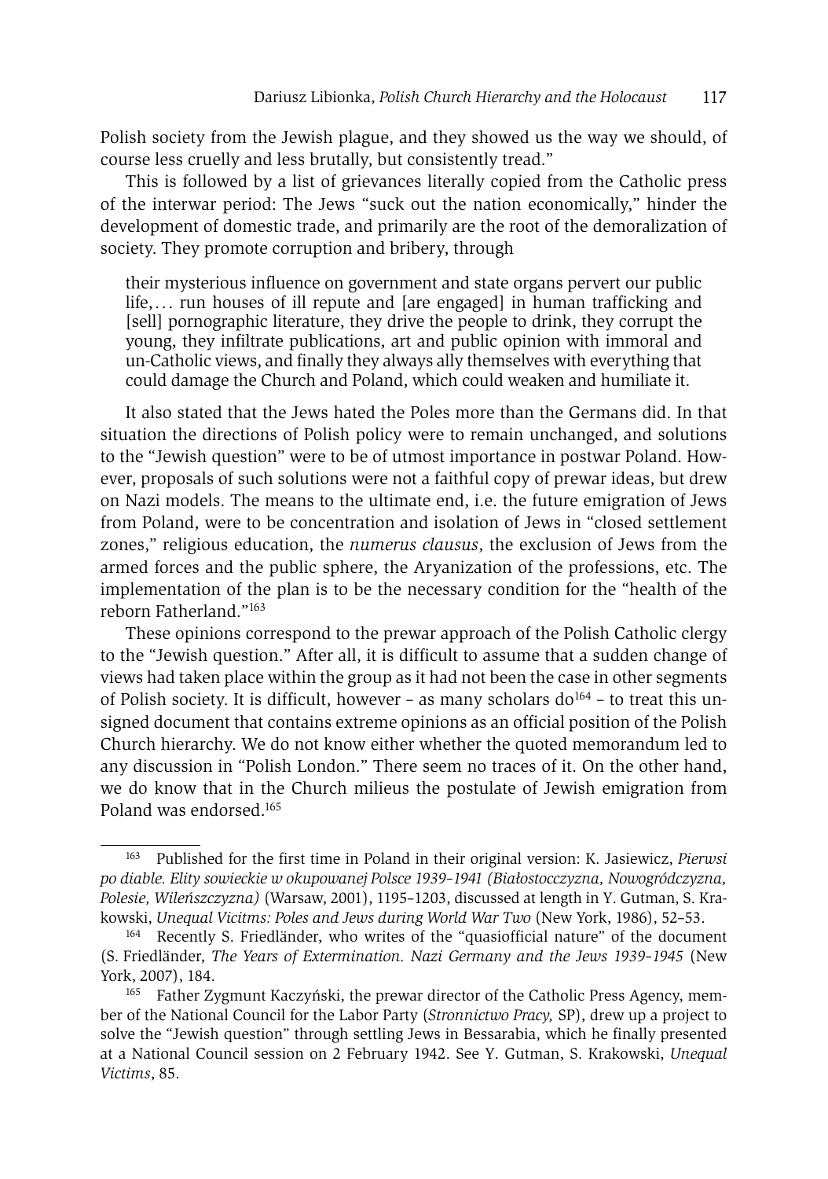Polish society from the Jewish plague, and they showed us the way we should, of course less cruelly and less brutally, but consistently tread."

This is followed by a list of grievances literally copied from the Catholic press of the interwar period: The Jews "suck out the nation economically," hinder the development of domestic trade, and primarily are the root of the demoralization of society. They promote corruption and bribery, through

> their mysterious influence on government and state organs pervert our public life,… run houses of ill repute and [are engaged] in human trafficking and [sell] pornographic literature, they drive the people to drink, they corrupt the young, they infiltrate publications, art and public opinion with immoral and un-Catholic views, and finally they always ally themselves with everything that could damage the Church and Poland, which could weaken and humiliate it.

It also stated that the Jews hated the Poles more than the Germans did. In that situation the directions of Polish policy were to remain unchanged, and solutions to the "Jewish question" were to be of utmost importance in postwar Poland. However, proposals of such solutions were not a faithful copy of prewar ideas, but drew on Nazi models. The means to the ultimate end, i.e. the future emigration of Jews from Poland, were to be concentration and isolation of Jews in "closed settlement zones," religious education, the *numerus clausus*, the exclusion of Jews from the armed forces and the public sphere, the Aryanization of the professions, etc. The implementation of the plan is to be the necessary condition for the "health of the reborn Fatherland."[163]

These opinions correspond to the prewar approach of the Polish Catholic clergy to the "Jewish question." After all, it is difficult to assume that a sudden change of views had taken place within the group as it had not been the case in other segments of Polish society. It is difficult, however – as many scholars do[164] – to treat this unsigned document that contains extreme opinions as an official position of the Polish Church hierarchy. We do not know either whether the quoted memorandum led to any discussion in "Polish London." There seem no traces of it. On the other hand, we do know that in the Church milieus the postulate of Jewish emigration from Poland was endorsed.[165]

---

[163] Published for the first time in Poland in their original version: K. Jasiewicz, *Pierwsi po diable. Elity sowieckie w okupowanej Polsce 1939–1941 (Białostocczyzna, Nowogródczyzna, Polesie, Wileńszczyzna)* (Warsaw, 2001), 1195–1203, discussed at length in Y. Gutman, S. Krakowski, *Unequal Vicitms: Poles and Jews during World War Two* (New York, 1986), 52–53.

[164] Recently S. Friedländer, who writes of the "quasiofficial nature" of the document (S. Friedländer, *The Years of Extermination. Nazi Germany and the Jews 1939–1945* (New York, 2007), 184.

[165] Father Zygmunt Kaczyński, the prewar director of the Catholic Press Agency, member of the National Council for the Labor Party (*Stronnictwo Pracy,* SP), drew up a project to solve the "Jewish question" through settling Jews in Bessarabia, which he finally presented at a National Council session on 2 February 1942. See Y. Gutman, S. Krakowski, *Unequal Victims*, 85.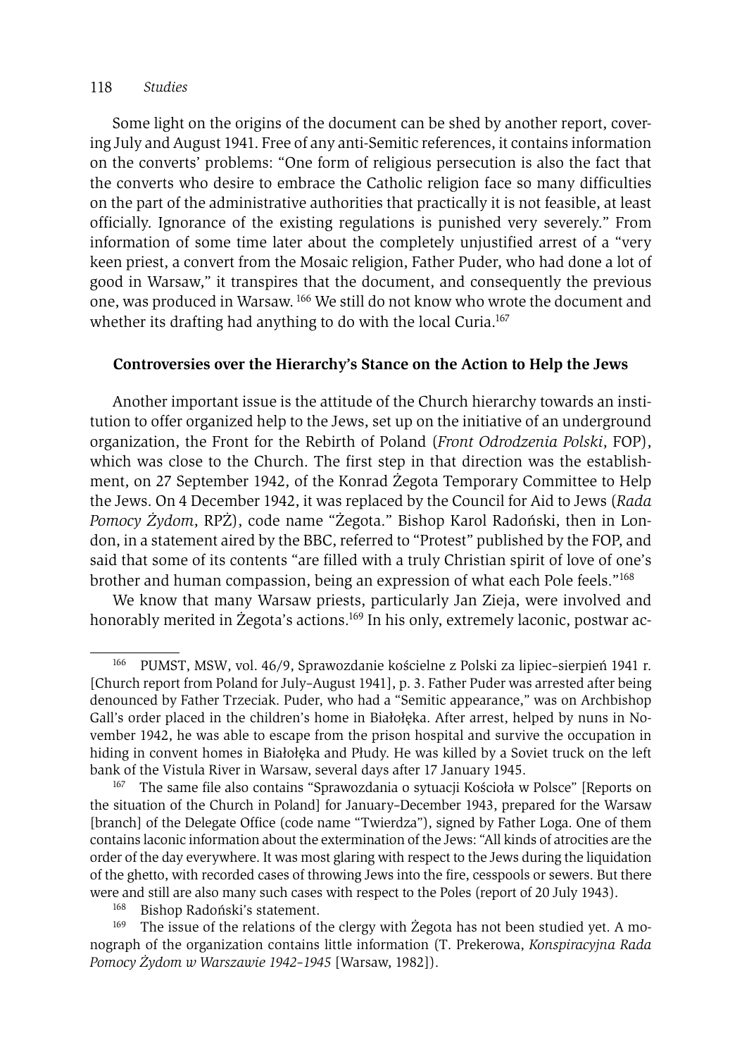Some light on the origins of the document can be shed by another report, covering July and August 1941. Free of any anti-Semitic references, it contains information on the converts' problems: "One form of religious persecution is also the fact that the converts who desire to embrace the Catholic religion face so many difficulties on the part of the administrative authorities that practically it is not feasible, at least officially. Ignorance of the existing regulations is punished very severely." From information of some time later about the completely unjustified arrest of a "very keen priest, a convert from the Mosaic religion, Father Puder, who had done a lot of good in Warsaw," it transpires that the document, and consequently the previous one, was produced in Warsaw. [166] We still do not know who wrote the document and whether its drafting had anything to do with the local Curia.[167]

### Controversies over the Hierarchy's Stance on the Action to Help the Jews

Another important issue is the attitude of the Church hierarchy towards an institution to offer organized help to the Jews, set up on the initiative of an underground organization, the Front for the Rebirth of Poland (*Front Odrodzenia Polski*, FOP), which was close to the Church. The first step in that direction was the establishment, on 27 September 1942, of the Konrad Żegota Temporary Committee to Help the Jews. On 4 December 1942, it was replaced by the Council for Aid to Jews (*Rada Pomocy Żydom*, RPŻ), code name "Żegota." Bishop Karol Radoński, then in London, in a statement aired by the BBC, referred to "Protest" published by the FOP, and said that some of its contents "are filled with a truly Christian spirit of love of one's brother and human compassion, being an expression of what each Pole feels."[168]

We know that many Warsaw priests, particularly Jan Zieja, were involved and honorably merited in Żegota's actions.[169] In his only, extremely laconic, postwar ac-

---

[166] PUMST, MSW, vol. 46/9, Sprawozdanie kościelne z Polski za lipiec–sierpień 1941 r. [Church report from Poland for July–August 1941], p. 3. Father Puder was arrested after being denounced by Father Trzeciak. Puder, who had a "Semitic appearance," was on Archbishop Gall's order placed in the children's home in Białołęka. After arrest, helped by nuns in November 1942, he was able to escape from the prison hospital and survive the occupation in hiding in convent homes in Białołęka and Płudy. He was killed by a Soviet truck on the left bank of the Vistula River in Warsaw, several days after 17 January 1945.

[167] The same file also contains "Sprawozdania o sytuacji Kościoła w Polsce" [Reports on the situation of the Church in Poland] for January–December 1943, prepared for the Warsaw [branch] of the Delegate Office (code name "Twierdza"), signed by Father Loga. One of them contains laconic information about the extermination of the Jews: "All kinds of atrocities are the order of the day everywhere. It was most glaring with respect to the Jews during the liquidation of the ghetto, with recorded cases of throwing Jews into the fire, cesspools or sewers. But there were and still are also many such cases with respect to the Poles (report of 20 July 1943).

[168] Bishop Radoński's statement.

[169] The issue of the relations of the clergy with Żegota has not been studied yet. A monograph of the organization contains little information (T. Prekerowa, *Konspiracyjna Rada Pomocy Żydom w Warszawie 1942-1945* [Warsaw, 1982]).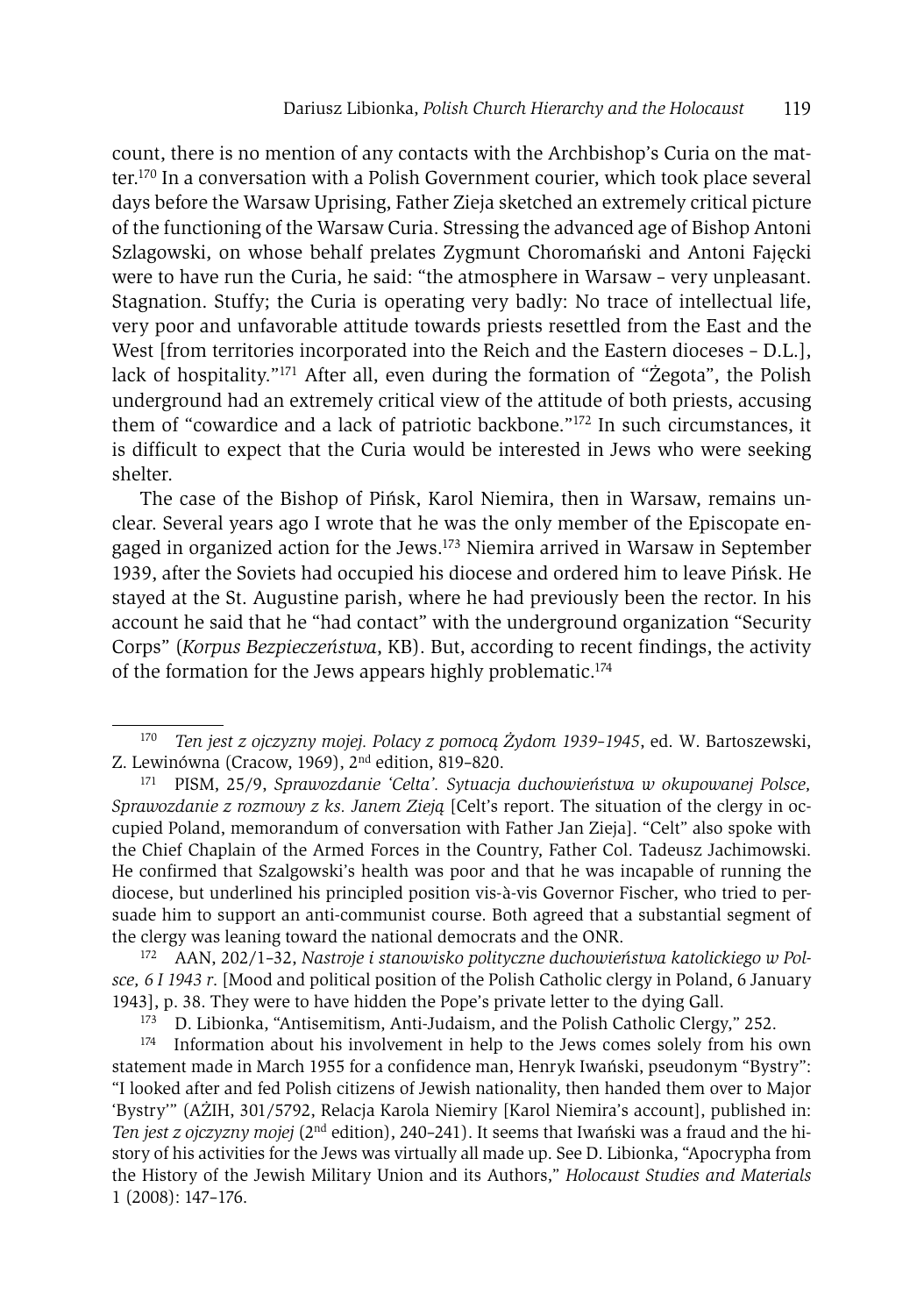count, there is no mention of any contacts with the Archbishop's Curia on the matter.[170] In a conversation with a Polish Government courier, which took place several days before the Warsaw Uprising, Father Zieja sketched an extremely critical picture of the functioning of the Warsaw Curia. Stressing the advanced age of Bishop Antoni Szlagowski, on whose behalf prelates Zygmunt Choromański and Antoni Fajęcki were to have run the Curia, he said: "the atmosphere in Warsaw – very unpleasant. Stagnation. Stuffy; the Curia is operating very badly: No trace of intellectual life, very poor and unfavorable attitude towards priests resettled from the East and the West [from territories incorporated into the Reich and the Eastern dioceses – D.L.], lack of hospitality."[171] After all, even during the formation of "Żegota", the Polish underground had an extremely critical view of the attitude of both priests, accusing them of "cowardice and a lack of patriotic backbone."[172] In such circumstances, it is difficult to expect that the Curia would be interested in Jews who were seeking shelter.

The case of the Bishop of Pińsk, Karol Niemira, then in Warsaw, remains unclear. Several years ago I wrote that he was the only member of the Episcopate engaged in organized action for the Jews.[173] Niemira arrived in Warsaw in September 1939, after the Soviets had occupied his diocese and ordered him to leave Pińsk. He stayed at the St. Augustine parish, where he had previously been the rector. In his account he said that he "had contact" with the underground organization "Security Corps" (*Korpus Bezpieczeństwa*, KB). But, according to recent findings, the activity of the formation for the Jews appears highly problematic.[174]

---

[170] *Ten jest z ojczyzny mojej. Polacy z pomocą Żydom 1939–1945*, ed. W. Bartoszewski, Z. Lewinówna (Cracow, 1969), 2nd edition, 819–820.

[171] PISM, 25/9, *Sprawozdanie 'Celta'. Sytuacja duchowieństwa w okupowanej Polsce, Sprawozdanie z rozmowy z ks. Janem Zieją* [Celt's report. The situation of the clergy in occupied Poland, memorandum of conversation with Father Jan Zieja]. "Celt" also spoke with the Chief Chaplain of the Armed Forces in the Country, Father Col. Tadeusz Jachimowski. He confirmed that Szalgowski's health was poor and that he was incapable of running the diocese, but underlined his principled position vis-à-vis Governor Fischer, who tried to persuade him to support an anti-communist course. Both agreed that a substantial segment of the clergy was leaning toward the national democrats and the ONR.

[172] AAN, 202/1–32, *Nastroje i stanowisko polityczne duchowieństwa katolickiego w Polsce, 6 I 1943 r*. [Mood and political position of the Polish Catholic clergy in Poland, 6 January 1943], p. 38. They were to have hidden the Pope's private letter to the dying Gall.

[173] D. Libionka, "Antisemitism, Anti-Judaism, and the Polish Catholic Clergy," 252.

[174] Information about his involvement in help to the Jews comes solely from his own statement made in March 1955 for a confidence man, Henryk Iwański, pseudonym "Bystry": "I looked after and fed Polish citizens of Jewish nationality, then handed them over to Major 'Bystry'" (AŻIH, 301/5792, Relacja Karola Niemiry [Karol Niemira's account], published in: *Ten jest z ojczyzny mojej* (2nd edition), 240–241). It seems that Iwański was a fraud and the history of his activities for the Jews was virtually all made up. See D. Libionka, "Apocrypha from the History of the Jewish Military Union and its Authors," *Holocaust Studies and Materials* 1 (2008): 147–176.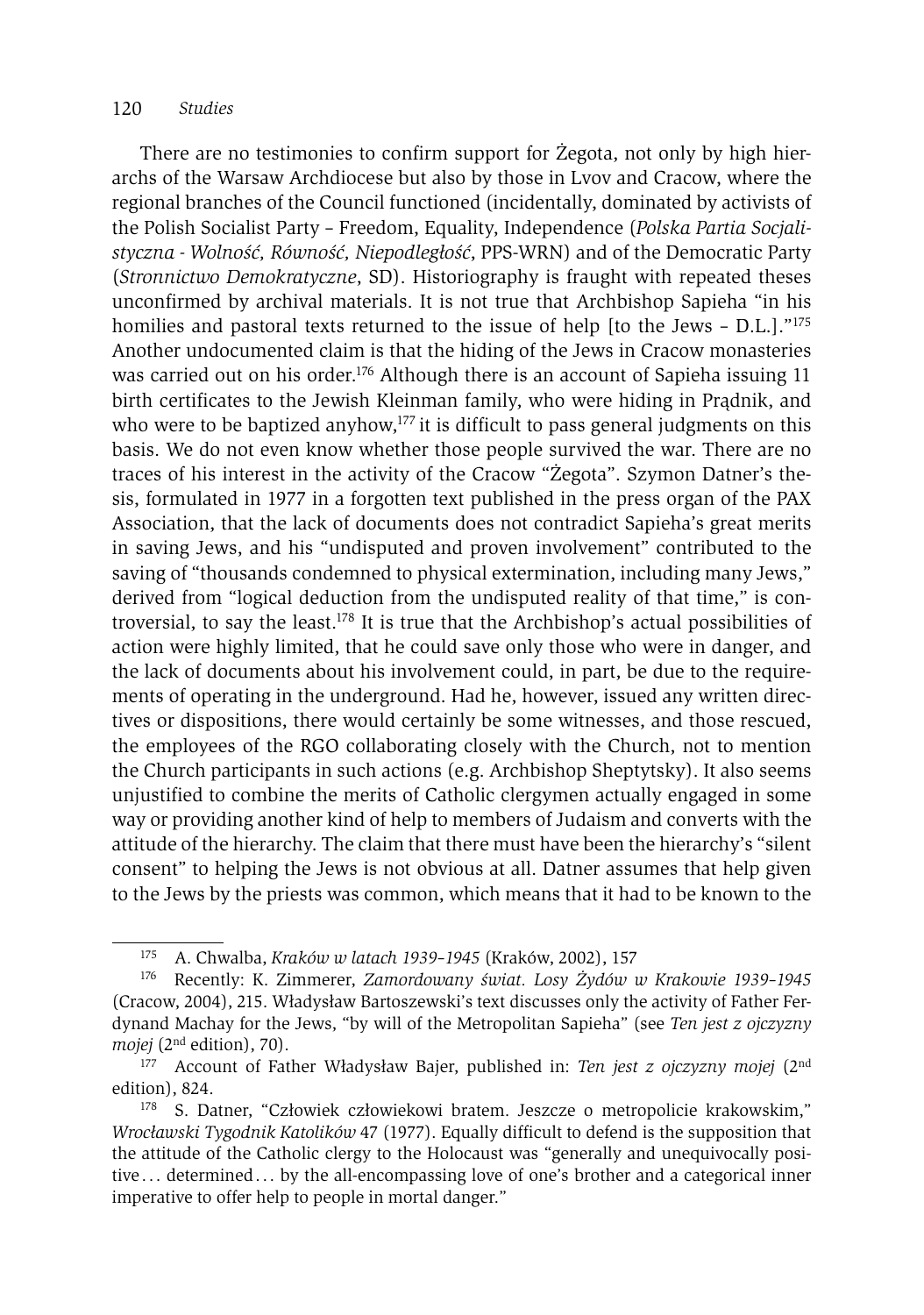There are no testimonies to confirm support for Żegota, not only by high hierarchs of the Warsaw Archdiocese but also by those in Lvov and Cracow, where the regional branches of the Council functioned (incidentally, dominated by activists of the Polish Socialist Party – Freedom, Equality, Independence (*Polska Partia Socjalistyczna - Wolność, Równość, Niepodległość*, PPS-WRN) and of the Democratic Party (*Stronnictwo Demokratyczne*, SD). Historiography is fraught with repeated theses unconfirmed by archival materials. It is not true that Archbishop Sapieha "in his homilies and pastoral texts returned to the issue of help [to the Jews – D.L.]."[175] Another undocumented claim is that the hiding of the Jews in Cracow monasteries was carried out on his order.[176] Although there is an account of Sapieha issuing 11 birth certificates to the Jewish Kleinman family, who were hiding in Prądnik, and who were to be baptized anyhow,[177] it is difficult to pass general judgments on this basis. We do not even know whether those people survived the war. There are no traces of his interest in the activity of the Cracow "Żegota". Szymon Datner's thesis, formulated in 1977 in a forgotten text published in the press organ of the PAX Association, that the lack of documents does not contradict Sapieha's great merits in saving Jews, and his "undisputed and proven involvement" contributed to the saving of "thousands condemned to physical extermination, including many Jews," derived from "logical deduction from the undisputed reality of that time," is controversial, to say the least.[178] It is true that the Archbishop's actual possibilities of action were highly limited, that he could save only those who were in danger, and the lack of documents about his involvement could, in part, be due to the requirements of operating in the underground. Had he, however, issued any written directives or dispositions, there would certainly be some witnesses, and those rescued, the employees of the RGO collaborating closely with the Church, not to mention the Church participants in such actions (e.g. Archbishop Sheptytsky). It also seems unjustified to combine the merits of Catholic clergymen actually engaged in some way or providing another kind of help to members of Judaism and converts with the attitude of the hierarchy. The claim that there must have been the hierarchy's "silent consent" to helping the Jews is not obvious at all. Datner assumes that help given to the Jews by the priests was common, which means that it had to be known to the

---

[175] A. Chwalba, *Kraków w latach 1939–1945* (Kraków, 2002), 157

[176] Recently: K. Zimmerer, *Zamordowany świat. Losy Żydów w Krakowie 1939–1945* (Cracow, 2004), 215. Władysław Bartoszewski's text discusses only the activity of Father Ferdynand Machay for the Jews, "by will of the Metropolitan Sapieha" (see *Ten jest z ojczyzny mojej* (2nd edition), 70).

[177] Account of Father Władysław Bajer, published in: *Ten jest z ojczyzny mojej* (2nd edition), 824.

[178] S. Datner, "Człowiek człowiekowi bratem. Jeszcze o metropolicie krakowskim," *Wrocławski Tygodnik Katolików* 47 (1977). Equally difficult to defend is the supposition that the attitude of the Catholic clergy to the Holocaust was "generally and unequivocally positive . . . determined . . . by the all-encompassing love of one's brother and a categorical inner imperative to offer help to people in mortal danger."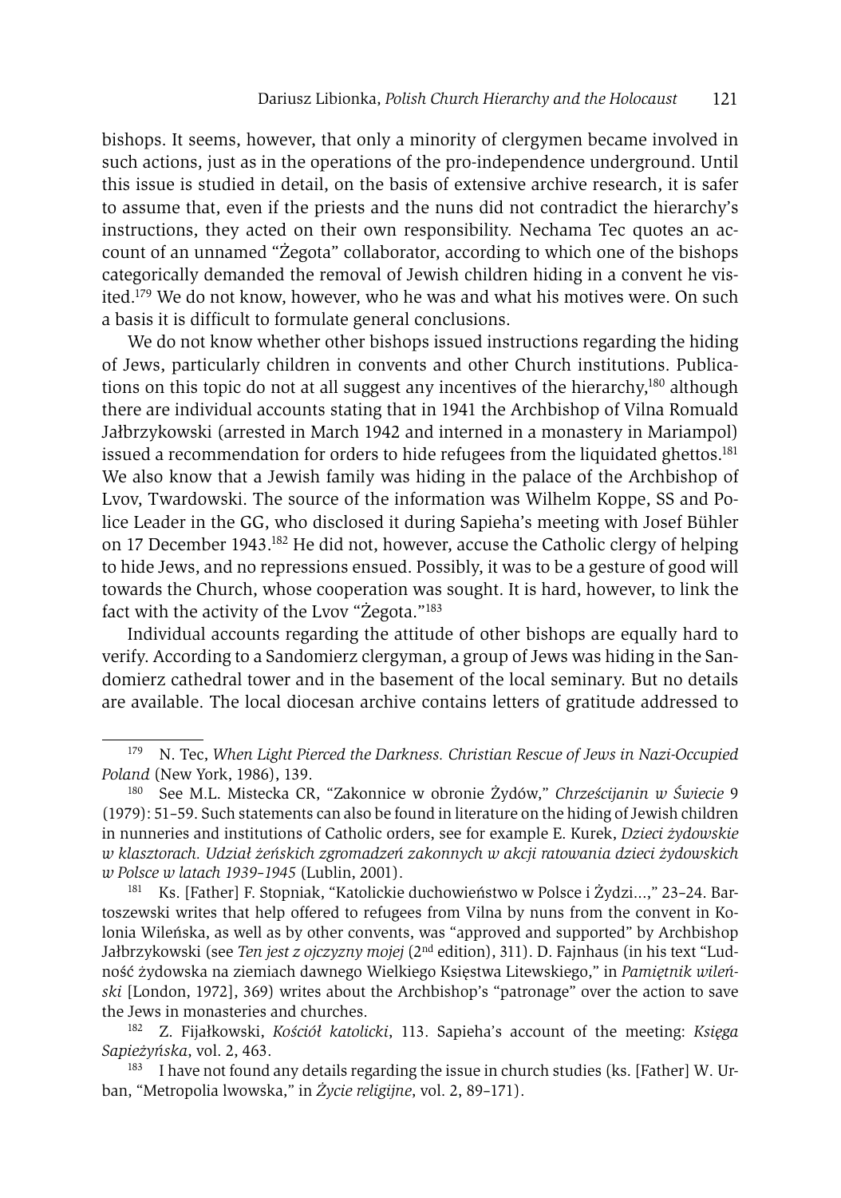bishops. It seems, however, that only a minority of clergymen became involved in such actions, just as in the operations of the pro-independence underground. Until this issue is studied in detail, on the basis of extensive archive research, it is safer to assume that, even if the priests and the nuns did not contradict the hierarchy's instructions, they acted on their own responsibility. Nechama Tec quotes an account of an unnamed "Żegota" collaborator, according to which one of the bishops categorically demanded the removal of Jewish children hiding in a convent he visited.[179] We do not know, however, who he was and what his motives were. On such a basis it is difficult to formulate general conclusions.

We do not know whether other bishops issued instructions regarding the hiding of Jews, particularly children in convents and other Church institutions. Publications on this topic do not at all suggest any incentives of the hierarchy,[180] although there are individual accounts stating that in 1941 the Archbishop of Vilna Romuald Jałbrzykowski (arrested in March 1942 and interned in a monastery in Mariampol) issued a recommendation for orders to hide refugees from the liquidated ghettos.[181] We also know that a Jewish family was hiding in the palace of the Archbishop of Lvov, Twardowski. The source of the information was Wilhelm Koppe, SS and Police Leader in the GG, who disclosed it during Sapieha's meeting with Josef Bühler on 17 December 1943.[182] He did not, however, accuse the Catholic clergy of helping to hide Jews, and no repressions ensued. Possibly, it was to be a gesture of good will towards the Church, whose cooperation was sought. It is hard, however, to link the fact with the activity of the Lvov "Żegota."[183]

Individual accounts regarding the attitude of other bishops are equally hard to verify. According to a Sandomierz clergyman, a group of Jews was hiding in the Sandomierz cathedral tower and in the basement of the local seminary. But no details are available. The local diocesan archive contains letters of gratitude addressed to

---

[179] N. Tec, *When Light Pierced the Darkness. Christian Rescue of Jews in Nazi-Occupied Poland* (New York, 1986), 139.

[180] See M.L. Mistecka CR, "Zakonnice w obronie Żydów," *Chrześcijanin w Świecie* 9 (1979): 51–59. Such statements can also be found in literature on the hiding of Jewish children in nunneries and institutions of Catholic orders, see for example E. Kurek, *Dzieci żydowskie w klasztorach. Udział żeńskich zgromadzeń zakonnych w akcji ratowania dzieci żydowskich w Polsce w latach 1939–1945* (Lublin, 2001).

[181] Ks. [Father] F. Stopniak, "Katolickie duchowieństwo w Polsce i Żydzi...," 23–24. Bartoszewski writes that help offered to refugees from Vilna by nuns from the convent in Kolonia Wileńska, as well as by other convents, was "approved and supported" by Archbishop Jałbrzykowski (see *Ten jest z ojczyzny mojej* (2nd edition), 311). D. Fajnhaus (in his text "Ludność żydowska na ziemiach dawnego Wielkiego Księstwa Litewskiego," in *Pamiętnik wileński* [London, 1972], 369) writes about the Archbishop's "patronage" over the action to save the Jews in monasteries and churches.

[182] Z. Fijałkowski, *Kościół katolicki*, 113. Sapieha's account of the meeting: *Księga Sapieżyńska*, vol. 2, 463.

[183] I have not found any details regarding the issue in church studies (ks. [Father] W. Urban, "Metropolia lwowska," in *Życie religijne*, vol. 2, 89–171).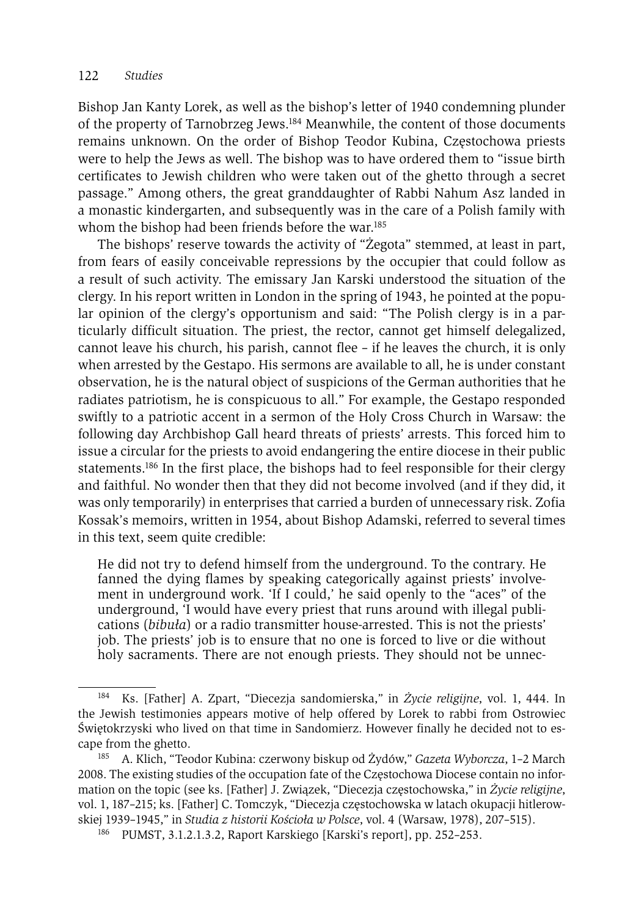Bishop Jan Kanty Lorek, as well as the bishop's letter of 1940 condemning plunder of the property of Tarnobrzeg Jews.[184] Meanwhile, the content of those documents remains unknown. On the order of Bishop Teodor Kubina, Częstochowa priests were to help the Jews as well. The bishop was to have ordered them to "issue birth certificates to Jewish children who were taken out of the ghetto through a secret passage." Among others, the great granddaughter of Rabbi Nahum Asz landed in a monastic kindergarten, and subsequently was in the care of a Polish family with whom the bishop had been friends before the war.[185]

The bishops' reserve towards the activity of "Żegota" stemmed, at least in part, from fears of easily conceivable repressions by the occupier that could follow as a result of such activity. The emissary Jan Karski understood the situation of the clergy. In his report written in London in the spring of 1943, he pointed at the popular opinion of the clergy's opportunism and said: "The Polish clergy is in a particularly difficult situation. The priest, the rector, cannot get himself delegalized, cannot leave his church, his parish, cannot flee – if he leaves the church, it is only when arrested by the Gestapo. His sermons are available to all, he is under constant observation, he is the natural object of suspicions of the German authorities that he radiates patriotism, he is conspicuous to all." For example, the Gestapo responded swiftly to a patriotic accent in a sermon of the Holy Cross Church in Warsaw: the following day Archbishop Gall heard threats of priests' arrests. This forced him to issue a circular for the priests to avoid endangering the entire diocese in their public statements.[186] In the first place, the bishops had to feel responsible for their clergy and faithful. No wonder then that they did not become involved (and if they did, it was only temporarily) in enterprises that carried a burden of unnecessary risk. Zofia Kossak's memoirs, written in 1954, about Bishop Adamski, referred to several times in this text, seem quite credible:

> He did not try to defend himself from the underground. To the contrary. He fanned the dying flames by speaking categorically against priests' involvement in underground work. 'If I could,' he said openly to the "aces" of the underground, 'I would have every priest that runs around with illegal publications (*bibuła*) or a radio transmitter house-arrested. This is not the priests' job. The priests' job is to ensure that no one is forced to live or die without holy sacraments. There are not enough priests. They should not be unnec-

---

[184] Ks. [Father] A. Zpart, "Diecezja sandomierska," in *Życie religijne*, vol. 1, 444. In the Jewish testimonies appears motive of help offered by Lorek to rabbi from Ostrowiec Świętokrzyski who lived on that time in Sandomierz. However finally he decided not to escape from the ghetto.

[185] A. Klich, "Teodor Kubina: czerwony biskup od Żydów," *Gazeta Wyborcza*, 1–2 March 2008. The existing studies of the occupation fate of the Częstochowa Diocese contain no information on the topic (see ks. [Father] J. Związek, "Diecezja częstochowska," in *Życie religijne*, vol. 1, 187–215; ks. [Father] C. Tomczyk, "Diecezja częstochowska w latach okupacji hitlerowskiej 1939–1945," in *Studia z historii Kościoła w Polsce*, vol. 4 (Warsaw, 1978), 207–515).

[186] PUMST, 3.1.2.1.3.2, Raport Karskiego [Karski's report], pp. 252–253.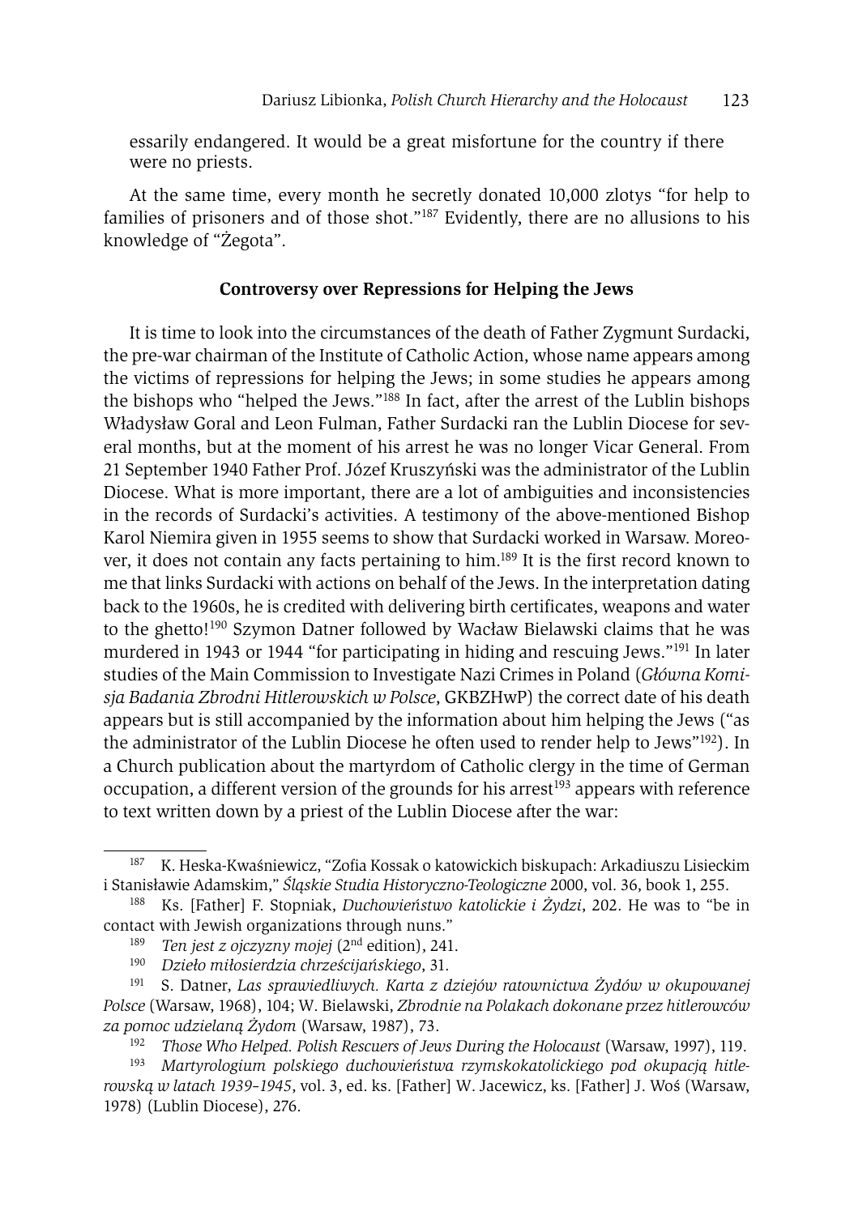essarily endangered. It would be a great misfortune for the country if there were no priests.

At the same time, every month he secretly donated 10,000 zlotys "for help to families of prisoners and of those shot."[187] Evidently, there are no allusions to his knowledge of "Żegota".

**Controversy over Repressions for Helping the Jews**

It is time to look into the circumstances of the death of Father Zygmunt Surdacki, the pre-war chairman of the Institute of Catholic Action, whose name appears among the victims of repressions for helping the Jews; in some studies he appears among the bishops who "helped the Jews."[188] In fact, after the arrest of the Lublin bishops Władysław Goral and Leon Fulman, Father Surdacki ran the Lublin Diocese for several months, but at the moment of his arrest he was no longer Vicar General. From 21 September 1940 Father Prof. Józef Kruszyński was the administrator of the Lublin Diocese. What is more important, there are a lot of ambiguities and inconsistencies in the records of Surdacki's activities. A testimony of the above-mentioned Bishop Karol Niemira given in 1955 seems to show that Surdacki worked in Warsaw. Moreover, it does not contain any facts pertaining to him.[189] It is the first record known to me that links Surdacki with actions on behalf of the Jews. In the interpretation dating back to the 1960s, he is credited with delivering birth certificates, weapons and water to the ghetto![190] Szymon Datner followed by Wacław Bielawski claims that he was murdered in 1943 or 1944 "for participating in hiding and rescuing Jews."[191] In later studies of the Main Commission to Investigate Nazi Crimes in Poland (*Główna Komisja Badania Zbrodni Hitlerowskich w Polsce*, GKBZHwP) the correct date of his death appears but is still accompanied by the information about him helping the Jews ("as the administrator of the Lublin Diocese he often used to render help to Jews"[192]). In a Church publication about the martyrdom of Catholic clergy in the time of German occupation, a different version of the grounds for his arrest[193] appears with reference to text written down by a priest of the Lublin Diocese after the war:

---

[187] K. Heska-Kwaśniewicz, "Zofia Kossak o katowickich biskupach: Arkadiuszu Lisieckim i Stanisławie Adamskim," *Śląskie Studia Historyczno-Teologiczne* 2000, vol. 36, book 1, 255.

[188] Ks. [Father] F. Stopniak, *Duchowieństwo katolickie i Żydzi*, 202. He was to "be in contact with Jewish organizations through nuns."

[189] *Ten jest z ojczyzny mojej* (2nd edition), 241.

[190] *Dzieło miłosierdzia chrześcijańskiego*, 31.

[191] S. Datner, *Las sprawiedliwych. Karta z dziejów ratownictwa Żydów w okupowanej Polsce* (Warsaw, 1968), 104; W. Bielawski, *Zbrodnie na Polakach dokonane przez hitlerowców za pomoc udzielaną Żydom* (Warsaw, 1987), 73.

[192] *Those Who Helped. Polish Rescuers of Jews During the Holocaust* (Warsaw, 1997), 119.

[193] *Martyrologium polskiego duchowieństwa rzymskokatolickiego pod okupacją hitlerowską w latach 1939–1945*, vol. 3, ed. ks. [Father] W. Jacewicz, ks. [Father] J. Woś (Warsaw, 1978) (Lublin Diocese), 276.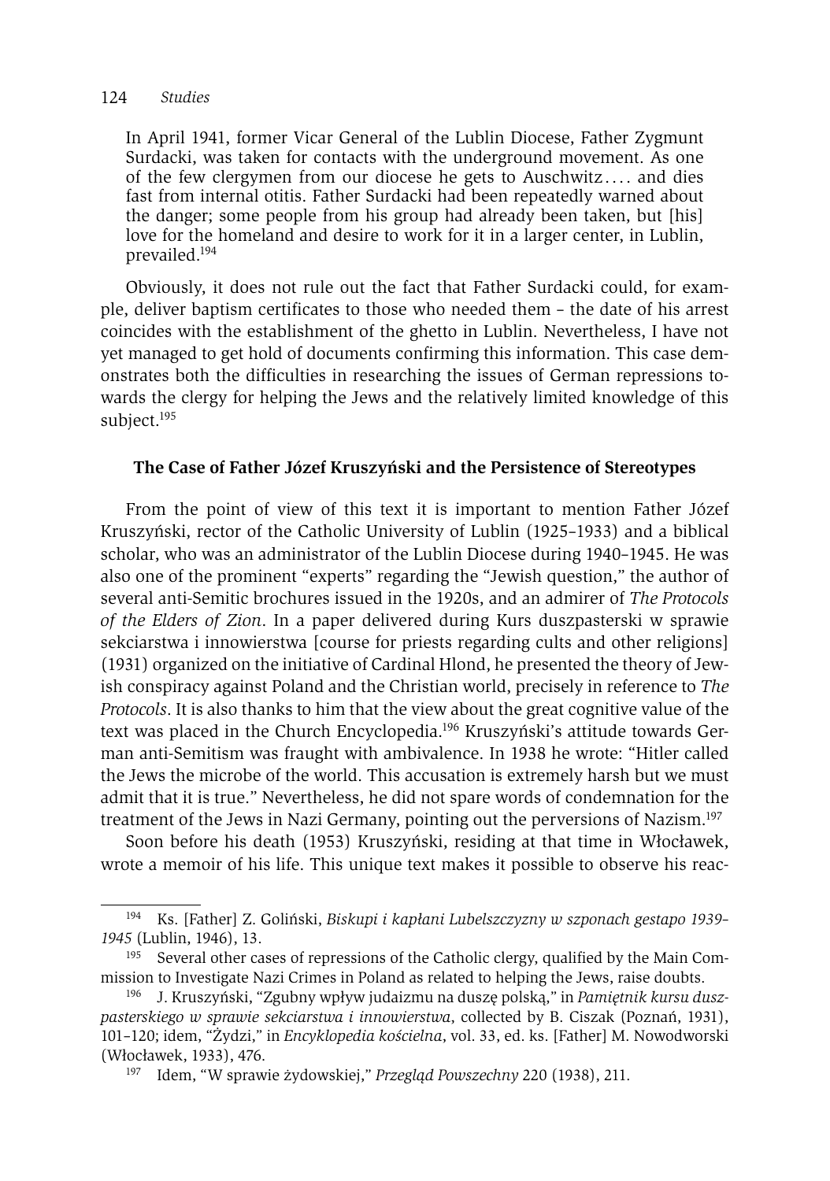In April 1941, former Vicar General of the Lublin Diocese, Father Zygmunt Surdacki, was taken for contacts with the underground movement. As one of the few clergymen from our diocese he gets to Auschwitz . . . . and dies fast from internal otitis. Father Surdacki had been repeatedly warned about the danger; some people from his group had already been taken, but [his] love for the homeland and desire to work for it in a larger center, in Lublin, prevailed.[194]

Obviously, it does not rule out the fact that Father Surdacki could, for example, deliver baptism certificates to those who needed them – the date of his arrest coincides with the establishment of the ghetto in Lublin. Nevertheless, I have not yet managed to get hold of documents confirming this information. This case demonstrates both the difficulties in researching the issues of German repressions towards the clergy for helping the Jews and the relatively limited knowledge of this subject.[195]

### The Case of Father Józef Kruszyński and the Persistence of Stereotypes

From the point of view of this text it is important to mention Father Józef Kruszyński, rector of the Catholic University of Lublin (1925–1933) and a biblical scholar, who was an administrator of the Lublin Diocese during 1940–1945. He was also one of the prominent "experts" regarding the "Jewish question," the author of several anti-Semitic brochures issued in the 1920s, and an admirer of *The Protocols of the Elders of Zion*. In a paper delivered during Kurs duszpasterski w sprawie sekciarstwa i innowierstwa [course for priests regarding cults and other religions] (1931) organized on the initiative of Cardinal Hlond, he presented the theory of Jewish conspiracy against Poland and the Christian world, precisely in reference to *The Protocols*. It is also thanks to him that the view about the great cognitive value of the text was placed in the Church Encyclopedia.[196] Kruszyński's attitude towards German anti-Semitism was fraught with ambivalence. In 1938 he wrote: "Hitler called the Jews the microbe of the world. This accusation is extremely harsh but we must admit that it is true." Nevertheless, he did not spare words of condemnation for the treatment of the Jews in Nazi Germany, pointing out the perversions of Nazism.[197]

Soon before his death (1953) Kruszyński, residing at that time in Włocławek, wrote a memoir of his life. This unique text makes it possible to observe his reac-

---

[194] Ks. [Father] Z. Goliński, *Biskupi i kapłani Lubelszczyzny w szponach gestapo 1939–1945* (Lublin, 1946), 13.

[195] Several other cases of repressions of the Catholic clergy, qualified by the Main Commission to Investigate Nazi Crimes in Poland as related to helping the Jews, raise doubts.

[196] J. Kruszyński, "Zgubny wpływ judaizmu na duszę polską," in *Pamiętnik kursu duszpasterskiego w sprawie sekciarstwa i innowierstwa*, collected by B. Ciszak (Poznań, 1931), 101–120; idem, "Żydzi," in *Encyklopedia kościelna*, vol. 33, ed. ks. [Father] M. Nowodworski (Włocławek, 1933), 476.

[197] Idem, "W sprawie żydowskiej," *Przegląd Powszechny* 220 (1938), 211.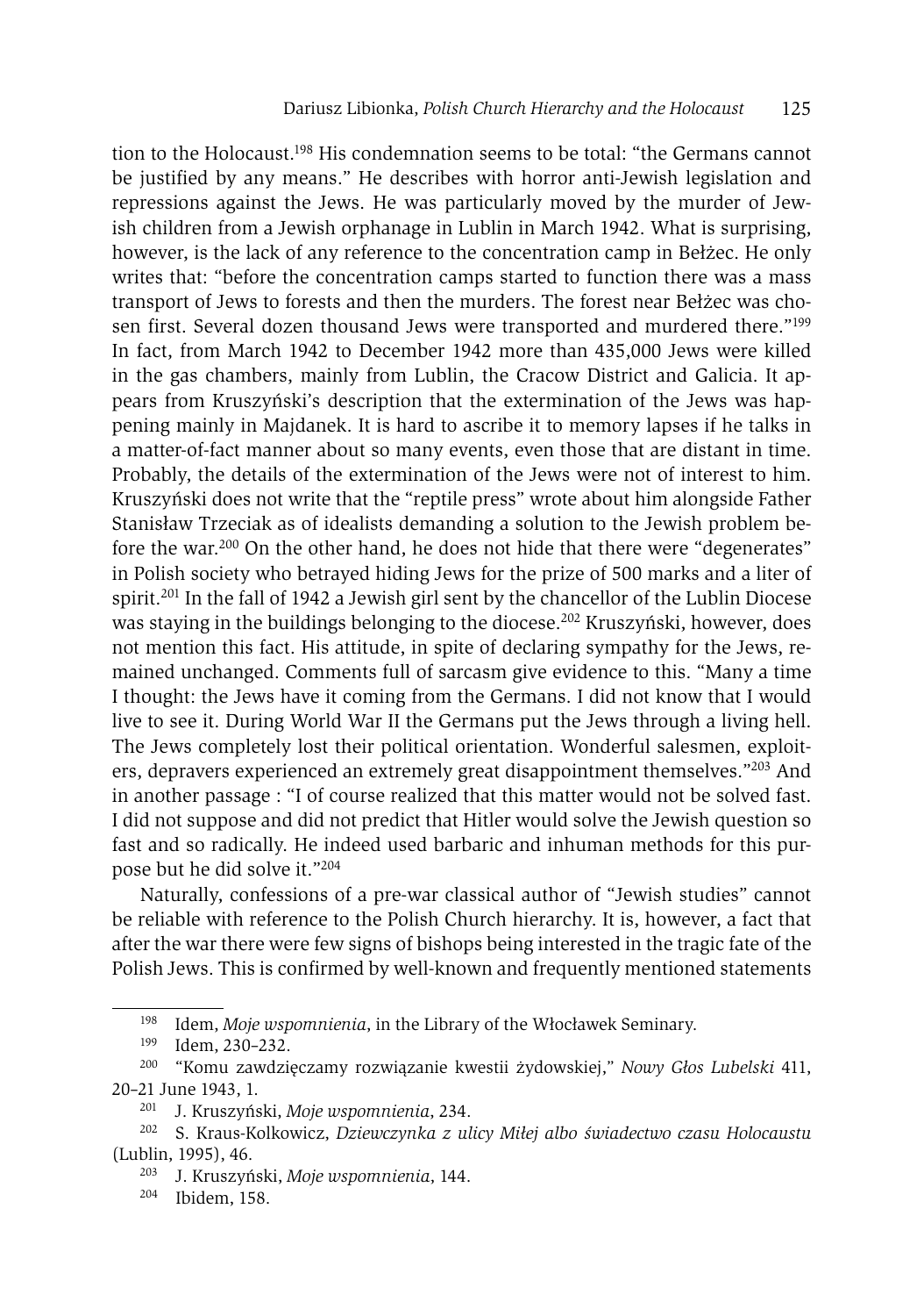tion to the Holocaust.[198] His condemnation seems to be total: "the Germans cannot be justified by any means." He describes with horror anti-Jewish legislation and repressions against the Jews. He was particularly moved by the murder of Jewish children from a Jewish orphanage in Lublin in March 1942. What is surprising, however, is the lack of any reference to the concentration camp in Bełżec. He only writes that: "before the concentration camps started to function there was a mass transport of Jews to forests and then the murders. The forest near Bełżec was chosen first. Several dozen thousand Jews were transported and murdered there."[199] In fact, from March 1942 to December 1942 more than 435,000 Jews were killed in the gas chambers, mainly from Lublin, the Cracow District and Galicia. It appears from Kruszyński's description that the extermination of the Jews was happening mainly in Majdanek. It is hard to ascribe it to memory lapses if he talks in a matter-of-fact manner about so many events, even those that are distant in time. Probably, the details of the extermination of the Jews were not of interest to him. Kruszyński does not write that the "reptile press" wrote about him alongside Father Stanisław Trzeciak as of idealists demanding a solution to the Jewish problem before the war.[200] On the other hand, he does not hide that there were "degenerates" in Polish society who betrayed hiding Jews for the prize of 500 marks and a liter of spirit.[201] In the fall of 1942 a Jewish girl sent by the chancellor of the Lublin Diocese was staying in the buildings belonging to the diocese.[202] Kruszyński, however, does not mention this fact. His attitude, in spite of declaring sympathy for the Jews, remained unchanged. Comments full of sarcasm give evidence to this. "Many a time I thought: the Jews have it coming from the Germans. I did not know that I would live to see it. During World War II the Germans put the Jews through a living hell. The Jews completely lost their political orientation. Wonderful salesmen, exploiters, depravers experienced an extremely great disappointment themselves."[203] And in another passage : "I of course realized that this matter would not be solved fast. I did not suppose and did not predict that Hitler would solve the Jewish question so fast and so radically. He indeed used barbaric and inhuman methods for this purpose but he did solve it."[204]

Naturally, confessions of a pre-war classical author of "Jewish studies" cannot be reliable with reference to the Polish Church hierarchy. It is, however, a fact that after the war there were few signs of bishops being interested in the tragic fate of the Polish Jews. This is confirmed by well-known and frequently mentioned statements

---

[198] Idem, *Moje wspomnienia*, in the Library of the Włocławek Seminary.

[199] Idem, 230–232.

[200] "Komu zawdzięczamy rozwiązanie kwestii żydowskiej," *Nowy Głos Lubelski* 411, 20–21 June 1943, 1.

[201] J. Kruszyński, *Moje wspomnienia*, 234.

[202] S. Kraus-Kolkowicz, *Dziewczynka z ulicy Miłej albo świadectwo czasu Holocaustu* (Lublin, 1995), 46.

[203] J. Kruszyński, *Moje wspomnienia*, 144.

[204] Ibidem, 158.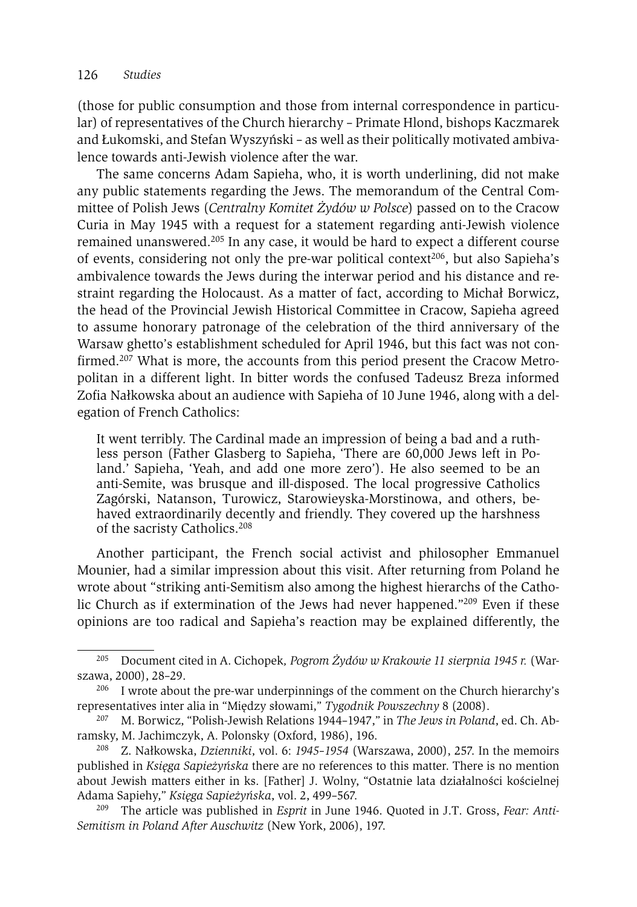(those for public consumption and those from internal correspondence in particular) of representatives of the Church hierarchy – Primate Hlond, bishops Kaczmarek and Łukomski, and Stefan Wyszyński – as well as their politically motivated ambivalence towards anti-Jewish violence after the war.

The same concerns Adam Sapieha, who, it is worth underlining, did not make any public statements regarding the Jews. The memorandum of the Central Committee of Polish Jews (*Centralny Komitet Żydów w Polsce*) passed on to the Cracow Curia in May 1945 with a request for a statement regarding anti-Jewish violence remained unanswered.[205] In any case, it would be hard to expect a different course of events, considering not only the pre-war political context[206], but also Sapieha's ambivalence towards the Jews during the interwar period and his distance and restraint regarding the Holocaust. As a matter of fact, according to Michał Borwicz, the head of the Provincial Jewish Historical Committee in Cracow, Sapieha agreed to assume honorary patronage of the celebration of the third anniversary of the Warsaw ghetto's establishment scheduled for April 1946, but this fact was not confirmed.[207] What is more, the accounts from this period present the Cracow Metropolitan in a different light. In bitter words the confused Tadeusz Breza informed Zofia Nałkowska about an audience with Sapieha of 10 June 1946, along with a delegation of French Catholics:

> It went terribly. The Cardinal made an impression of being a bad and a ruthless person (Father Glasberg to Sapieha, 'There are 60,000 Jews left in Poland.' Sapieha, 'Yeah, and add one more zero'). He also seemed to be an anti-Semite, was brusque and ill-disposed. The local progressive Catholics Zagórski, Natanson, Turowicz, Starowieyska-Morstinowa, and others, behaved extraordinarily decently and friendly. They covered up the harshness of the sacristy Catholics.[208]

Another participant, the French social activist and philosopher Emmanuel Mounier, had a similar impression about this visit. After returning from Poland he wrote about "striking anti-Semitism also among the highest hierarchs of the Catholic Church as if extermination of the Jews had never happened."[209] Even if these opinions are too radical and Sapieha's reaction may be explained differently, the

---

[205] Document cited in A. Cichopek, *Pogrom Żydów w Krakowie 11 sierpnia 1945 r.* (Warszawa, 2000), 28–29.

[206] I wrote about the pre-war underpinnings of the comment on the Church hierarchy's representatives inter alia in "Między słowami," *Tygodnik Powszechny* 8 (2008).

[207] M. Borwicz, "Polish-Jewish Relations 1944–1947," in *The Jews in Poland*, ed. Ch. Abramsky, M. Jachimczyk, A. Polonsky (Oxford, 1986), 196.

[208] Z. Nałkowska, *Dzienniki*, vol. 6: *1945–1954* (Warszawa, 2000), 257. In the memoirs published in *Księga Sapieżyńska* there are no references to this matter. There is no mention about Jewish matters either in ks. [Father] J. Wolny, "Ostatnie lata działalności kościelnej Adama Sapiehy," *Księga Sapieżyńska*, vol. 2, 499–567.

[209] The article was published in *Esprit* in June 1946. Quoted in J.T. Gross, *Fear: Anti-Semitism in Poland After Auschwitz* (New York, 2006), 197.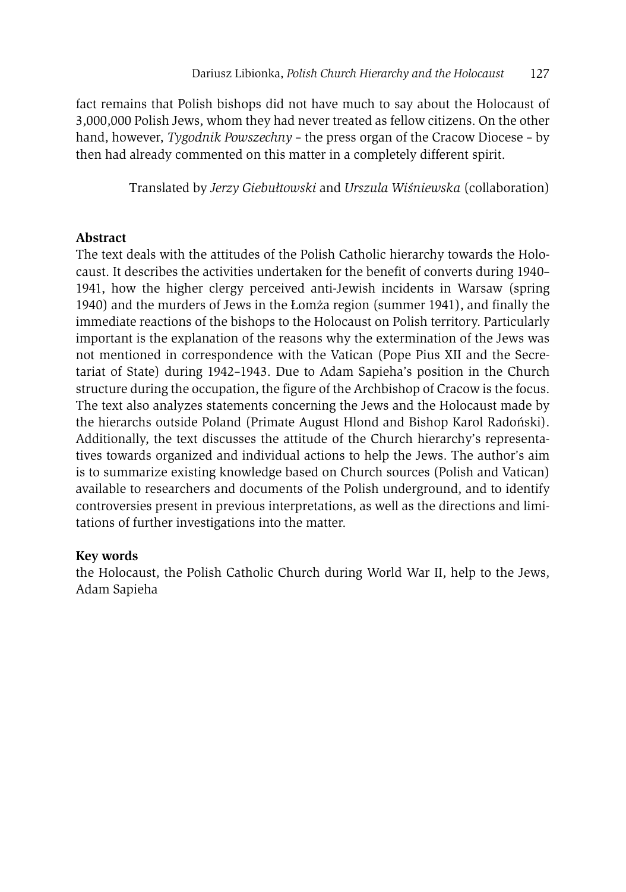fact remains that Polish bishops did not have much to say about the Holocaust of 3,000,000 Polish Jews, whom they had never treated as fellow citizens. On the other hand, however, *Tygodnik Powszechny* – the press organ of the Cracow Diocese – by then had already commented on this matter in a completely different spirit.

Translated by *Jerzy Giebułtowski* and *Urszula Wiśniewska* (collaboration)

**Abstract**

The text deals with the attitudes of the Polish Catholic hierarchy towards the Holocaust. It describes the activities undertaken for the benefit of converts during 1940–1941, how the higher clergy perceived anti-Jewish incidents in Warsaw (spring 1940) and the murders of Jews in the Łomża region (summer 1941), and finally the immediate reactions of the bishops to the Holocaust on Polish territory. Particularly important is the explanation of the reasons why the extermination of the Jews was not mentioned in correspondence with the Vatican (Pope Pius XII and the Secretariat of State) during 1942–1943. Due to Adam Sapieha's position in the Church structure during the occupation, the figure of the Archbishop of Cracow is the focus. The text also analyzes statements concerning the Jews and the Holocaust made by the hierarchs outside Poland (Primate August Hlond and Bishop Karol Radoński). Additionally, the text discusses the attitude of the Church hierarchy's representatives towards organized and individual actions to help the Jews. The author's aim is to summarize existing knowledge based on Church sources (Polish and Vatican) available to researchers and documents of the Polish underground, and to identify controversies present in previous interpretations, as well as the directions and limitations of further investigations into the matter.

**Key words**

the Holocaust, the Polish Catholic Church during World War II, help to the Jews, Adam Sapieha